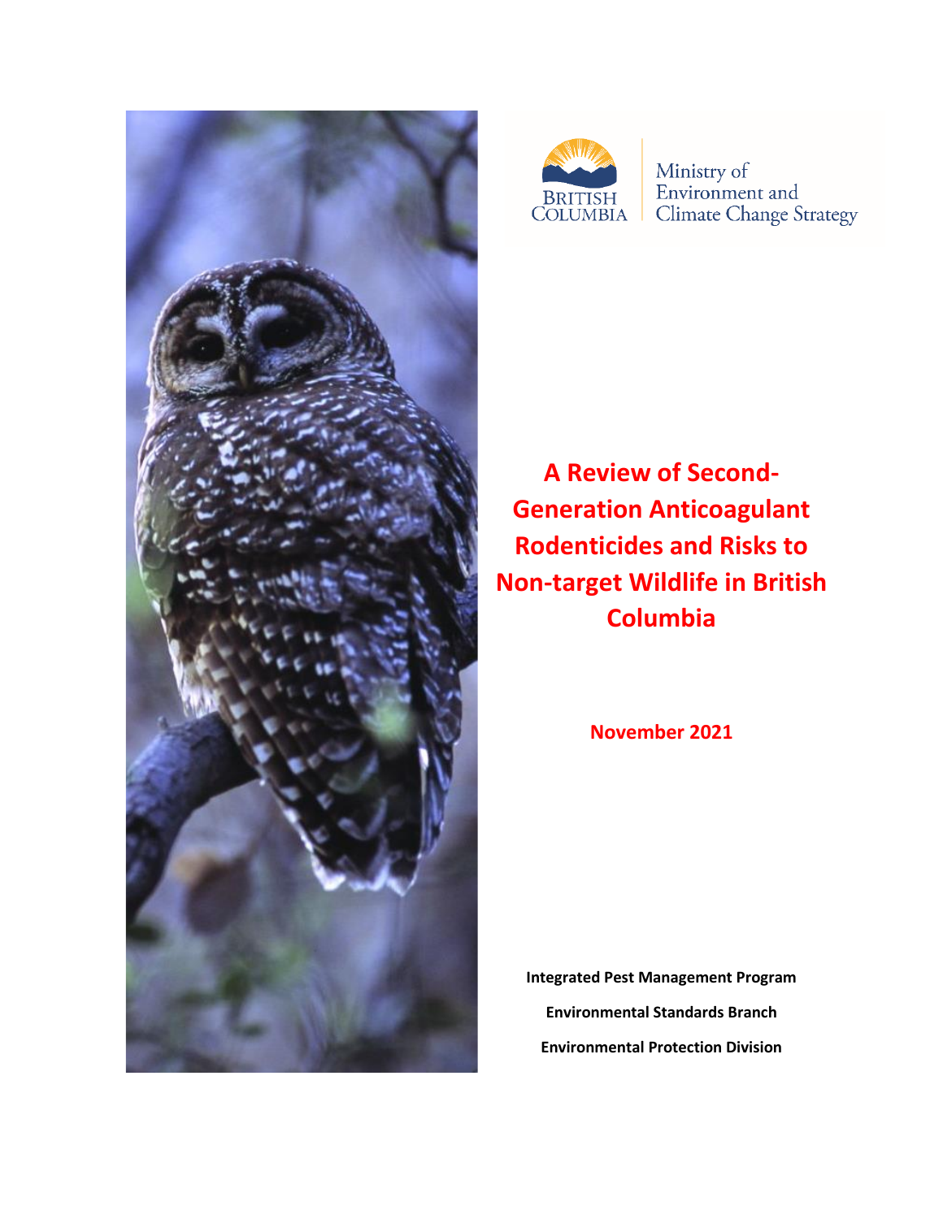BRITISH COLUMBIA

Ministry of Environment and Climate Change Strategy

# A Review of Second-Generation Anticoagulant Rodenticides and Risks to Non-target Wildlife in British Columbia

**November 2021**

**Integrated Pest Management Program**

**Environmental Standards Branch**

**Environmental Protection Division**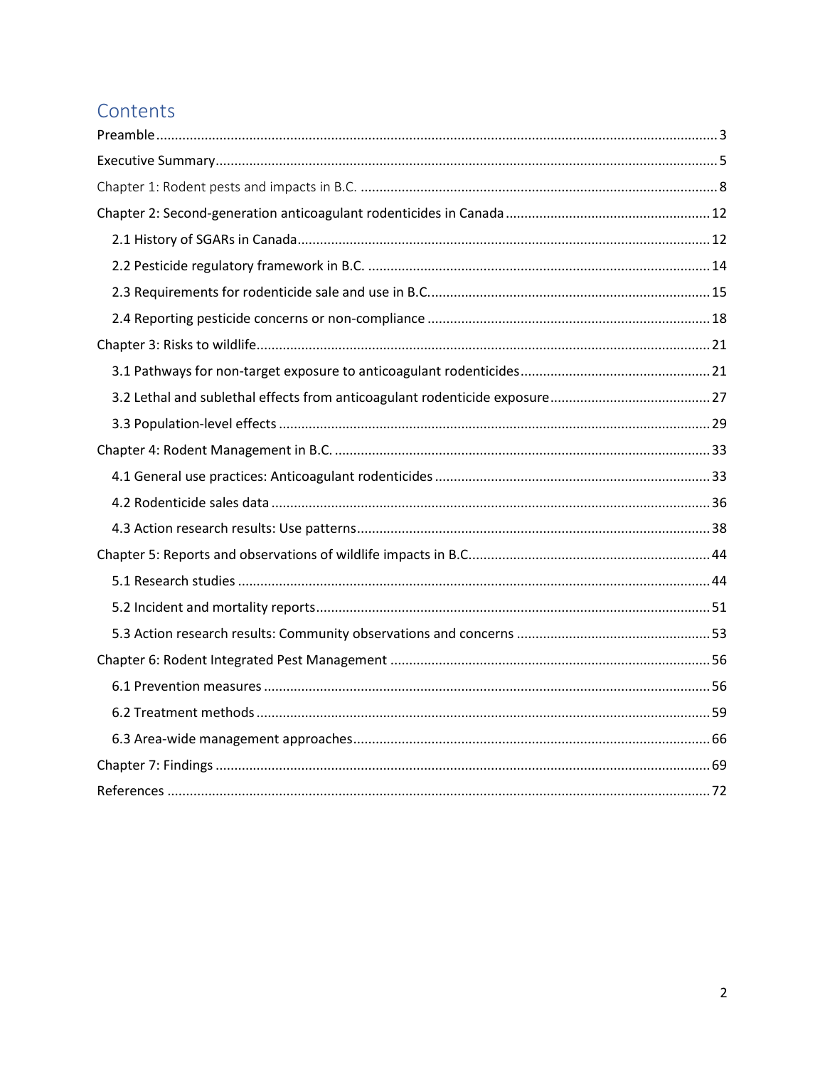# Contents

Preamble ... 3

Executive Summary ... 5

Chapter 1: Rodent pests and impacts in B.C. ... 8

Chapter 2: Second-generation anticoagulant rodenticides in Canada ... 12

- 2.1 History of SGARs in Canada ... 12
- 2.2 Pesticide regulatory framework in B.C. ... 14
- 2.3 Requirements for rodenticide sale and use in B.C. ... 15
- 2.4 Reporting pesticide concerns or non-compliance ... 18

Chapter 3: Risks to wildlife ... 21

- 3.1 Pathways for non-target exposure to anticoagulant rodenticides ... 21
- 3.2 Lethal and sublethal effects from anticoagulant rodenticide exposure ... 27
- 3.3 Population-level effects ... 29

Chapter 4: Rodent Management in B.C. ... 33

- 4.1 General use practices: Anticoagulant rodenticides ... 33
- 4.2 Rodenticide sales data ... 36
- 4.3 Action research results: Use patterns ... 38

Chapter 5: Reports and observations of wildlife impacts in B.C. ... 44

- 5.1 Research studies ... 44
- 5.2 Incident and mortality reports ... 51
- 5.3 Action research results: Community observations and concerns ... 53

Chapter 6: Rodent Integrated Pest Management ... 56

- 6.1 Prevention measures ... 56
- 6.2 Treatment methods ... 59
- 6.3 Area-wide management approaches ... 66

Chapter 7: Findings ... 69

References ... 72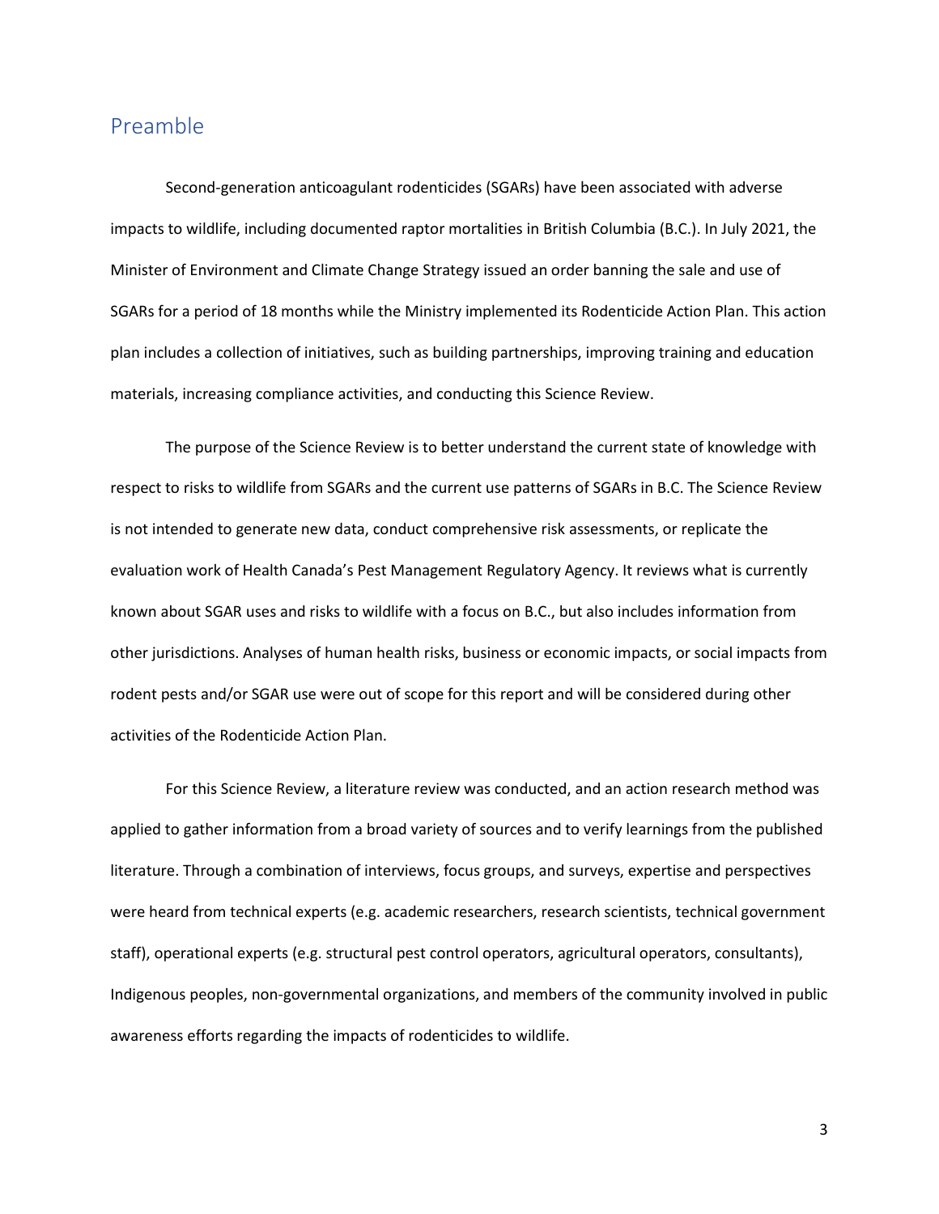## Preamble

Second-generation anticoagulant rodenticides (SGARs) have been associated with adverse impacts to wildlife, including documented raptor mortalities in British Columbia (B.C.). In July 2021, the Minister of Environment and Climate Change Strategy issued an order banning the sale and use of SGARs for a period of 18 months while the Ministry implemented its Rodenticide Action Plan. This action plan includes a collection of initiatives, such as building partnerships, improving training and education materials, increasing compliance activities, and conducting this Science Review.

The purpose of the Science Review is to better understand the current state of knowledge with respect to risks to wildlife from SGARs and the current use patterns of SGARs in B.C. The Science Review is not intended to generate new data, conduct comprehensive risk assessments, or replicate the evaluation work of Health Canada's Pest Management Regulatory Agency. It reviews what is currently known about SGAR uses and risks to wildlife with a focus on B.C., but also includes information from other jurisdictions. Analyses of human health risks, business or economic impacts, or social impacts from rodent pests and/or SGAR use were out of scope for this report and will be considered during other activities of the Rodenticide Action Plan.

For this Science Review, a literature review was conducted, and an action research method was applied to gather information from a broad variety of sources and to verify learnings from the published literature. Through a combination of interviews, focus groups, and surveys, expertise and perspectives were heard from technical experts (e.g. academic researchers, research scientists, technical government staff), operational experts (e.g. structural pest control operators, agricultural operators, consultants), Indigenous peoples, non-governmental organizations, and members of the community involved in public awareness efforts regarding the impacts of rodenticides to wildlife.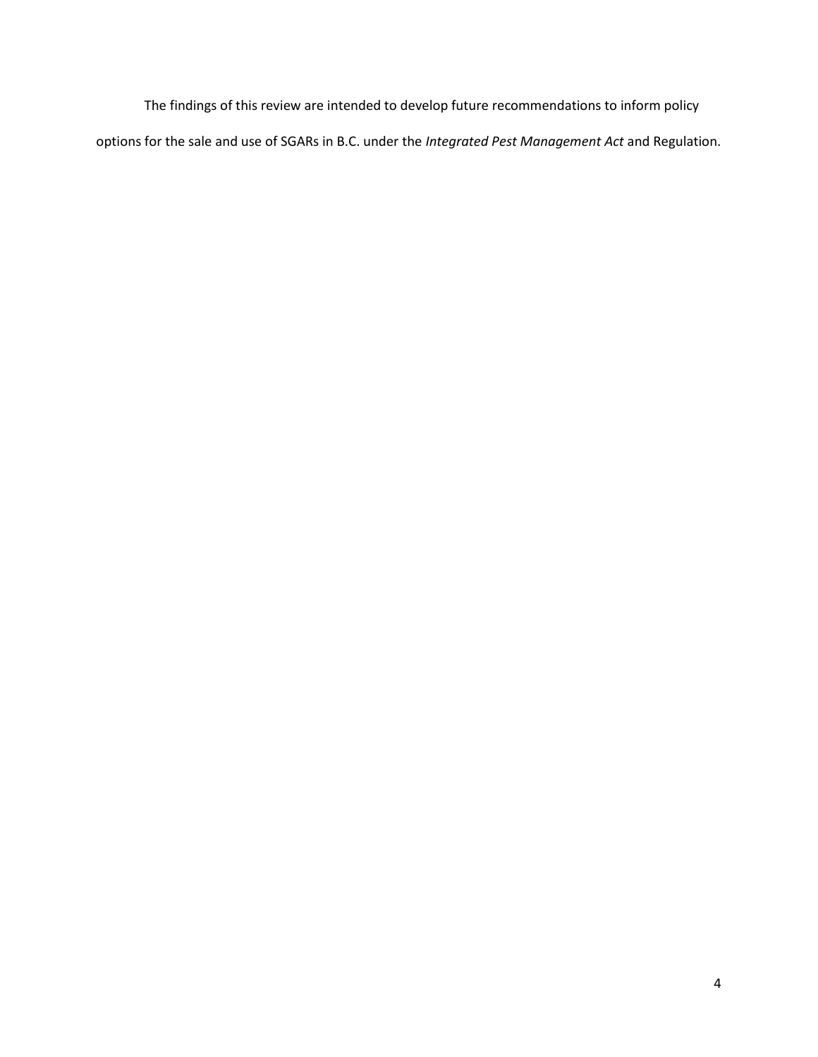The findings of this review are intended to develop future recommendations to inform policy options for the sale and use of SGARs in B.C. under the *Integrated Pest Management Act* and Regulation.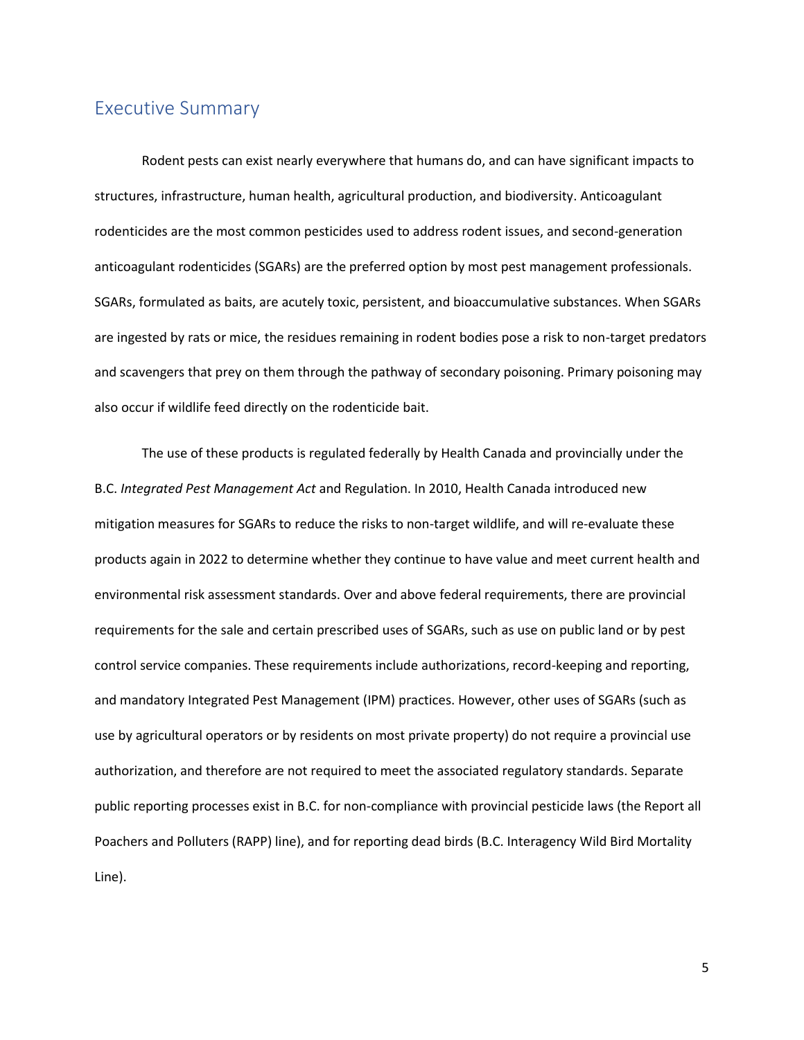## Executive Summary

Rodent pests can exist nearly everywhere that humans do, and can have significant impacts to structures, infrastructure, human health, agricultural production, and biodiversity. Anticoagulant rodenticides are the most common pesticides used to address rodent issues, and second-generation anticoagulant rodenticides (SGARs) are the preferred option by most pest management professionals. SGARs, formulated as baits, are acutely toxic, persistent, and bioaccumulative substances. When SGARs are ingested by rats or mice, the residues remaining in rodent bodies pose a risk to non-target predators and scavengers that prey on them through the pathway of secondary poisoning. Primary poisoning may also occur if wildlife feed directly on the rodenticide bait.

The use of these products is regulated federally by Health Canada and provincially under the B.C. *Integrated Pest Management Act* and Regulation. In 2010, Health Canada introduced new mitigation measures for SGARs to reduce the risks to non-target wildlife, and will re-evaluate these products again in 2022 to determine whether they continue to have value and meet current health and environmental risk assessment standards. Over and above federal requirements, there are provincial requirements for the sale and certain prescribed uses of SGARs, such as use on public land or by pest control service companies. These requirements include authorizations, record-keeping and reporting, and mandatory Integrated Pest Management (IPM) practices. However, other uses of SGARs (such as use by agricultural operators or by residents on most private property) do not require a provincial use authorization, and therefore are not required to meet the associated regulatory standards. Separate public reporting processes exist in B.C. for non-compliance with provincial pesticide laws (the Report all Poachers and Polluters (RAPP) line), and for reporting dead birds (B.C. Interagency Wild Bird Mortality Line).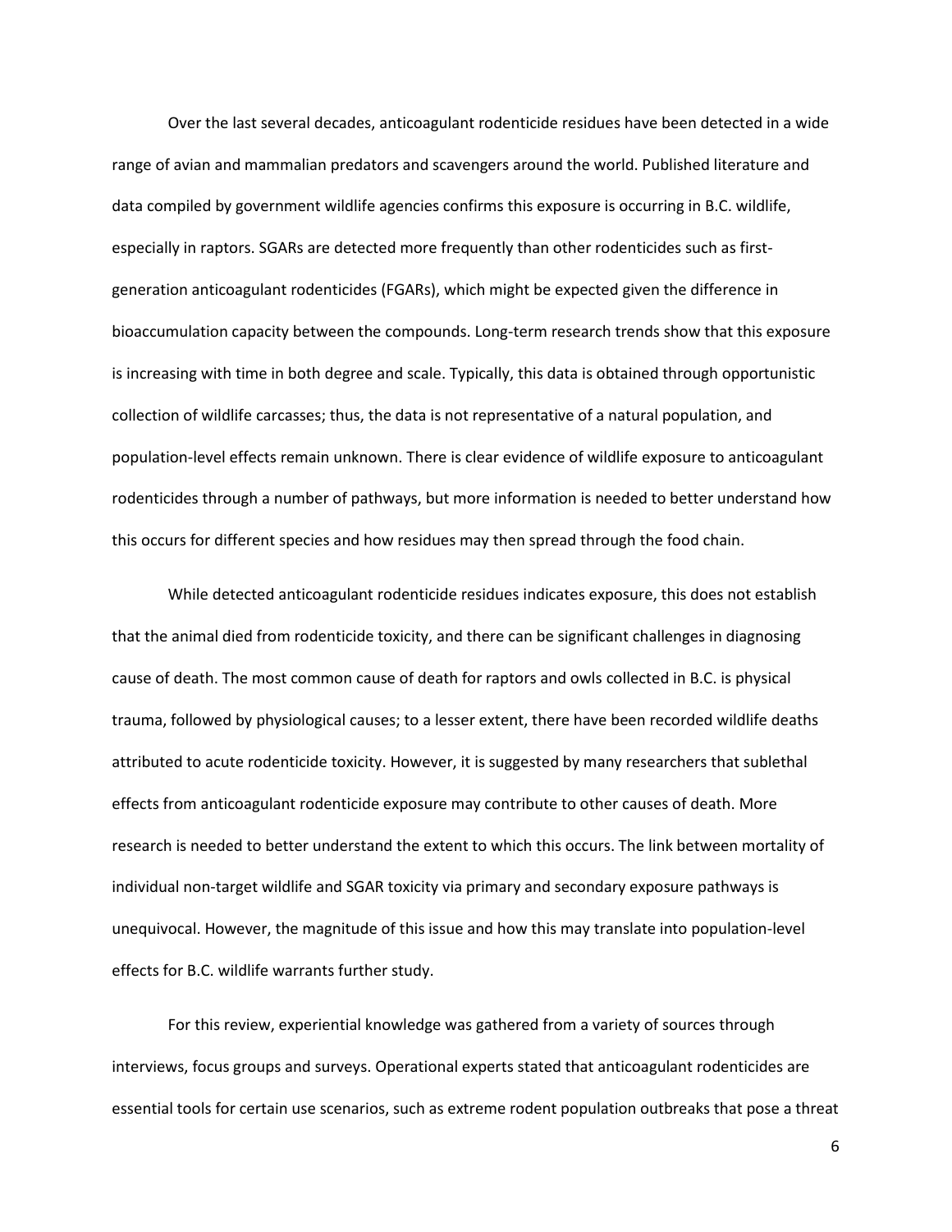Over the last several decades, anticoagulant rodenticide residues have been detected in a wide range of avian and mammalian predators and scavengers around the world. Published literature and data compiled by government wildlife agencies confirms this exposure is occurring in B.C. wildlife, especially in raptors. SGARs are detected more frequently than other rodenticides such as first-generation anticoagulant rodenticides (FGARs), which might be expected given the difference in bioaccumulation capacity between the compounds. Long-term research trends show that this exposure is increasing with time in both degree and scale. Typically, this data is obtained through opportunistic collection of wildlife carcasses; thus, the data is not representative of a natural population, and population-level effects remain unknown. There is clear evidence of wildlife exposure to anticoagulant rodenticides through a number of pathways, but more information is needed to better understand how this occurs for different species and how residues may then spread through the food chain.

While detected anticoagulant rodenticide residues indicates exposure, this does not establish that the animal died from rodenticide toxicity, and there can be significant challenges in diagnosing cause of death. The most common cause of death for raptors and owls collected in B.C. is physical trauma, followed by physiological causes; to a lesser extent, there have been recorded wildlife deaths attributed to acute rodenticide toxicity. However, it is suggested by many researchers that sublethal effects from anticoagulant rodenticide exposure may contribute to other causes of death. More research is needed to better understand the extent to which this occurs. The link between mortality of individual non-target wildlife and SGAR toxicity via primary and secondary exposure pathways is unequivocal. However, the magnitude of this issue and how this may translate into population-level effects for B.C. wildlife warrants further study.

For this review, experiential knowledge was gathered from a variety of sources through interviews, focus groups and surveys. Operational experts stated that anticoagulant rodenticides are essential tools for certain use scenarios, such as extreme rodent population outbreaks that pose a threat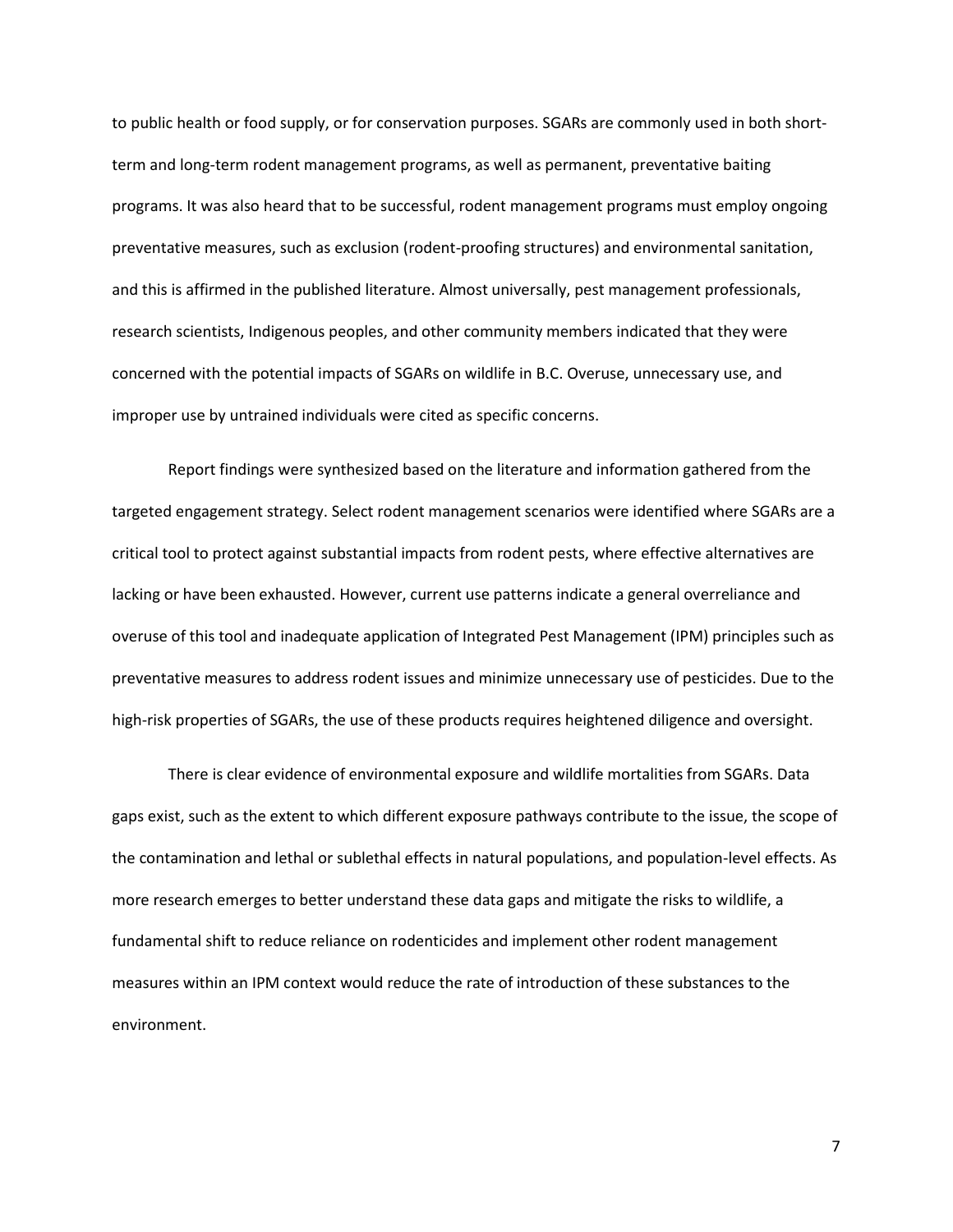to public health or food supply, or for conservation purposes. SGARs are commonly used in both short-term and long-term rodent management programs, as well as permanent, preventative baiting programs. It was also heard that to be successful, rodent management programs must employ ongoing preventative measures, such as exclusion (rodent-proofing structures) and environmental sanitation, and this is affirmed in the published literature. Almost universally, pest management professionals, research scientists, Indigenous peoples, and other community members indicated that they were concerned with the potential impacts of SGARs on wildlife in B.C. Overuse, unnecessary use, and improper use by untrained individuals were cited as specific concerns.

Report findings were synthesized based on the literature and information gathered from the targeted engagement strategy. Select rodent management scenarios were identified where SGARs are a critical tool to protect against substantial impacts from rodent pests, where effective alternatives are lacking or have been exhausted. However, current use patterns indicate a general overreliance and overuse of this tool and inadequate application of Integrated Pest Management (IPM) principles such as preventative measures to address rodent issues and minimize unnecessary use of pesticides. Due to the high-risk properties of SGARs, the use of these products requires heightened diligence and oversight.

There is clear evidence of environmental exposure and wildlife mortalities from SGARs. Data gaps exist, such as the extent to which different exposure pathways contribute to the issue, the scope of the contamination and lethal or sublethal effects in natural populations, and population-level effects. As more research emerges to better understand these data gaps and mitigate the risks to wildlife, a fundamental shift to reduce reliance on rodenticides and implement other rodent management measures within an IPM context would reduce the rate of introduction of these substances to the environment.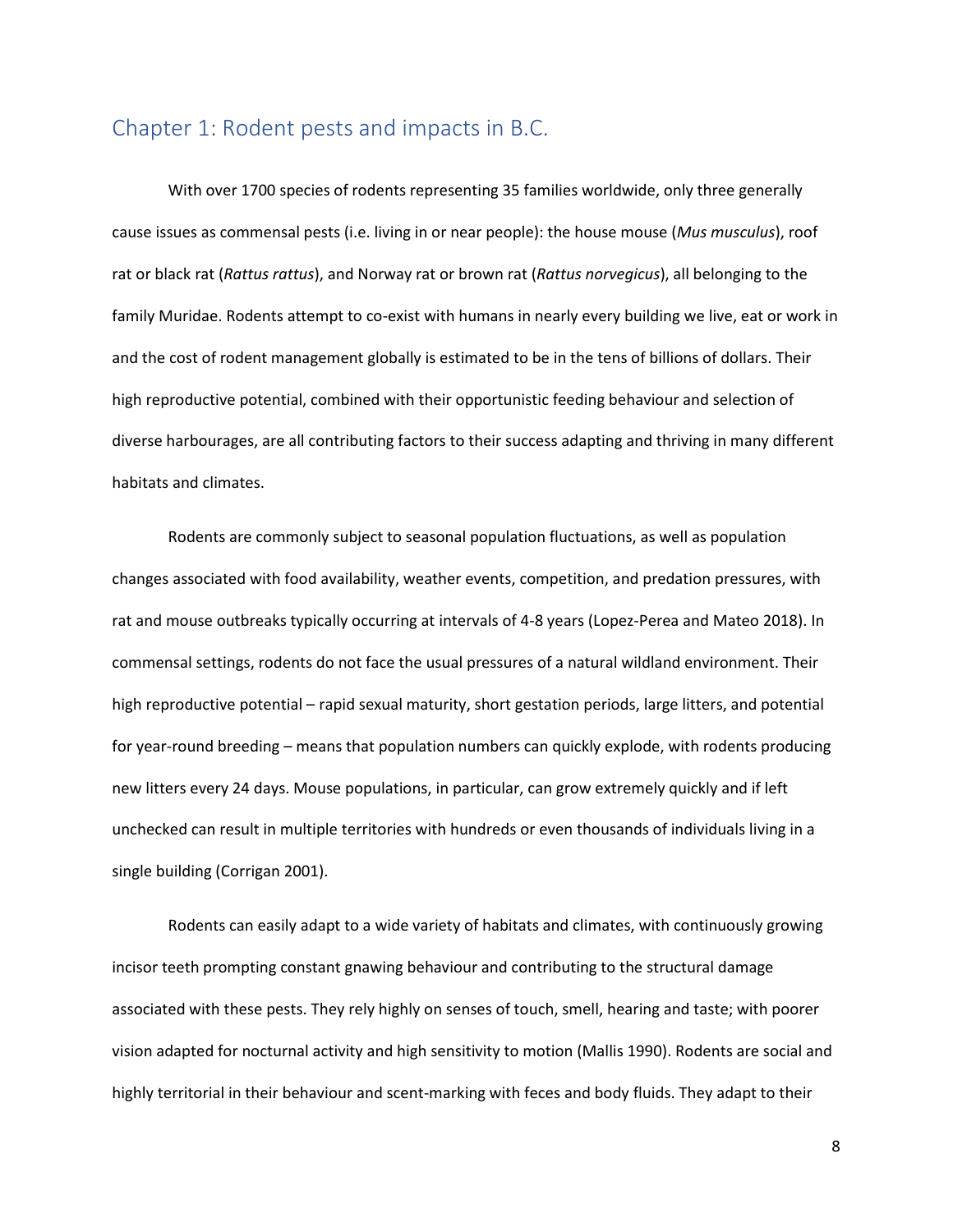## Chapter 1: Rodent pests and impacts in B.C.

With over 1700 species of rodents representing 35 families worldwide, only three generally cause issues as commensal pests (i.e. living in or near people): the house mouse (*Mus musculus*), roof rat or black rat (*Rattus rattus*), and Norway rat or brown rat (*Rattus norvegicus*), all belonging to the family Muridae. Rodents attempt to co-exist with humans in nearly every building we live, eat or work in and the cost of rodent management globally is estimated to be in the tens of billions of dollars. Their high reproductive potential, combined with their opportunistic feeding behaviour and selection of diverse harbourages, are all contributing factors to their success adapting and thriving in many different habitats and climates.

Rodents are commonly subject to seasonal population fluctuations, as well as population changes associated with food availability, weather events, competition, and predation pressures, with rat and mouse outbreaks typically occurring at intervals of 4-8 years (Lopez-Perea and Mateo 2018). In commensal settings, rodents do not face the usual pressures of a natural wildland environment. Their high reproductive potential – rapid sexual maturity, short gestation periods, large litters, and potential for year-round breeding – means that population numbers can quickly explode, with rodents producing new litters every 24 days. Mouse populations, in particular, can grow extremely quickly and if left unchecked can result in multiple territories with hundreds or even thousands of individuals living in a single building (Corrigan 2001).

Rodents can easily adapt to a wide variety of habitats and climates, with continuously growing incisor teeth prompting constant gnawing behaviour and contributing to the structural damage associated with these pests. They rely highly on senses of touch, smell, hearing and taste; with poorer vision adapted for nocturnal activity and high sensitivity to motion (Mallis 1990). Rodents are social and highly territorial in their behaviour and scent-marking with feces and body fluids. They adapt to their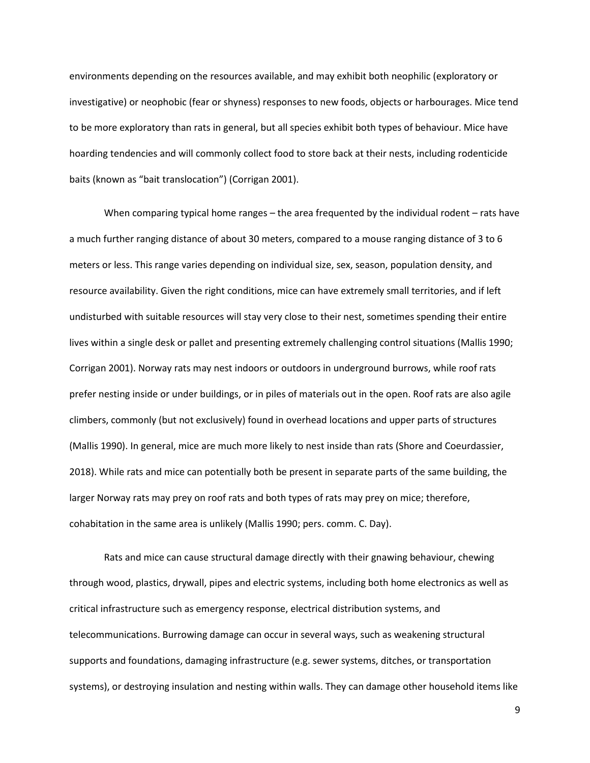environments depending on the resources available, and may exhibit both neophilic (exploratory or investigative) or neophobic (fear or shyness) responses to new foods, objects or harbourages. Mice tend to be more exploratory than rats in general, but all species exhibit both types of behaviour. Mice have hoarding tendencies and will commonly collect food to store back at their nests, including rodenticide baits (known as "bait translocation") (Corrigan 2001).

When comparing typical home ranges – the area frequented by the individual rodent – rats have a much further ranging distance of about 30 meters, compared to a mouse ranging distance of 3 to 6 meters or less. This range varies depending on individual size, sex, season, population density, and resource availability. Given the right conditions, mice can have extremely small territories, and if left undisturbed with suitable resources will stay very close to their nest, sometimes spending their entire lives within a single desk or pallet and presenting extremely challenging control situations (Mallis 1990; Corrigan 2001). Norway rats may nest indoors or outdoors in underground burrows, while roof rats prefer nesting inside or under buildings, or in piles of materials out in the open. Roof rats are also agile climbers, commonly (but not exclusively) found in overhead locations and upper parts of structures (Mallis 1990). In general, mice are much more likely to nest inside than rats (Shore and Coeurdassier, 2018). While rats and mice can potentially both be present in separate parts of the same building, the larger Norway rats may prey on roof rats and both types of rats may prey on mice; therefore, cohabitation in the same area is unlikely (Mallis 1990; pers. comm. C. Day).

Rats and mice can cause structural damage directly with their gnawing behaviour, chewing through wood, plastics, drywall, pipes and electric systems, including both home electronics as well as critical infrastructure such as emergency response, electrical distribution systems, and telecommunications. Burrowing damage can occur in several ways, such as weakening structural supports and foundations, damaging infrastructure (e.g. sewer systems, ditches, or transportation systems), or destroying insulation and nesting within walls. They can damage other household items like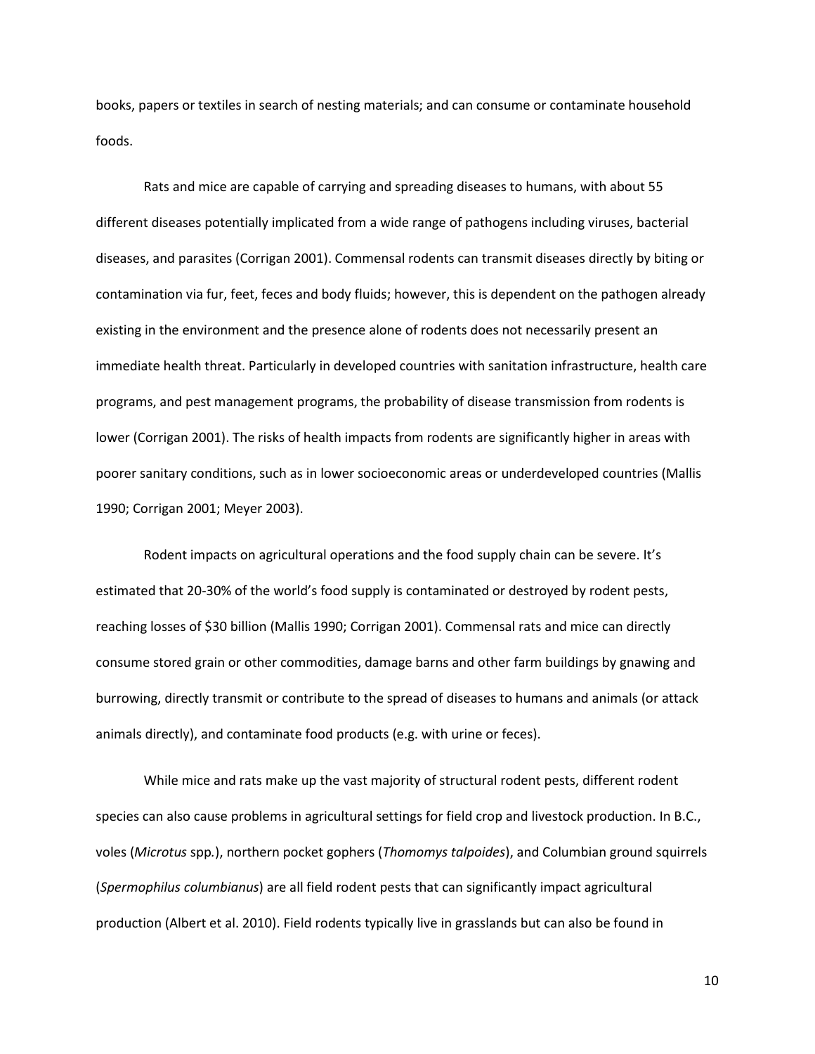books, papers or textiles in search of nesting materials; and can consume or contaminate household foods.

Rats and mice are capable of carrying and spreading diseases to humans, with about 55 different diseases potentially implicated from a wide range of pathogens including viruses, bacterial diseases, and parasites (Corrigan 2001). Commensal rodents can transmit diseases directly by biting or contamination via fur, feet, feces and body fluids; however, this is dependent on the pathogen already existing in the environment and the presence alone of rodents does not necessarily present an immediate health threat. Particularly in developed countries with sanitation infrastructure, health care programs, and pest management programs, the probability of disease transmission from rodents is lower (Corrigan 2001). The risks of health impacts from rodents are significantly higher in areas with poorer sanitary conditions, such as in lower socioeconomic areas or underdeveloped countries (Mallis 1990; Corrigan 2001; Meyer 2003).

Rodent impacts on agricultural operations and the food supply chain can be severe. It's estimated that 20-30% of the world's food supply is contaminated or destroyed by rodent pests, reaching losses of $30 billion (Mallis 1990; Corrigan 2001). Commensal rats and mice can directly consume stored grain or other commodities, damage barns and other farm buildings by gnawing and burrowing, directly transmit or contribute to the spread of diseases to humans and animals (or attack animals directly), and contaminate food products (e.g. with urine or feces).

While mice and rats make up the vast majority of structural rodent pests, different rodent species can also cause problems in agricultural settings for field crop and livestock production. In B.C., voles (*Microtus* spp.), northern pocket gophers (*Thomomys talpoides*), and Columbian ground squirrels (*Spermophilus columbianus*) are all field rodent pests that can significantly impact agricultural production (Albert et al. 2010). Field rodents typically live in grasslands but can also be found in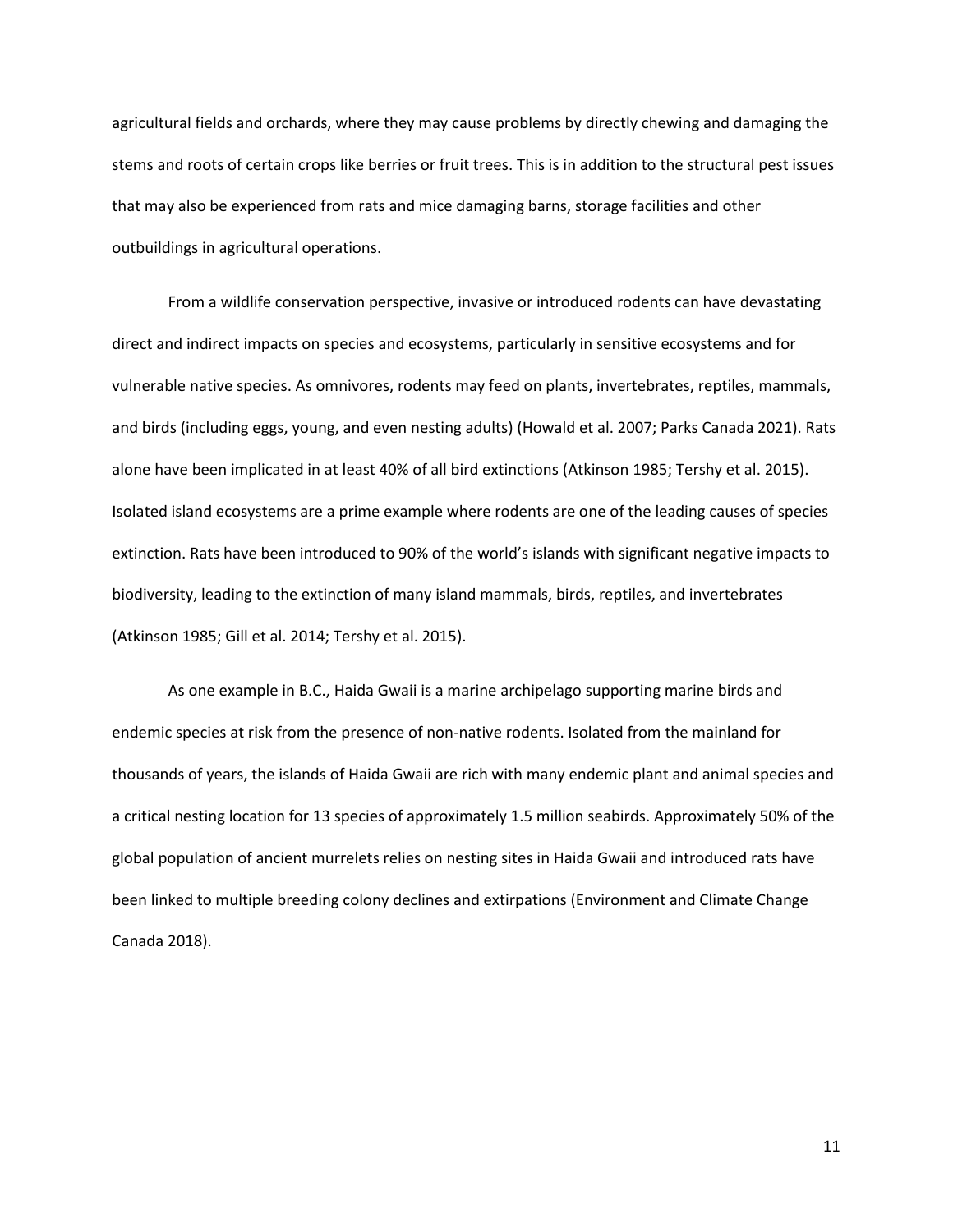agricultural fields and orchards, where they may cause problems by directly chewing and damaging the stems and roots of certain crops like berries or fruit trees. This is in addition to the structural pest issues that may also be experienced from rats and mice damaging barns, storage facilities and other outbuildings in agricultural operations.

From a wildlife conservation perspective, invasive or introduced rodents can have devastating direct and indirect impacts on species and ecosystems, particularly in sensitive ecosystems and for vulnerable native species. As omnivores, rodents may feed on plants, invertebrates, reptiles, mammals, and birds (including eggs, young, and even nesting adults) (Howald et al. 2007; Parks Canada 2021). Rats alone have been implicated in at least 40% of all bird extinctions (Atkinson 1985; Tershy et al. 2015). Isolated island ecosystems are a prime example where rodents are one of the leading causes of species extinction. Rats have been introduced to 90% of the world's islands with significant negative impacts to biodiversity, leading to the extinction of many island mammals, birds, reptiles, and invertebrates (Atkinson 1985; Gill et al. 2014; Tershy et al. 2015).

As one example in B.C., Haida Gwaii is a marine archipelago supporting marine birds and endemic species at risk from the presence of non-native rodents. Isolated from the mainland for thousands of years, the islands of Haida Gwaii are rich with many endemic plant and animal species and a critical nesting location for 13 species of approximately 1.5 million seabirds. Approximately 50% of the global population of ancient murrelets relies on nesting sites in Haida Gwaii and introduced rats have been linked to multiple breeding colony declines and extirpations (Environment and Climate Change Canada 2018).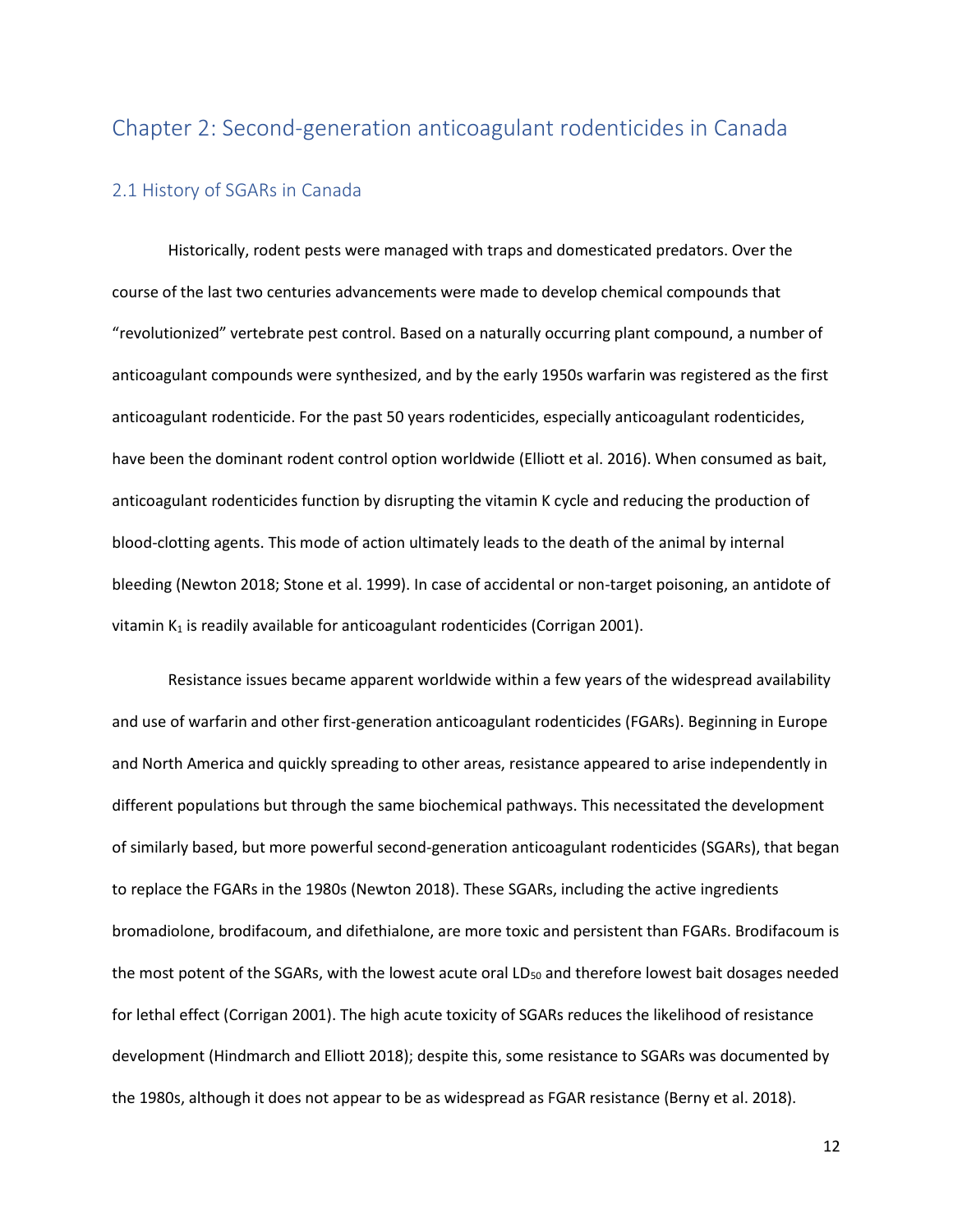# Chapter 2: Second-generation anticoagulant rodenticides in Canada

## 2.1 History of SGARs in Canada

Historically, rodent pests were managed with traps and domesticated predators. Over the course of the last two centuries advancements were made to develop chemical compounds that "revolutionized" vertebrate pest control. Based on a naturally occurring plant compound, a number of anticoagulant compounds were synthesized, and by the early 1950s warfarin was registered as the first anticoagulant rodenticide. For the past 50 years rodenticides, especially anticoagulant rodenticides, have been the dominant rodent control option worldwide (Elliott et al. 2016). When consumed as bait, anticoagulant rodenticides function by disrupting the vitamin K cycle and reducing the production of blood-clotting agents. This mode of action ultimately leads to the death of the animal by internal bleeding (Newton 2018; Stone et al. 1999). In case of accidental or non-target poisoning, an antidote of vitamin $K_1$ is readily available for anticoagulant rodenticides (Corrigan 2001).

Resistance issues became apparent worldwide within a few years of the widespread availability and use of warfarin and other first-generation anticoagulant rodenticides (FGARs). Beginning in Europe and North America and quickly spreading to other areas, resistance appeared to arise independently in different populations but through the same biochemical pathways. This necessitated the development of similarly based, but more powerful second-generation anticoagulant rodenticides (SGARs), that began to replace the FGARs in the 1980s (Newton 2018). These SGARs, including the active ingredients bromadiolone, brodifacoum, and difethialone, are more toxic and persistent than FGARs. Brodifacoum is the most potent of the SGARs, with the lowest acute oral $LD_{50}$ and therefore lowest bait dosages needed for lethal effect (Corrigan 2001). The high acute toxicity of SGARs reduces the likelihood of resistance development (Hindmarch and Elliott 2018); despite this, some resistance to SGARs was documented by the 1980s, although it does not appear to be as widespread as FGAR resistance (Berny et al. 2018).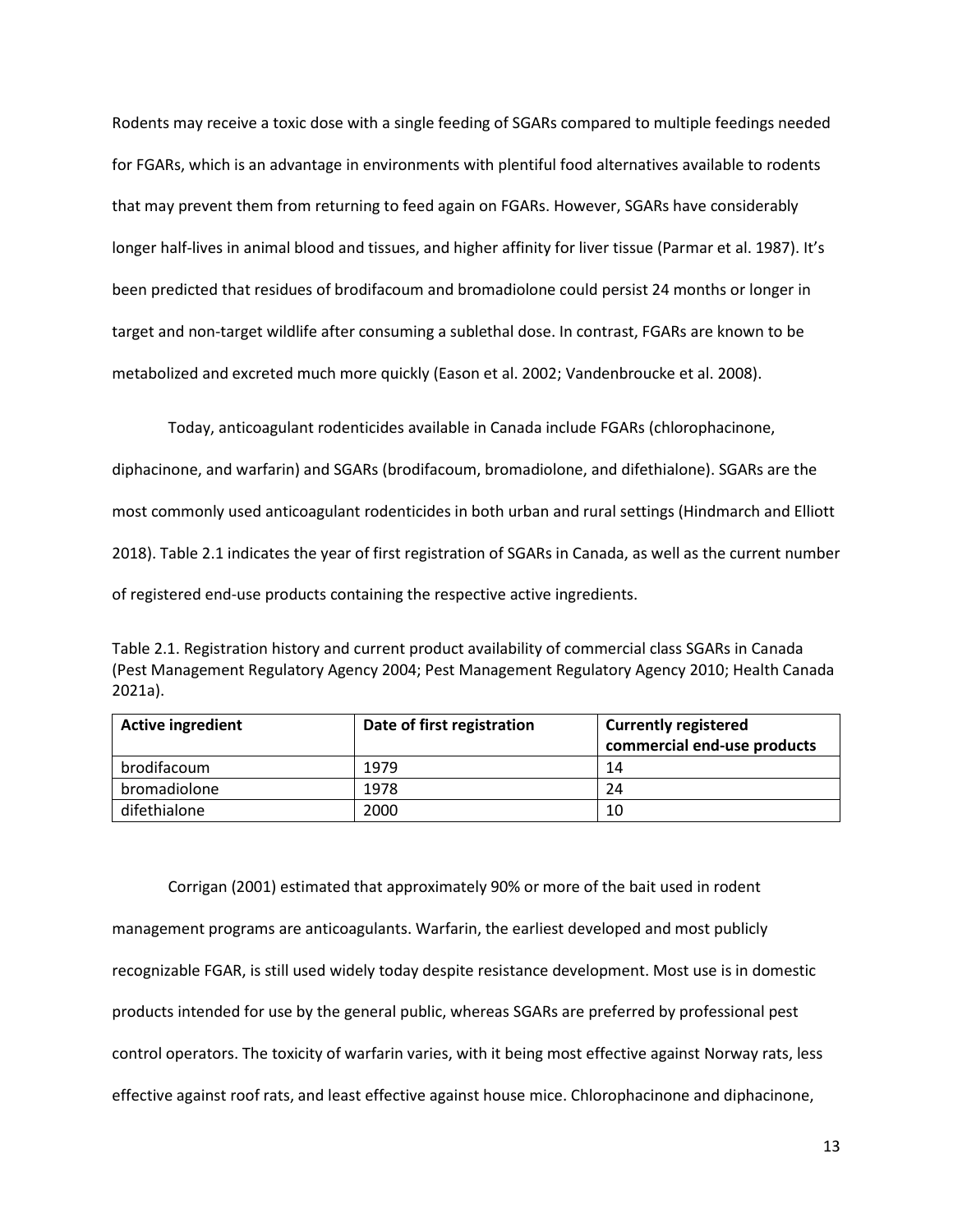Rodents may receive a toxic dose with a single feeding of SGARs compared to multiple feedings needed for FGARs, which is an advantage in environments with plentiful food alternatives available to rodents that may prevent them from returning to feed again on FGARs. However, SGARs have considerably longer half-lives in animal blood and tissues, and higher affinity for liver tissue (Parmar et al. 1987). It's been predicted that residues of brodifacoum and bromadiolone could persist 24 months or longer in target and non-target wildlife after consuming a sublethal dose. In contrast, FGARs are known to be metabolized and excreted much more quickly (Eason et al. 2002; Vandenbroucke et al. 2008).

Today, anticoagulant rodenticides available in Canada include FGARs (chlorophacinone, diphacinone, and warfarin) and SGARs (brodifacoum, bromadiolone, and difethialone). SGARs are the most commonly used anticoagulant rodenticides in both urban and rural settings (Hindmarch and Elliott 2018). Table 2.1 indicates the year of first registration of SGARs in Canada, as well as the current number of registered end-use products containing the respective active ingredients.

Table 2.1. Registration history and current product availability of commercial class SGARs in Canada (Pest Management Regulatory Agency 2004; Pest Management Regulatory Agency 2010; Health Canada 2021a).

| Active ingredient | Date of first registration | Currently registered commercial end-use products |
|---|---|---|
| brodifacoum | 1979 | 14 |
| bromadiolone | 1978 | 24 |
| difethialone | 2000 | 10 |

Corrigan (2001) estimated that approximately 90% or more of the bait used in rodent management programs are anticoagulants. Warfarin, the earliest developed and most publicly recognizable FGAR, is still used widely today despite resistance development. Most use is in domestic products intended for use by the general public, whereas SGARs are preferred by professional pest control operators. The toxicity of warfarin varies, with it being most effective against Norway rats, less effective against roof rats, and least effective against house mice. Chlorophacinone and diphacinone,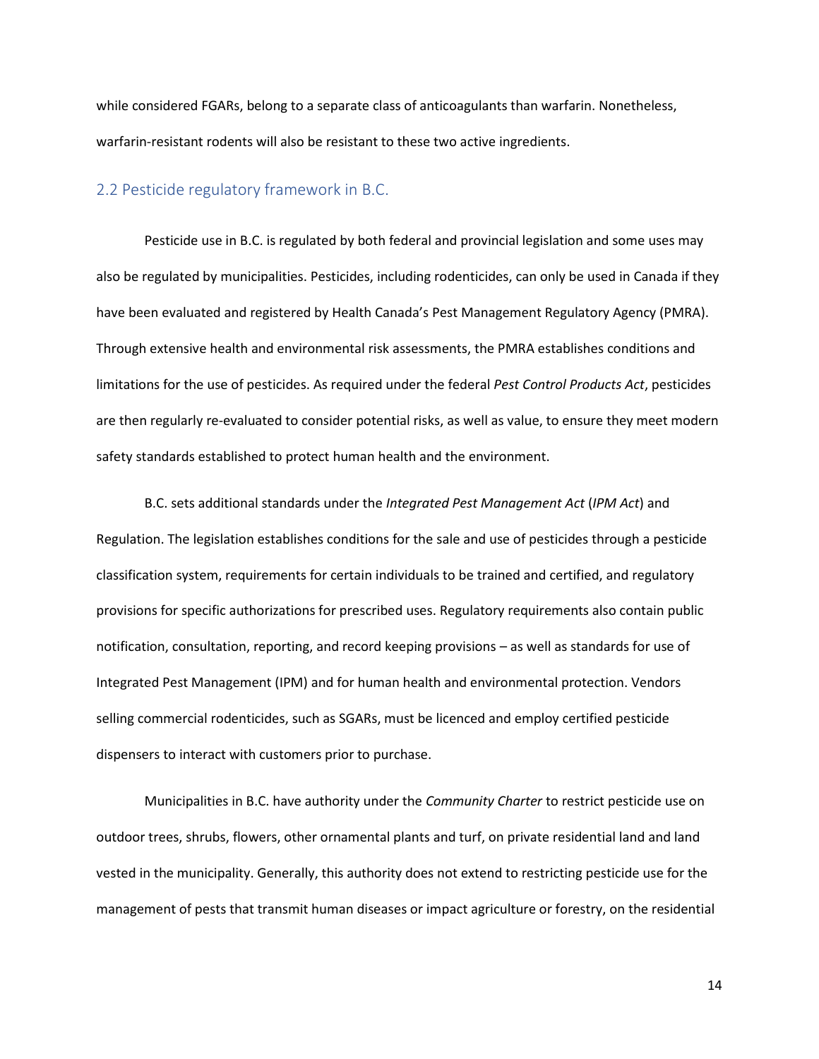while considered FGARs, belong to a separate class of anticoagulants than warfarin. Nonetheless, warfarin-resistant rodents will also be resistant to these two active ingredients.

## 2.2 Pesticide regulatory framework in B.C.

Pesticide use in B.C. is regulated by both federal and provincial legislation and some uses may also be regulated by municipalities. Pesticides, including rodenticides, can only be used in Canada if they have been evaluated and registered by Health Canada's Pest Management Regulatory Agency (PMRA). Through extensive health and environmental risk assessments, the PMRA establishes conditions and limitations for the use of pesticides. As required under the federal *Pest Control Products Act*, pesticides are then regularly re-evaluated to consider potential risks, as well as value, to ensure they meet modern safety standards established to protect human health and the environment.

B.C. sets additional standards under the *Integrated Pest Management Act* (*IPM Act*) and Regulation. The legislation establishes conditions for the sale and use of pesticides through a pesticide classification system, requirements for certain individuals to be trained and certified, and regulatory provisions for specific authorizations for prescribed uses. Regulatory requirements also contain public notification, consultation, reporting, and record keeping provisions – as well as standards for use of Integrated Pest Management (IPM) and for human health and environmental protection. Vendors selling commercial rodenticides, such as SGARs, must be licenced and employ certified pesticide dispensers to interact with customers prior to purchase.

Municipalities in B.C. have authority under the *Community Charter* to restrict pesticide use on outdoor trees, shrubs, flowers, other ornamental plants and turf, on private residential land and land vested in the municipality. Generally, this authority does not extend to restricting pesticide use for the management of pests that transmit human diseases or impact agriculture or forestry, on the residential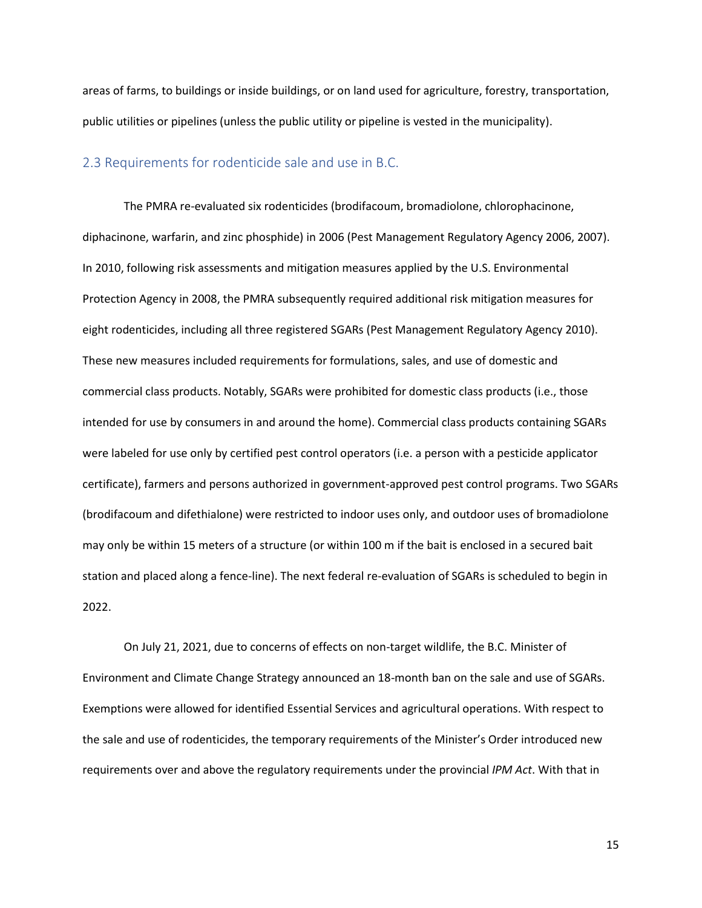areas of farms, to buildings or inside buildings, or on land used for agriculture, forestry, transportation, public utilities or pipelines (unless the public utility or pipeline is vested in the municipality).

## 2.3 Requirements for rodenticide sale and use in B.C.

The PMRA re-evaluated six rodenticides (brodifacoum, bromadiolone, chlorophacinone, diphacinone, warfarin, and zinc phosphide) in 2006 (Pest Management Regulatory Agency 2006, 2007). In 2010, following risk assessments and mitigation measures applied by the U.S. Environmental Protection Agency in 2008, the PMRA subsequently required additional risk mitigation measures for eight rodenticides, including all three registered SGARs (Pest Management Regulatory Agency 2010). These new measures included requirements for formulations, sales, and use of domestic and commercial class products. Notably, SGARs were prohibited for domestic class products (i.e., those intended for use by consumers in and around the home). Commercial class products containing SGARs were labeled for use only by certified pest control operators (i.e. a person with a pesticide applicator certificate), farmers and persons authorized in government-approved pest control programs. Two SGARs (brodifacoum and difethialone) were restricted to indoor uses only, and outdoor uses of bromadiolone may only be within 15 meters of a structure (or within 100 m if the bait is enclosed in a secured bait station and placed along a fence-line). The next federal re-evaluation of SGARs is scheduled to begin in 2022.

On July 21, 2021, due to concerns of effects on non-target wildlife, the B.C. Minister of Environment and Climate Change Strategy announced an 18-month ban on the sale and use of SGARs. Exemptions were allowed for identified Essential Services and agricultural operations. With respect to the sale and use of rodenticides, the temporary requirements of the Minister's Order introduced new requirements over and above the regulatory requirements under the provincial *IPM Act*. With that in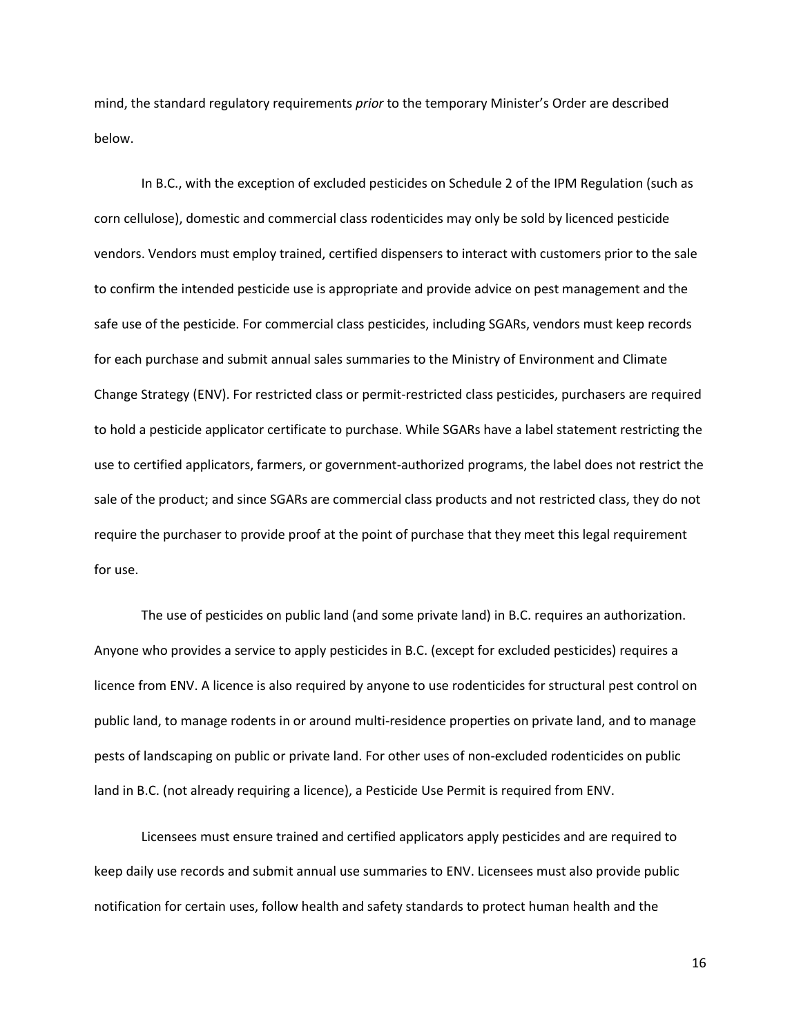mind, the standard regulatory requirements *prior* to the temporary Minister's Order are described below.

In B.C., with the exception of excluded pesticides on Schedule 2 of the IPM Regulation (such as corn cellulose), domestic and commercial class rodenticides may only be sold by licenced pesticide vendors. Vendors must employ trained, certified dispensers to interact with customers prior to the sale to confirm the intended pesticide use is appropriate and provide advice on pest management and the safe use of the pesticide. For commercial class pesticides, including SGARs, vendors must keep records for each purchase and submit annual sales summaries to the Ministry of Environment and Climate Change Strategy (ENV). For restricted class or permit-restricted class pesticides, purchasers are required to hold a pesticide applicator certificate to purchase. While SGARs have a label statement restricting the use to certified applicators, farmers, or government-authorized programs, the label does not restrict the sale of the product; and since SGARs are commercial class products and not restricted class, they do not require the purchaser to provide proof at the point of purchase that they meet this legal requirement for use.

The use of pesticides on public land (and some private land) in B.C. requires an authorization. Anyone who provides a service to apply pesticides in B.C. (except for excluded pesticides) requires a licence from ENV. A licence is also required by anyone to use rodenticides for structural pest control on public land, to manage rodents in or around multi-residence properties on private land, and to manage pests of landscaping on public or private land. For other uses of non-excluded rodenticides on public land in B.C. (not already requiring a licence), a Pesticide Use Permit is required from ENV.

Licensees must ensure trained and certified applicators apply pesticides and are required to keep daily use records and submit annual use summaries to ENV. Licensees must also provide public notification for certain uses, follow health and safety standards to protect human health and the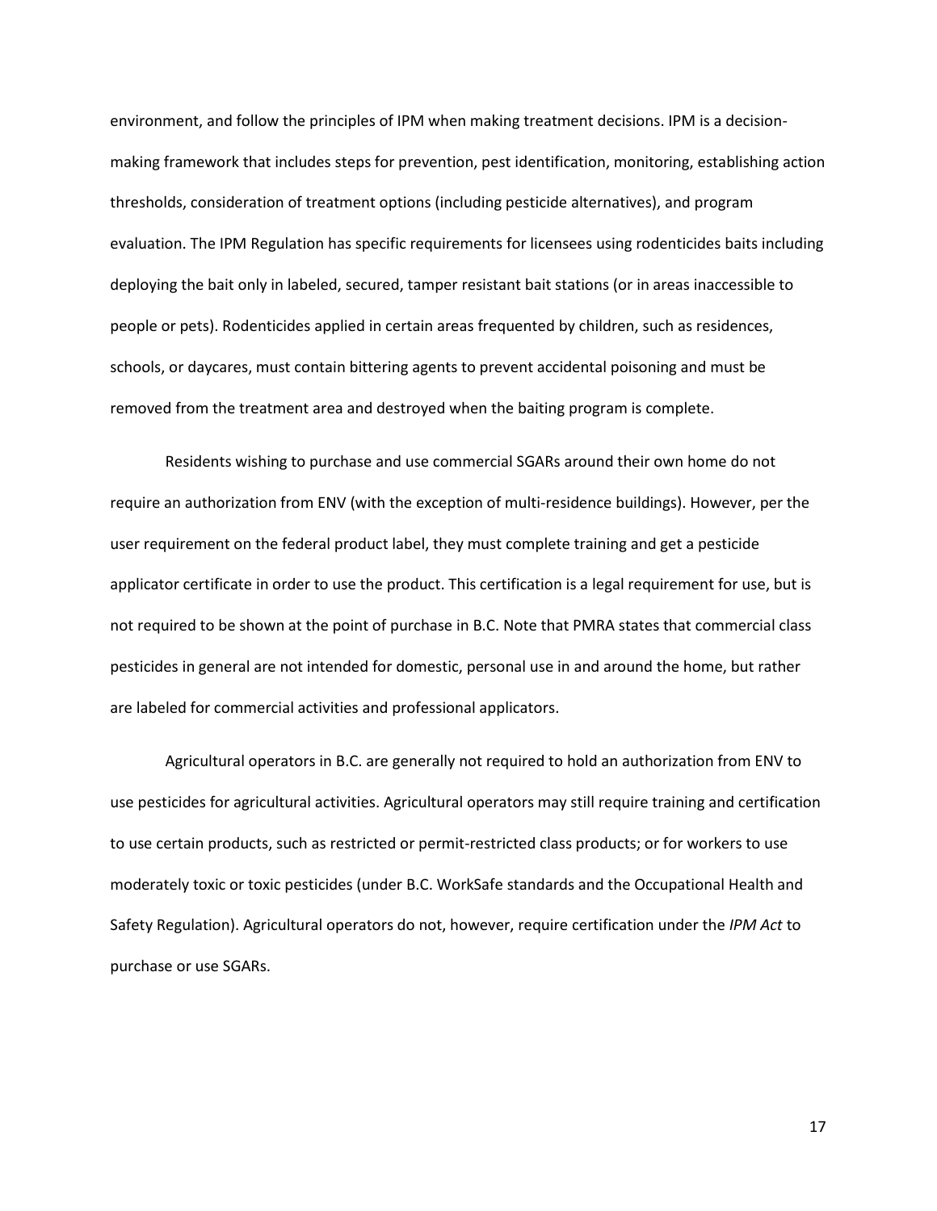environment, and follow the principles of IPM when making treatment decisions. IPM is a decision-making framework that includes steps for prevention, pest identification, monitoring, establishing action thresholds, consideration of treatment options (including pesticide alternatives), and program evaluation. The IPM Regulation has specific requirements for licensees using rodenticides baits including deploying the bait only in labeled, secured, tamper resistant bait stations (or in areas inaccessible to people or pets). Rodenticides applied in certain areas frequented by children, such as residences, schools, or daycares, must contain bittering agents to prevent accidental poisoning and must be removed from the treatment area and destroyed when the baiting program is complete.

Residents wishing to purchase and use commercial SGARs around their own home do not require an authorization from ENV (with the exception of multi-residence buildings). However, per the user requirement on the federal product label, they must complete training and get a pesticide applicator certificate in order to use the product. This certification is a legal requirement for use, but is not required to be shown at the point of purchase in B.C. Note that PMRA states that commercial class pesticides in general are not intended for domestic, personal use in and around the home, but rather are labeled for commercial activities and professional applicators.

Agricultural operators in B.C. are generally not required to hold an authorization from ENV to use pesticides for agricultural activities. Agricultural operators may still require training and certification to use certain products, such as restricted or permit-restricted class products; or for workers to use moderately toxic or toxic pesticides (under B.C. WorkSafe standards and the Occupational Health and Safety Regulation). Agricultural operators do not, however, require certification under the *IPM Act* to purchase or use SGARs.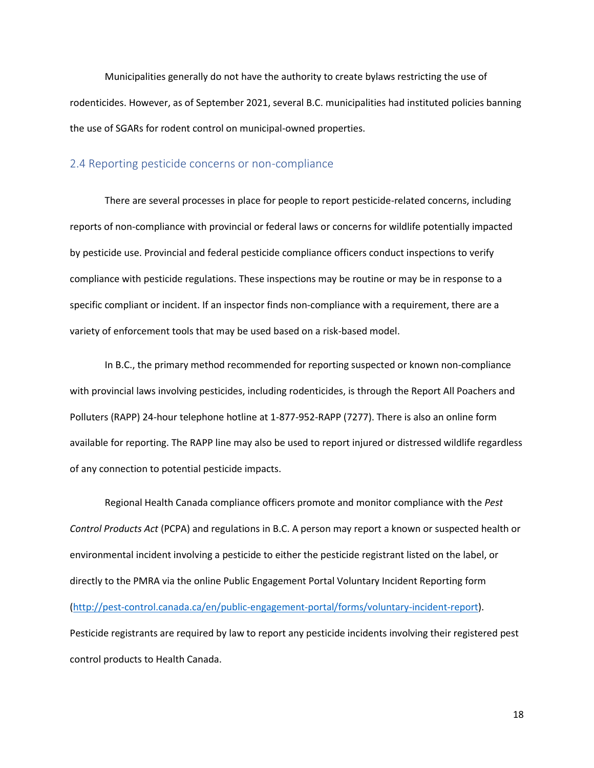Municipalities generally do not have the authority to create bylaws restricting the use of rodenticides. However, as of September 2021, several B.C. municipalities had instituted policies banning the use of SGARs for rodent control on municipal-owned properties.

## 2.4 Reporting pesticide concerns or non-compliance

There are several processes in place for people to report pesticide-related concerns, including reports of non-compliance with provincial or federal laws or concerns for wildlife potentially impacted by pesticide use. Provincial and federal pesticide compliance officers conduct inspections to verify compliance with pesticide regulations. These inspections may be routine or may be in response to a specific compliant or incident. If an inspector finds non-compliance with a requirement, there are a variety of enforcement tools that may be used based on a risk-based model.

In B.C., the primary method recommended for reporting suspected or known non-compliance with provincial laws involving pesticides, including rodenticides, is through the Report All Poachers and Polluters (RAPP) 24-hour telephone hotline at 1-877-952-RAPP (7277). There is also an online form available for reporting. The RAPP line may also be used to report injured or distressed wildlife regardless of any connection to potential pesticide impacts.

Regional Health Canada compliance officers promote and monitor compliance with the *Pest Control Products Act* (PCPA) and regulations in B.C. A person may report a known or suspected health or environmental incident involving a pesticide to either the pesticide registrant listed on the label, or directly to the PMRA via the online Public Engagement Portal Voluntary Incident Reporting form ([http://pest-control.canada.ca/en/public-engagement-portal/forms/voluntary-incident-report](http://pest-control.canada.ca/en/public-engagement-portal/forms/voluntary-incident-report)). Pesticide registrants are required by law to report any pesticide incidents involving their registered pest control products to Health Canada.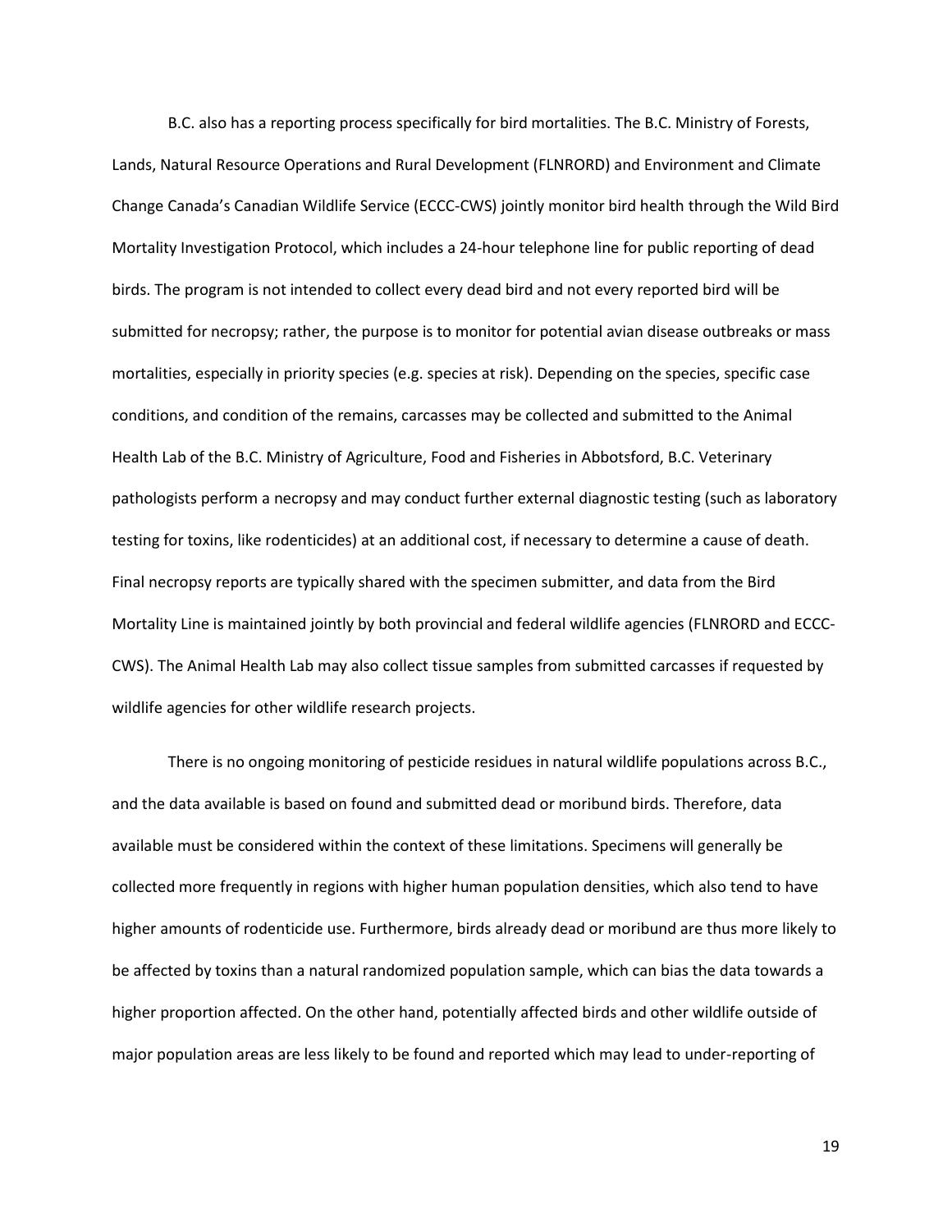B.C. also has a reporting process specifically for bird mortalities. The B.C. Ministry of Forests, Lands, Natural Resource Operations and Rural Development (FLNRORD) and Environment and Climate Change Canada's Canadian Wildlife Service (ECCC-CWS) jointly monitor bird health through the Wild Bird Mortality Investigation Protocol, which includes a 24-hour telephone line for public reporting of dead birds. The program is not intended to collect every dead bird and not every reported bird will be submitted for necropsy; rather, the purpose is to monitor for potential avian disease outbreaks or mass mortalities, especially in priority species (e.g. species at risk). Depending on the species, specific case conditions, and condition of the remains, carcasses may be collected and submitted to the Animal Health Lab of the B.C. Ministry of Agriculture, Food and Fisheries in Abbotsford, B.C. Veterinary pathologists perform a necropsy and may conduct further external diagnostic testing (such as laboratory testing for toxins, like rodenticides) at an additional cost, if necessary to determine a cause of death. Final necropsy reports are typically shared with the specimen submitter, and data from the Bird Mortality Line is maintained jointly by both provincial and federal wildlife agencies (FLNRORD and ECCC-CWS). The Animal Health Lab may also collect tissue samples from submitted carcasses if requested by wildlife agencies for other wildlife research projects.

There is no ongoing monitoring of pesticide residues in natural wildlife populations across B.C., and the data available is based on found and submitted dead or moribund birds. Therefore, data available must be considered within the context of these limitations. Specimens will generally be collected more frequently in regions with higher human population densities, which also tend to have higher amounts of rodenticide use. Furthermore, birds already dead or moribund are thus more likely to be affected by toxins than a natural randomized population sample, which can bias the data towards a higher proportion affected. On the other hand, potentially affected birds and other wildlife outside of major population areas are less likely to be found and reported which may lead to under-reporting of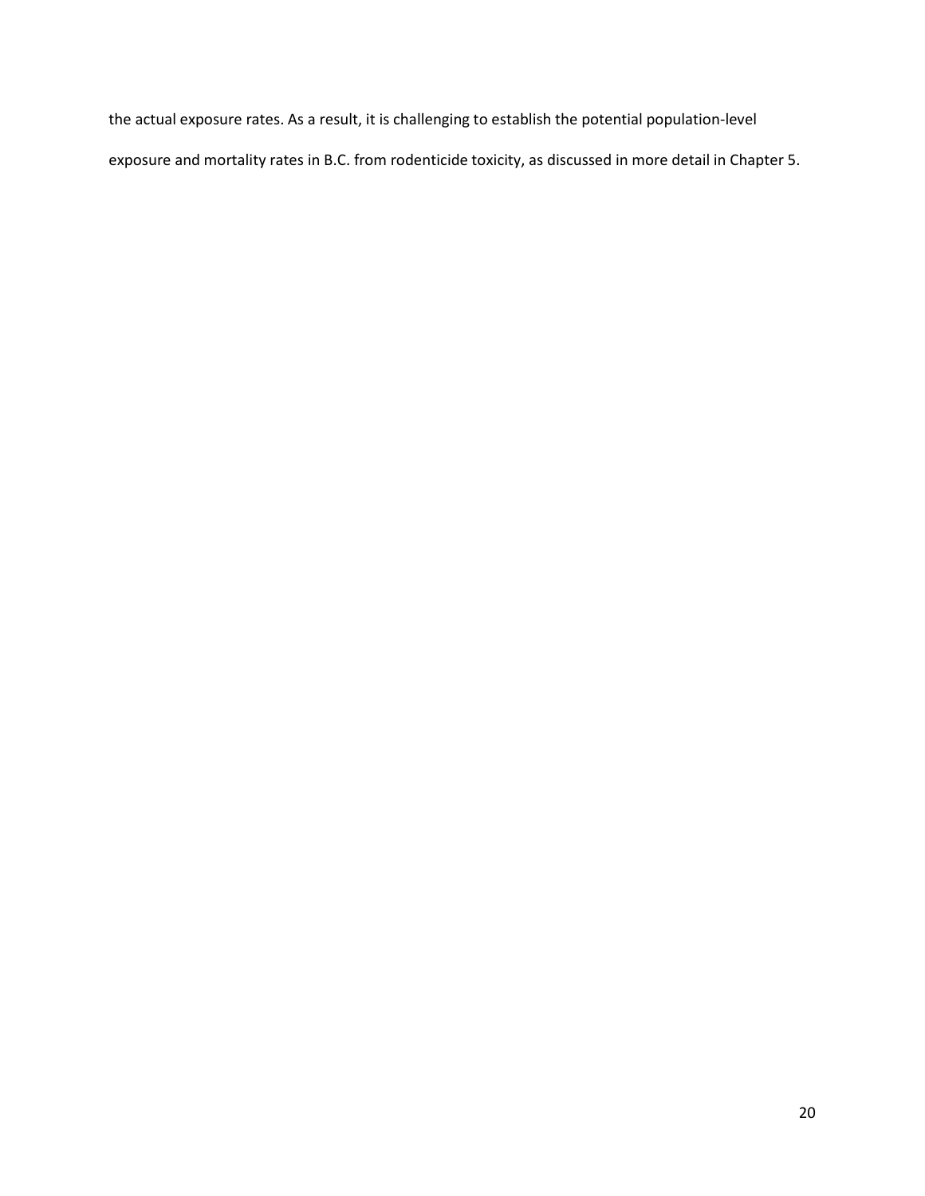the actual exposure rates. As a result, it is challenging to establish the potential population-level exposure and mortality rates in B.C. from rodenticide toxicity, as discussed in more detail in Chapter 5.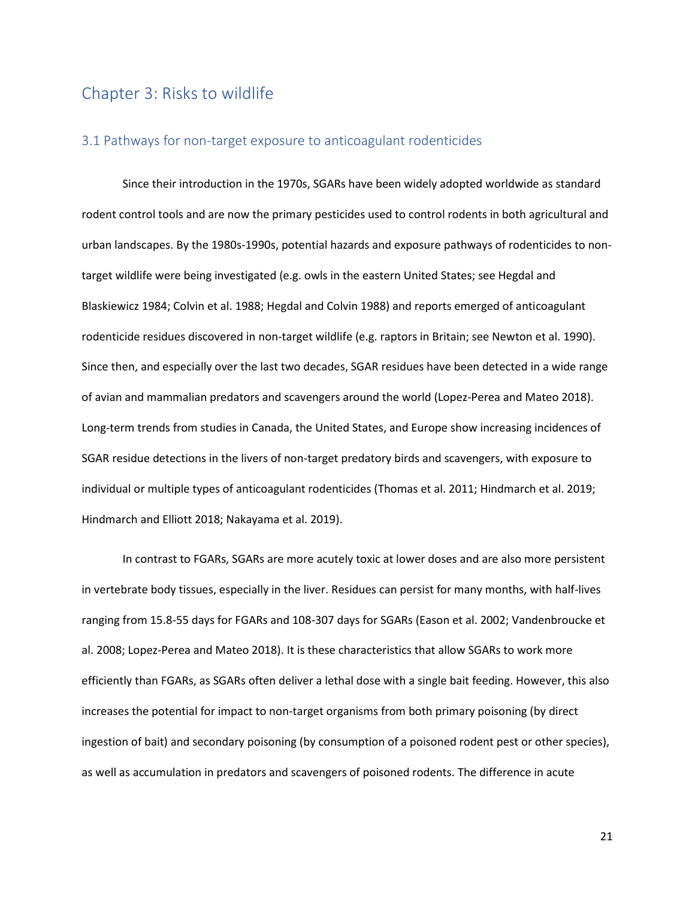# Chapter 3: Risks to wildlife

## 3.1 Pathways for non-target exposure to anticoagulant rodenticides

Since their introduction in the 1970s, SGARs have been widely adopted worldwide as standard rodent control tools and are now the primary pesticides used to control rodents in both agricultural and urban landscapes. By the 1980s-1990s, potential hazards and exposure pathways of rodenticides to non-target wildlife were being investigated (e.g. owls in the eastern United States; see Hegdal and Blaskiewicz 1984; Colvin et al. 1988; Hegdal and Colvin 1988) and reports emerged of anticoagulant rodenticide residues discovered in non-target wildlife (e.g. raptors in Britain; see Newton et al. 1990). Since then, and especially over the last two decades, SGAR residues have been detected in a wide range of avian and mammalian predators and scavengers around the world (Lopez-Perea and Mateo 2018). Long-term trends from studies in Canada, the United States, and Europe show increasing incidences of SGAR residue detections in the livers of non-target predatory birds and scavengers, with exposure to individual or multiple types of anticoagulant rodenticides (Thomas et al. 2011; Hindmarch et al. 2019; Hindmarch and Elliott 2018; Nakayama et al. 2019).

In contrast to FGARs, SGARs are more acutely toxic at lower doses and are also more persistent in vertebrate body tissues, especially in the liver. Residues can persist for many months, with half-lives ranging from 15.8-55 days for FGARs and 108-307 days for SGARs (Eason et al. 2002; Vandenbroucke et al. 2008; Lopez-Perea and Mateo 2018). It is these characteristics that allow SGARs to work more efficiently than FGARs, as SGARs often deliver a lethal dose with a single bait feeding. However, this also increases the potential for impact to non-target organisms from both primary poisoning (by direct ingestion of bait) and secondary poisoning (by consumption of a poisoned rodent pest or other species), as well as accumulation in predators and scavengers of poisoned rodents. The difference in acute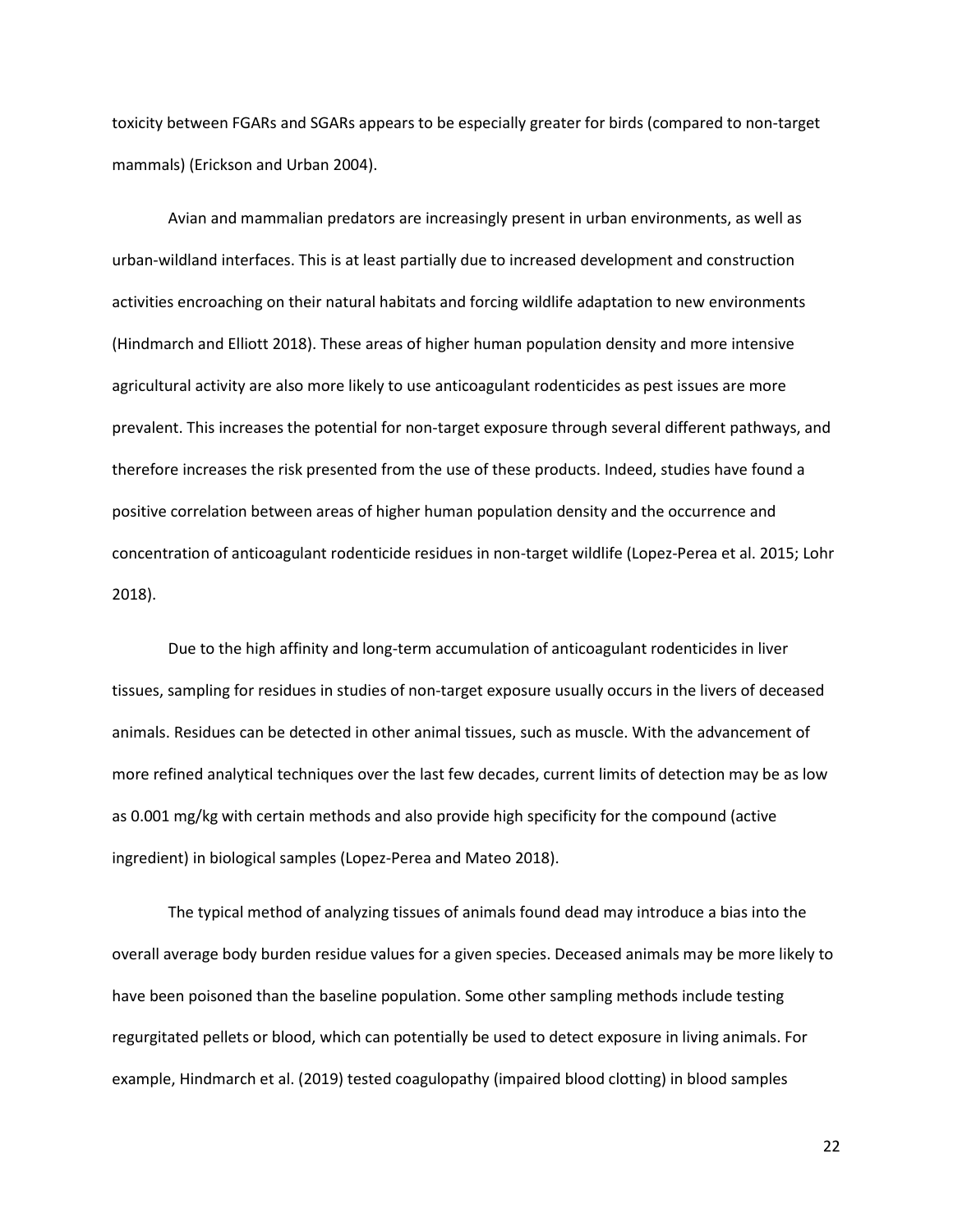toxicity between FGARs and SGARs appears to be especially greater for birds (compared to non-target mammals) (Erickson and Urban 2004).

Avian and mammalian predators are increasingly present in urban environments, as well as urban-wildland interfaces. This is at least partially due to increased development and construction activities encroaching on their natural habitats and forcing wildlife adaptation to new environments (Hindmarch and Elliott 2018). These areas of higher human population density and more intensive agricultural activity are also more likely to use anticoagulant rodenticides as pest issues are more prevalent. This increases the potential for non-target exposure through several different pathways, and therefore increases the risk presented from the use of these products. Indeed, studies have found a positive correlation between areas of higher human population density and the occurrence and concentration of anticoagulant rodenticide residues in non-target wildlife (Lopez-Perea et al. 2015; Lohr 2018).

Due to the high affinity and long-term accumulation of anticoagulant rodenticides in liver tissues, sampling for residues in studies of non-target exposure usually occurs in the livers of deceased animals. Residues can be detected in other animal tissues, such as muscle. With the advancement of more refined analytical techniques over the last few decades, current limits of detection may be as low as 0.001 mg/kg with certain methods and also provide high specificity for the compound (active ingredient) in biological samples (Lopez-Perea and Mateo 2018).

The typical method of analyzing tissues of animals found dead may introduce a bias into the overall average body burden residue values for a given species. Deceased animals may be more likely to have been poisoned than the baseline population. Some other sampling methods include testing regurgitated pellets or blood, which can potentially be used to detect exposure in living animals. For example, Hindmarch et al. (2019) tested coagulopathy (impaired blood clotting) in blood samples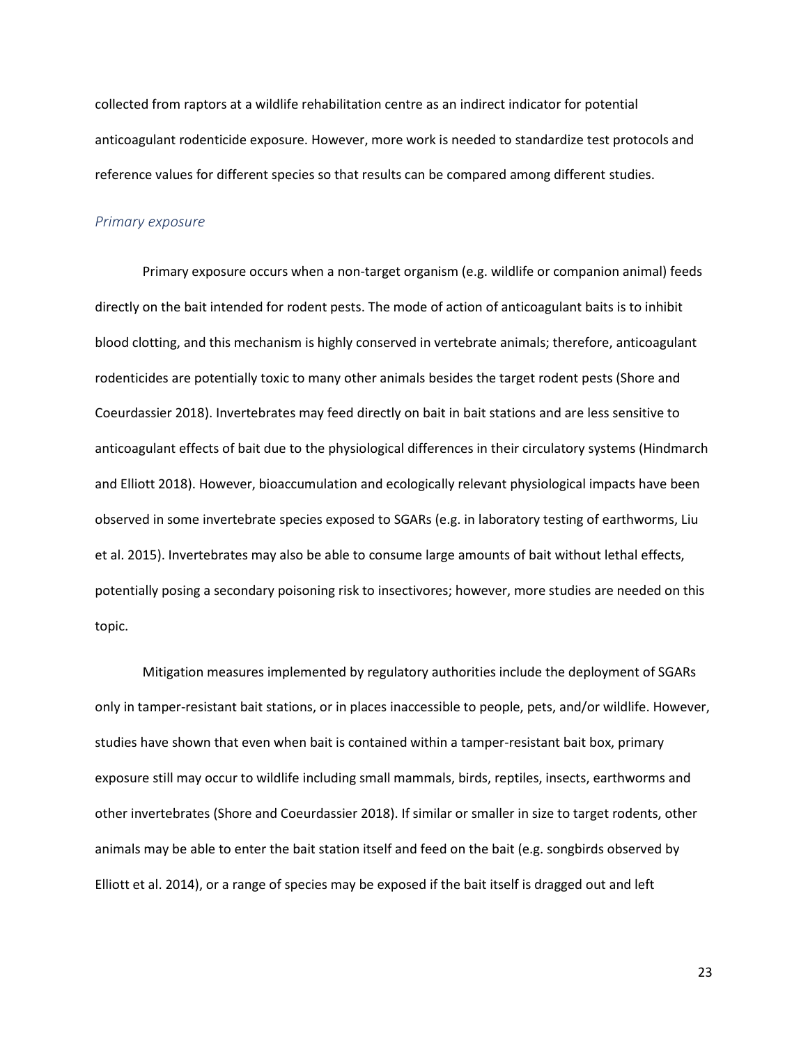collected from raptors at a wildlife rehabilitation centre as an indirect indicator for potential anticoagulant rodenticide exposure. However, more work is needed to standardize test protocols and reference values for different species so that results can be compared among different studies.

### *Primary exposure*

Primary exposure occurs when a non-target organism (e.g. wildlife or companion animal) feeds directly on the bait intended for rodent pests. The mode of action of anticoagulant baits is to inhibit blood clotting, and this mechanism is highly conserved in vertebrate animals; therefore, anticoagulant rodenticides are potentially toxic to many other animals besides the target rodent pests (Shore and Coeurdassier 2018). Invertebrates may feed directly on bait in bait stations and are less sensitive to anticoagulant effects of bait due to the physiological differences in their circulatory systems (Hindmarch and Elliott 2018). However, bioaccumulation and ecologically relevant physiological impacts have been observed in some invertebrate species exposed to SGARs (e.g. in laboratory testing of earthworms, Liu et al. 2015). Invertebrates may also be able to consume large amounts of bait without lethal effects, potentially posing a secondary poisoning risk to insectivores; however, more studies are needed on this topic.

Mitigation measures implemented by regulatory authorities include the deployment of SGARs only in tamper-resistant bait stations, or in places inaccessible to people, pets, and/or wildlife. However, studies have shown that even when bait is contained within a tamper-resistant bait box, primary exposure still may occur to wildlife including small mammals, birds, reptiles, insects, earthworms and other invertebrates (Shore and Coeurdassier 2018). If similar or smaller in size to target rodents, other animals may be able to enter the bait station itself and feed on the bait (e.g. songbirds observed by Elliott et al. 2014), or a range of species may be exposed if the bait itself is dragged out and left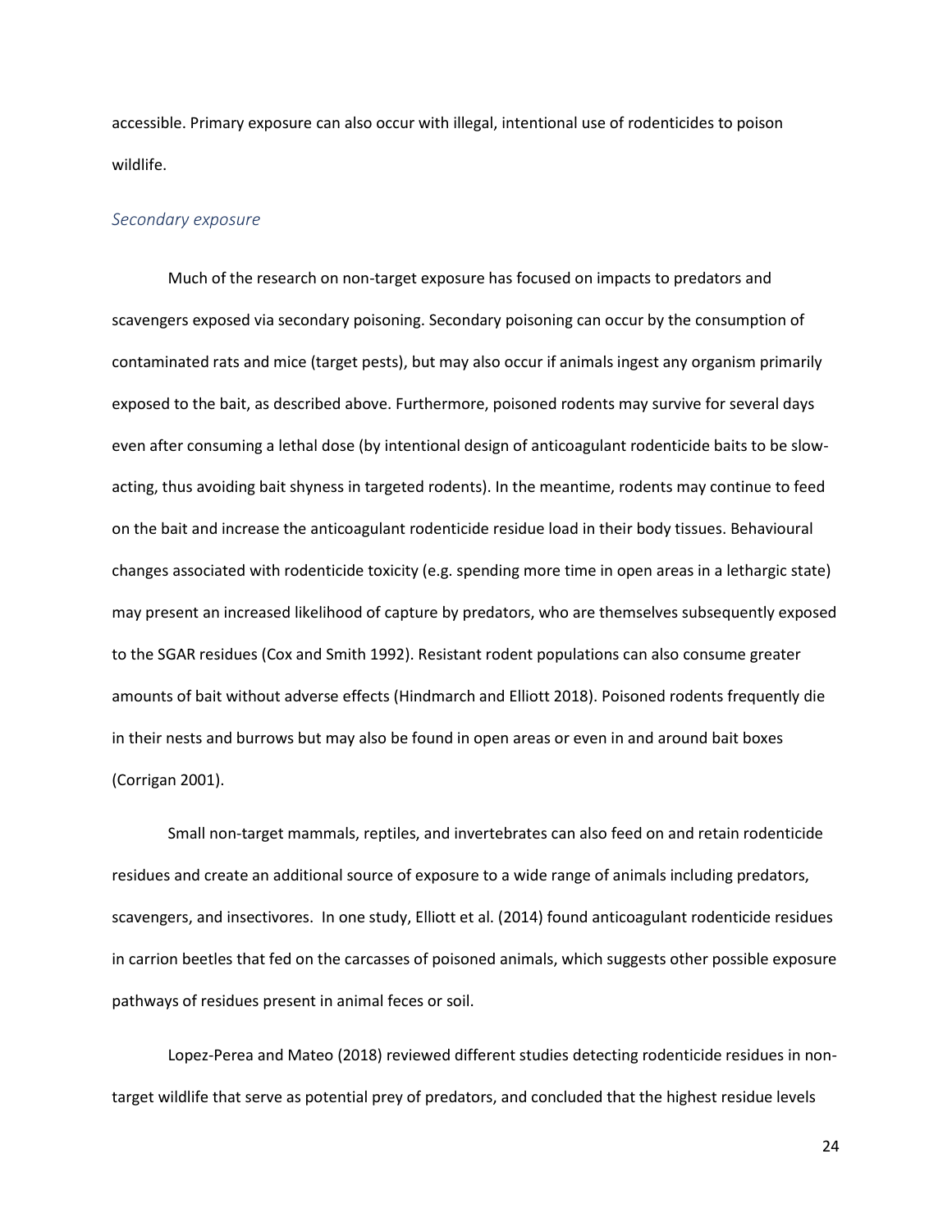accessible. Primary exposure can also occur with illegal, intentional use of rodenticides to poison wildlife.

### *Secondary exposure*

Much of the research on non-target exposure has focused on impacts to predators and scavengers exposed via secondary poisoning. Secondary poisoning can occur by the consumption of contaminated rats and mice (target pests), but may also occur if animals ingest any organism primarily exposed to the bait, as described above. Furthermore, poisoned rodents may survive for several days even after consuming a lethal dose (by intentional design of anticoagulant rodenticide baits to be slow-acting, thus avoiding bait shyness in targeted rodents). In the meantime, rodents may continue to feed on the bait and increase the anticoagulant rodenticide residue load in their body tissues. Behavioural changes associated with rodenticide toxicity (e.g. spending more time in open areas in a lethargic state) may present an increased likelihood of capture by predators, who are themselves subsequently exposed to the SGAR residues (Cox and Smith 1992). Resistant rodent populations can also consume greater amounts of bait without adverse effects (Hindmarch and Elliott 2018). Poisoned rodents frequently die in their nests and burrows but may also be found in open areas or even in and around bait boxes (Corrigan 2001).

Small non-target mammals, reptiles, and invertebrates can also feed on and retain rodenticide residues and create an additional source of exposure to a wide range of animals including predators, scavengers, and insectivores. In one study, Elliott et al. (2014) found anticoagulant rodenticide residues in carrion beetles that fed on the carcasses of poisoned animals, which suggests other possible exposure pathways of residues present in animal feces or soil.

Lopez-Perea and Mateo (2018) reviewed different studies detecting rodenticide residues in non-target wildlife that serve as potential prey of predators, and concluded that the highest residue levels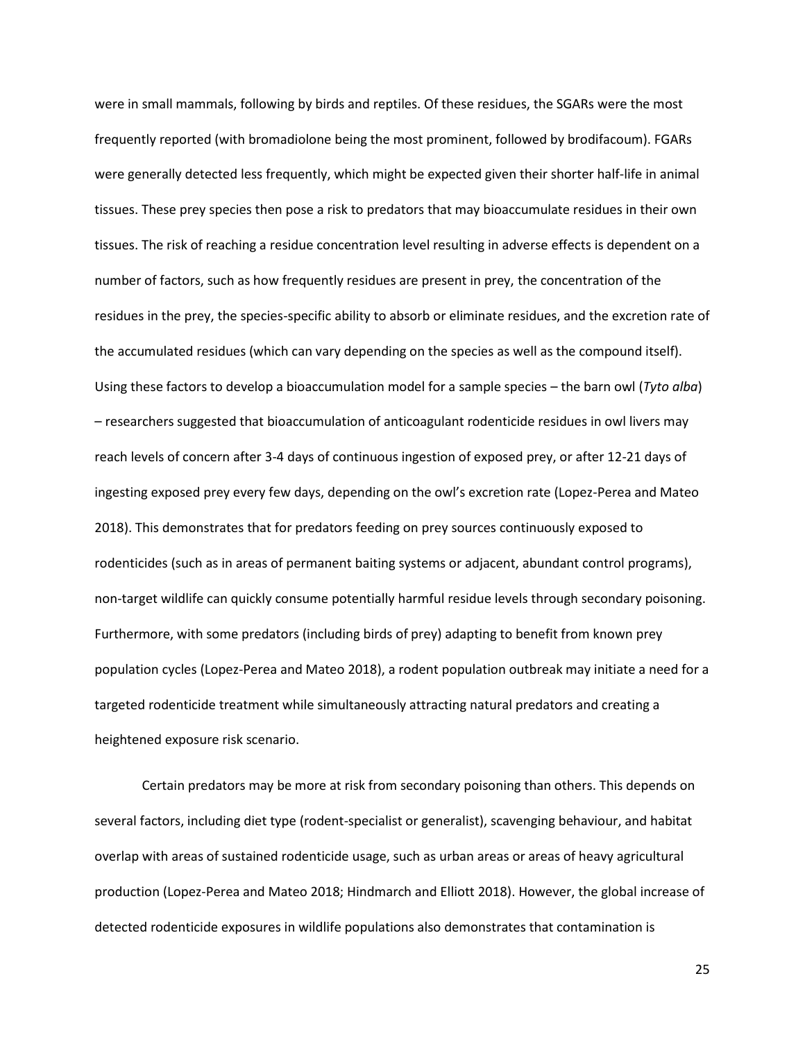were in small mammals, following by birds and reptiles. Of these residues, the SGARs were the most frequently reported (with bromadiolone being the most prominent, followed by brodifacoum). FGARs were generally detected less frequently, which might be expected given their shorter half-life in animal tissues. These prey species then pose a risk to predators that may bioaccumulate residues in their own tissues. The risk of reaching a residue concentration level resulting in adverse effects is dependent on a number of factors, such as how frequently residues are present in prey, the concentration of the residues in the prey, the species-specific ability to absorb or eliminate residues, and the excretion rate of the accumulated residues (which can vary depending on the species as well as the compound itself). Using these factors to develop a bioaccumulation model for a sample species – the barn owl (*Tyto alba*) – researchers suggested that bioaccumulation of anticoagulant rodenticide residues in owl livers may reach levels of concern after 3-4 days of continuous ingestion of exposed prey, or after 12-21 days of ingesting exposed prey every few days, depending on the owl's excretion rate (Lopez-Perea and Mateo 2018). This demonstrates that for predators feeding on prey sources continuously exposed to rodenticides (such as in areas of permanent baiting systems or adjacent, abundant control programs), non-target wildlife can quickly consume potentially harmful residue levels through secondary poisoning. Furthermore, with some predators (including birds of prey) adapting to benefit from known prey population cycles (Lopez-Perea and Mateo 2018), a rodent population outbreak may initiate a need for a targeted rodenticide treatment while simultaneously attracting natural predators and creating a heightened exposure risk scenario.

Certain predators may be more at risk from secondary poisoning than others. This depends on several factors, including diet type (rodent-specialist or generalist), scavenging behaviour, and habitat overlap with areas of sustained rodenticide usage, such as urban areas or areas of heavy agricultural production (Lopez-Perea and Mateo 2018; Hindmarch and Elliott 2018). However, the global increase of detected rodenticide exposures in wildlife populations also demonstrates that contamination is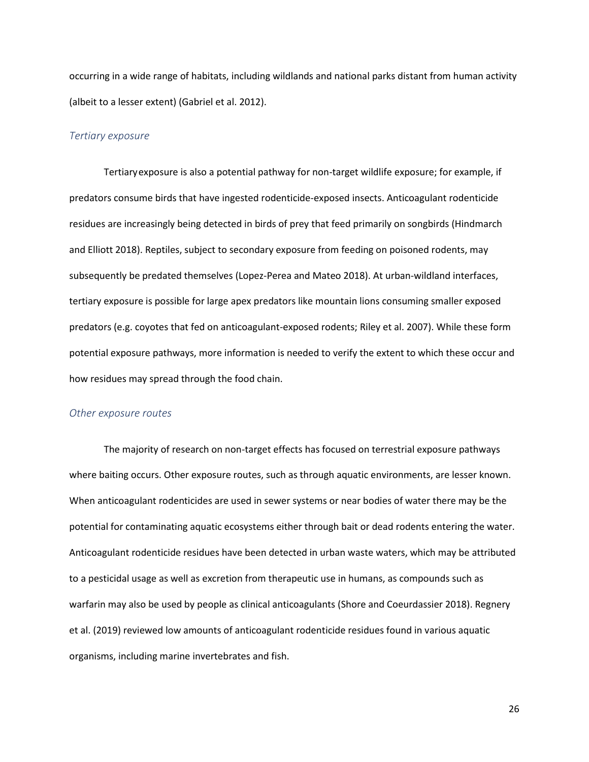occurring in a wide range of habitats, including wildlands and national parks distant from human activity (albeit to a lesser extent) (Gabriel et al. 2012).

### *Tertiary exposure*

Tertiary exposure is also a potential pathway for non-target wildlife exposure; for example, if predators consume birds that have ingested rodenticide-exposed insects. Anticoagulant rodenticide residues are increasingly being detected in birds of prey that feed primarily on songbirds (Hindmarch and Elliott 2018). Reptiles, subject to secondary exposure from feeding on poisoned rodents, may subsequently be predated themselves (Lopez-Perea and Mateo 2018). At urban-wildland interfaces, tertiary exposure is possible for large apex predators like mountain lions consuming smaller exposed predators (e.g. coyotes that fed on anticoagulant-exposed rodents; Riley et al. 2007). While these form potential exposure pathways, more information is needed to verify the extent to which these occur and how residues may spread through the food chain.

### *Other exposure routes*

The majority of research on non-target effects has focused on terrestrial exposure pathways where baiting occurs. Other exposure routes, such as through aquatic environments, are lesser known. When anticoagulant rodenticides are used in sewer systems or near bodies of water there may be the potential for contaminating aquatic ecosystems either through bait or dead rodents entering the water. Anticoagulant rodenticide residues have been detected in urban waste waters, which may be attributed to a pesticidal usage as well as excretion from therapeutic use in humans, as compounds such as warfarin may also be used by people as clinical anticoagulants (Shore and Coeurdassier 2018). Regnery et al. (2019) reviewed low amounts of anticoagulant rodenticide residues found in various aquatic organisms, including marine invertebrates and fish.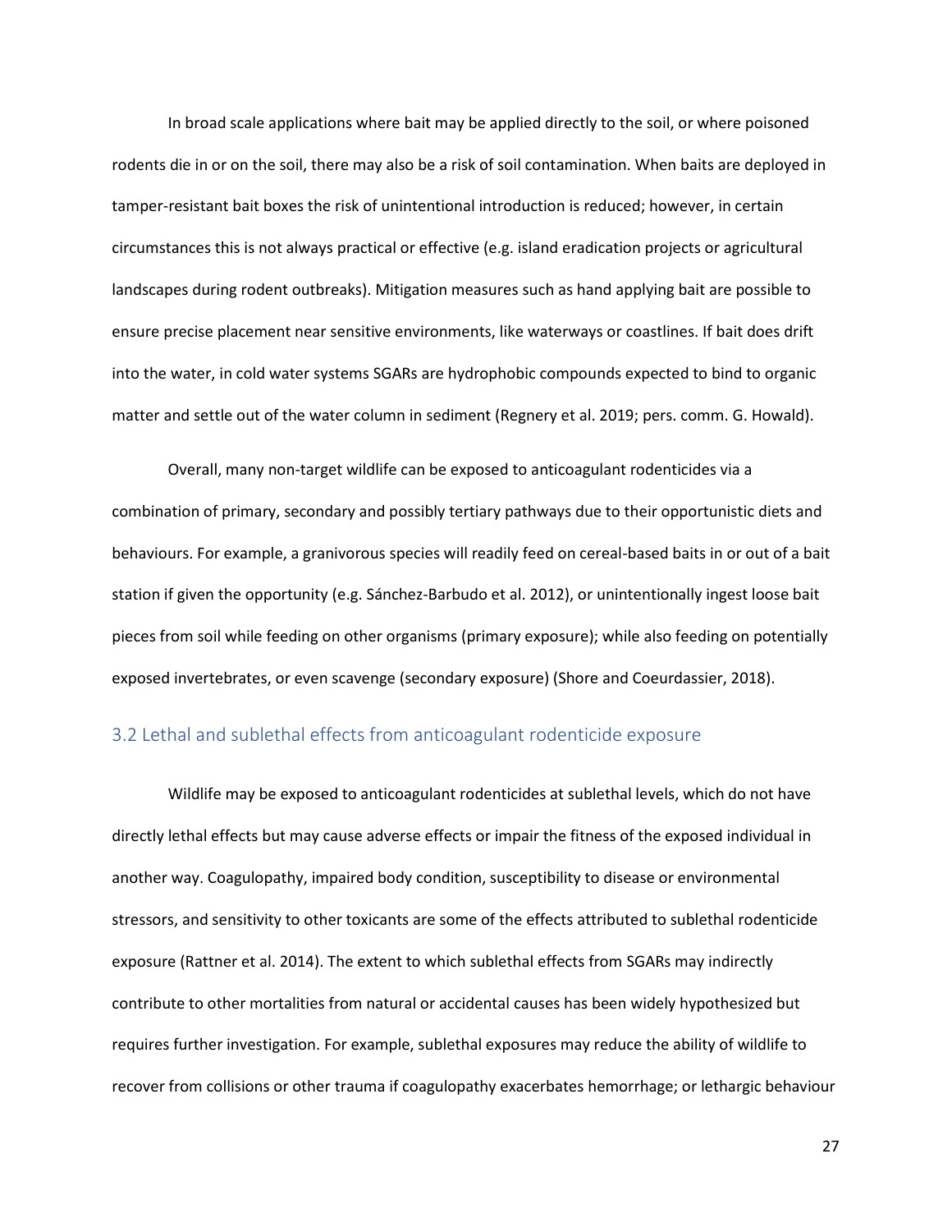In broad scale applications where bait may be applied directly to the soil, or where poisoned rodents die in or on the soil, there may also be a risk of soil contamination. When baits are deployed in tamper-resistant bait boxes the risk of unintentional introduction is reduced; however, in certain circumstances this is not always practical or effective (e.g. island eradication projects or agricultural landscapes during rodent outbreaks). Mitigation measures such as hand applying bait are possible to ensure precise placement near sensitive environments, like waterways or coastlines. If bait does drift into the water, in cold water systems SGARs are hydrophobic compounds expected to bind to organic matter and settle out of the water column in sediment (Regnery et al. 2019; pers. comm. G. Howald).

Overall, many non-target wildlife can be exposed to anticoagulant rodenticides via a combination of primary, secondary and possibly tertiary pathways due to their opportunistic diets and behaviours. For example, a granivorous species will readily feed on cereal-based baits in or out of a bait station if given the opportunity (e.g. Sánchez-Barbudo et al. 2012), or unintentionally ingest loose bait pieces from soil while feeding on other organisms (primary exposure); while also feeding on potentially exposed invertebrates, or even scavenge (secondary exposure) (Shore and Coeurdassier, 2018).

## 3.2 Lethal and sublethal effects from anticoagulant rodenticide exposure

Wildlife may be exposed to anticoagulant rodenticides at sublethal levels, which do not have directly lethal effects but may cause adverse effects or impair the fitness of the exposed individual in another way. Coagulopathy, impaired body condition, susceptibility to disease or environmental stressors, and sensitivity to other toxicants are some of the effects attributed to sublethal rodenticide exposure (Rattner et al. 2014). The extent to which sublethal effects from SGARs may indirectly contribute to other mortalities from natural or accidental causes has been widely hypothesized but requires further investigation. For example, sublethal exposures may reduce the ability of wildlife to recover from collisions or other trauma if coagulopathy exacerbates hemorrhage; or lethargic behaviour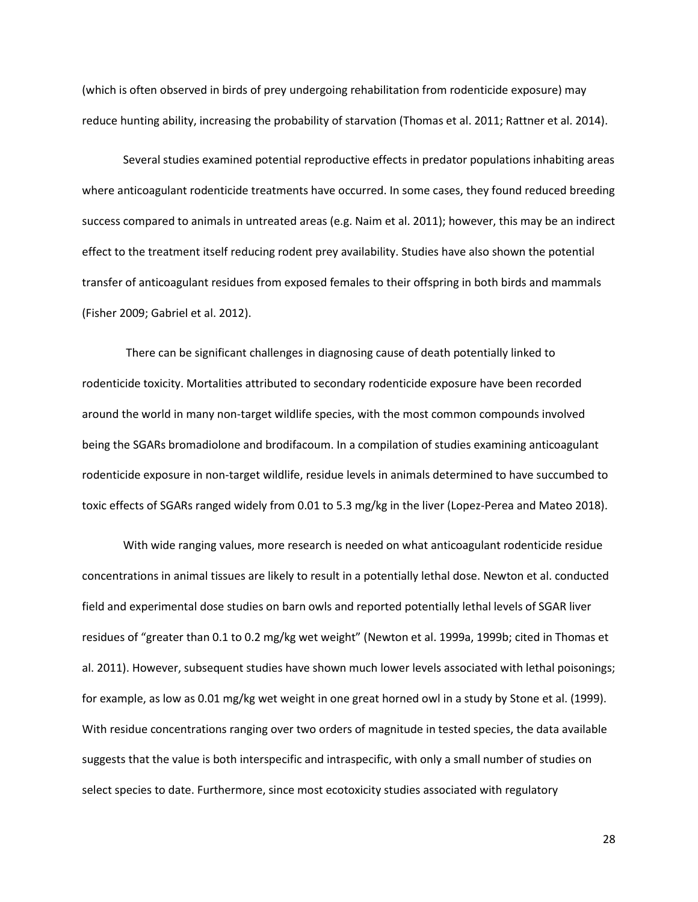(which is often observed in birds of prey undergoing rehabilitation from rodenticide exposure) may reduce hunting ability, increasing the probability of starvation (Thomas et al. 2011; Rattner et al. 2014).

Several studies examined potential reproductive effects in predator populations inhabiting areas where anticoagulant rodenticide treatments have occurred. In some cases, they found reduced breeding success compared to animals in untreated areas (e.g. Naim et al. 2011); however, this may be an indirect effect to the treatment itself reducing rodent prey availability. Studies have also shown the potential transfer of anticoagulant residues from exposed females to their offspring in both birds and mammals (Fisher 2009; Gabriel et al. 2012).

There can be significant challenges in diagnosing cause of death potentially linked to rodenticide toxicity. Mortalities attributed to secondary rodenticide exposure have been recorded around the world in many non-target wildlife species, with the most common compounds involved being the SGARs bromadiolone and brodifacoum. In a compilation of studies examining anticoagulant rodenticide exposure in non-target wildlife, residue levels in animals determined to have succumbed to toxic effects of SGARs ranged widely from 0.01 to 5.3 mg/kg in the liver (Lopez-Perea and Mateo 2018).

With wide ranging values, more research is needed on what anticoagulant rodenticide residue concentrations in animal tissues are likely to result in a potentially lethal dose. Newton et al. conducted field and experimental dose studies on barn owls and reported potentially lethal levels of SGAR liver residues of "greater than 0.1 to 0.2 mg/kg wet weight" (Newton et al. 1999a, 1999b; cited in Thomas et al. 2011). However, subsequent studies have shown much lower levels associated with lethal poisonings; for example, as low as 0.01 mg/kg wet weight in one great horned owl in a study by Stone et al. (1999). With residue concentrations ranging over two orders of magnitude in tested species, the data available suggests that the value is both interspecific and intraspecific, with only a small number of studies on select species to date. Furthermore, since most ecotoxicity studies associated with regulatory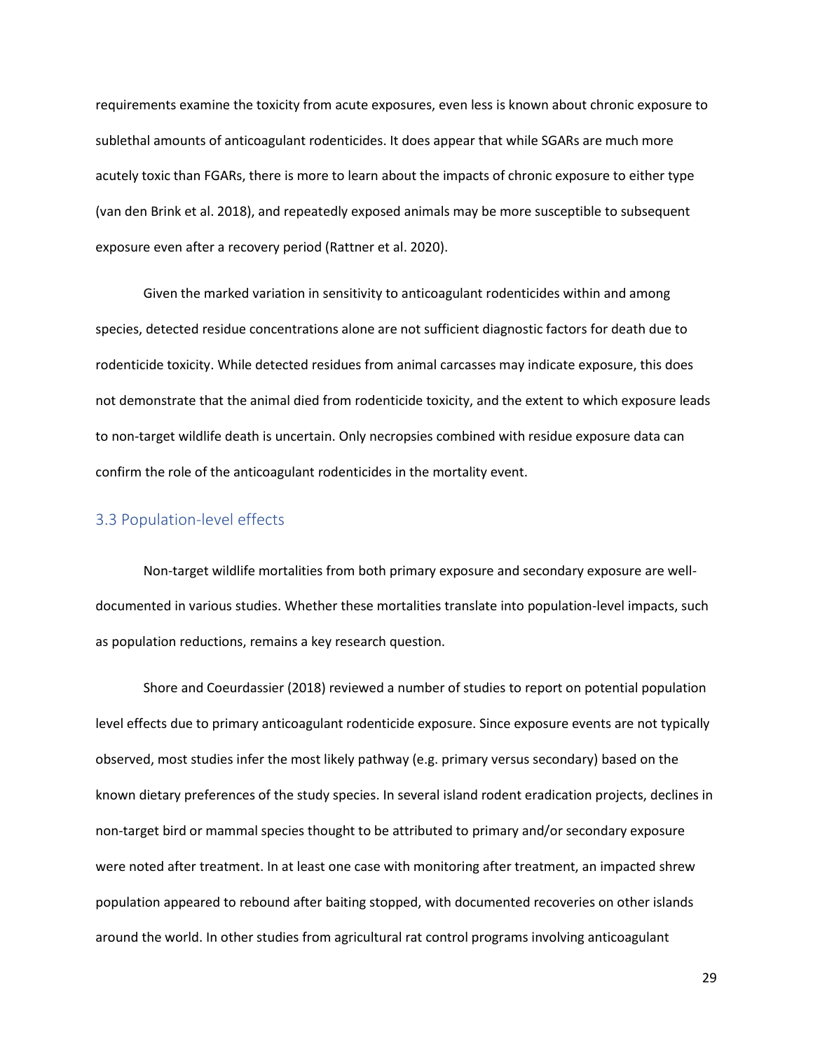requirements examine the toxicity from acute exposures, even less is known about chronic exposure to sublethal amounts of anticoagulant rodenticides. It does appear that while SGARs are much more acutely toxic than FGARs, there is more to learn about the impacts of chronic exposure to either type (van den Brink et al. 2018), and repeatedly exposed animals may be more susceptible to subsequent exposure even after a recovery period (Rattner et al. 2020).

Given the marked variation in sensitivity to anticoagulant rodenticides within and among species, detected residue concentrations alone are not sufficient diagnostic factors for death due to rodenticide toxicity. While detected residues from animal carcasses may indicate exposure, this does not demonstrate that the animal died from rodenticide toxicity, and the extent to which exposure leads to non-target wildlife death is uncertain. Only necropsies combined with residue exposure data can confirm the role of the anticoagulant rodenticides in the mortality event.

## 3.3 Population-level effects

Non-target wildlife mortalities from both primary exposure and secondary exposure are well-documented in various studies. Whether these mortalities translate into population-level impacts, such as population reductions, remains a key research question.

Shore and Coeurdassier (2018) reviewed a number of studies to report on potential population level effects due to primary anticoagulant rodenticide exposure. Since exposure events are not typically observed, most studies infer the most likely pathway (e.g. primary versus secondary) based on the known dietary preferences of the study species. In several island rodent eradication projects, declines in non-target bird or mammal species thought to be attributed to primary and/or secondary exposure were noted after treatment. In at least one case with monitoring after treatment, an impacted shrew population appeared to rebound after baiting stopped, with documented recoveries on other islands around the world. In other studies from agricultural rat control programs involving anticoagulant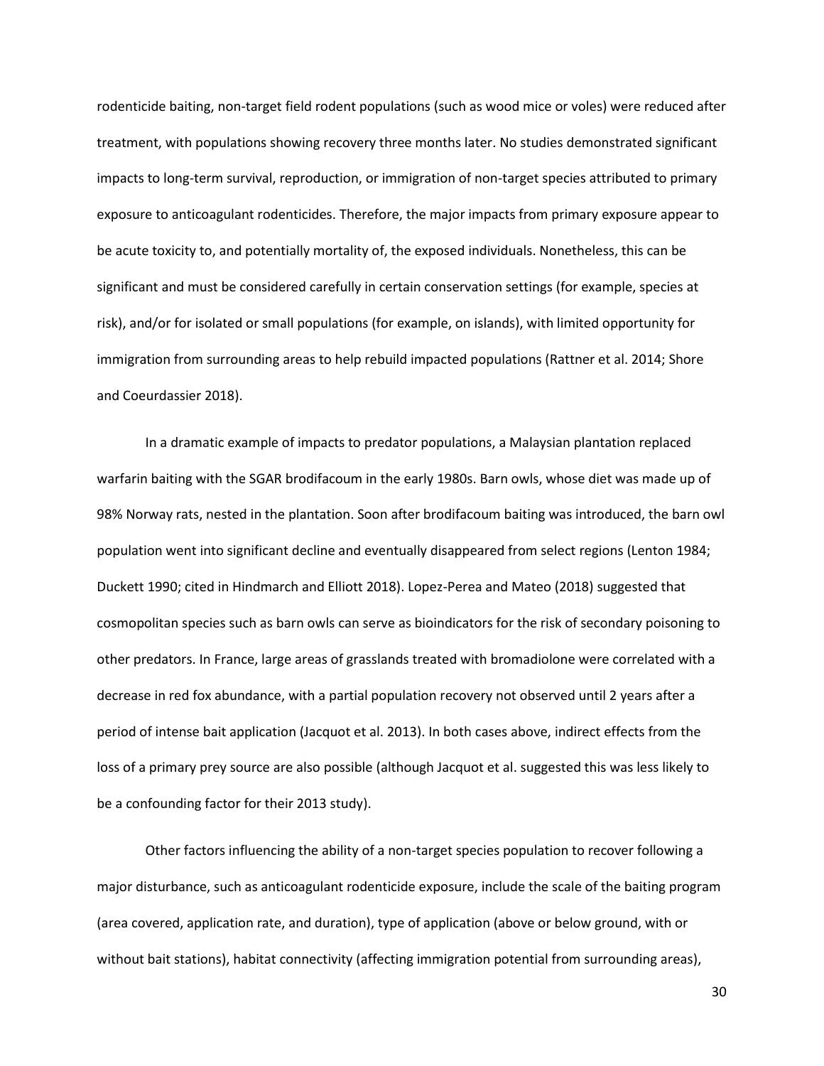rodenticide baiting, non-target field rodent populations (such as wood mice or voles) were reduced after treatment, with populations showing recovery three months later. No studies demonstrated significant impacts to long-term survival, reproduction, or immigration of non-target species attributed to primary exposure to anticoagulant rodenticides. Therefore, the major impacts from primary exposure appear to be acute toxicity to, and potentially mortality of, the exposed individuals. Nonetheless, this can be significant and must be considered carefully in certain conservation settings (for example, species at risk), and/or for isolated or small populations (for example, on islands), with limited opportunity for immigration from surrounding areas to help rebuild impacted populations (Rattner et al. 2014; Shore and Coeurdassier 2018).

In a dramatic example of impacts to predator populations, a Malaysian plantation replaced warfarin baiting with the SGAR brodifacoum in the early 1980s. Barn owls, whose diet was made up of 98% Norway rats, nested in the plantation. Soon after brodifacoum baiting was introduced, the barn owl population went into significant decline and eventually disappeared from select regions (Lenton 1984; Duckett 1990; cited in Hindmarch and Elliott 2018). Lopez-Perea and Mateo (2018) suggested that cosmopolitan species such as barn owls can serve as bioindicators for the risk of secondary poisoning to other predators. In France, large areas of grasslands treated with bromadiolone were correlated with a decrease in red fox abundance, with a partial population recovery not observed until 2 years after a period of intense bait application (Jacquot et al. 2013). In both cases above, indirect effects from the loss of a primary prey source are also possible (although Jacquot et al. suggested this was less likely to be a confounding factor for their 2013 study).

Other factors influencing the ability of a non-target species population to recover following a major disturbance, such as anticoagulant rodenticide exposure, include the scale of the baiting program (area covered, application rate, and duration), type of application (above or below ground, with or without bait stations), habitat connectivity (affecting immigration potential from surrounding areas),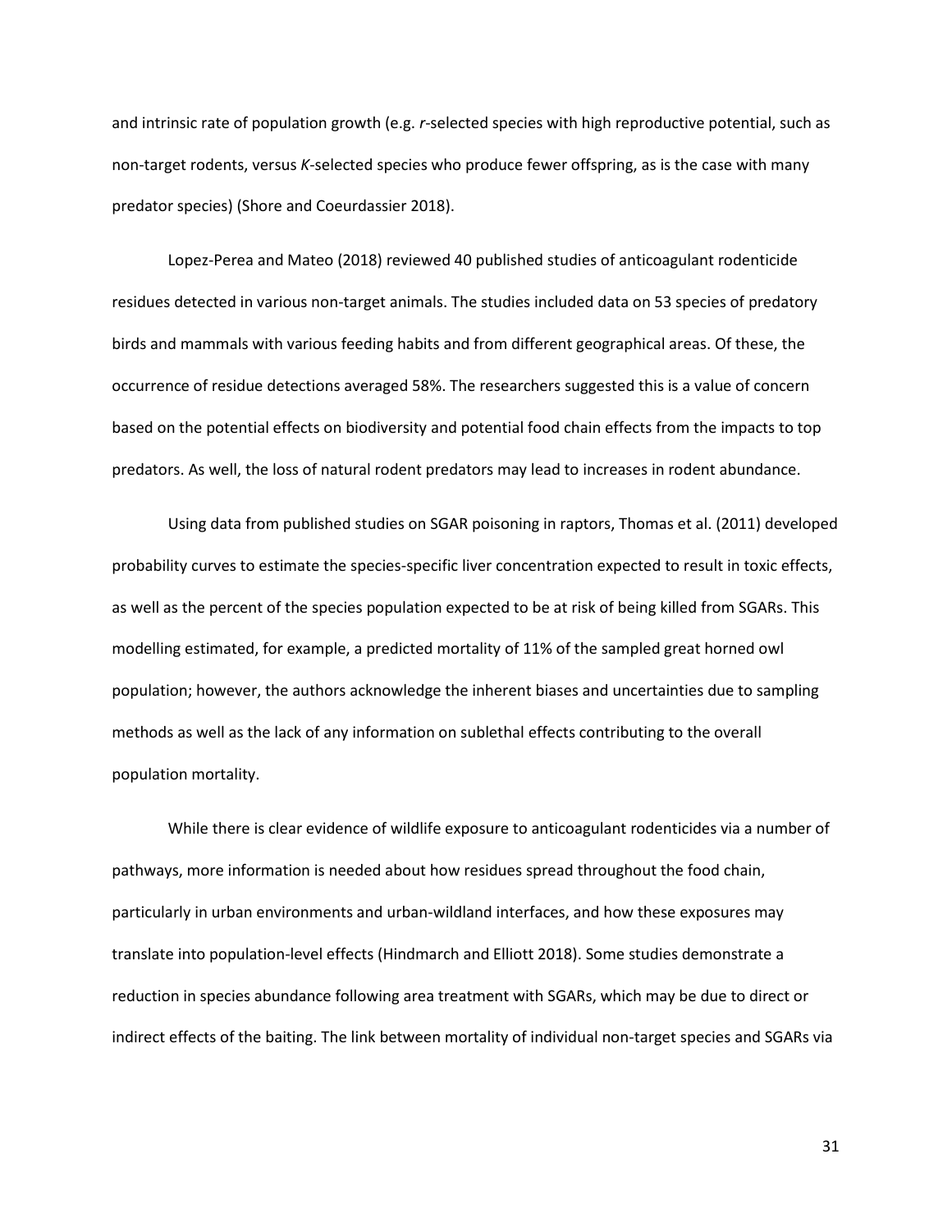and intrinsic rate of population growth (e.g. *r*-selected species with high reproductive potential, such as non-target rodents, versus *K*-selected species who produce fewer offspring, as is the case with many predator species) (Shore and Coeurdassier 2018).

Lopez-Perea and Mateo (2018) reviewed 40 published studies of anticoagulant rodenticide residues detected in various non-target animals. The studies included data on 53 species of predatory birds and mammals with various feeding habits and from different geographical areas. Of these, the occurrence of residue detections averaged 58%. The researchers suggested this is a value of concern based on the potential effects on biodiversity and potential food chain effects from the impacts to top predators. As well, the loss of natural rodent predators may lead to increases in rodent abundance.

Using data from published studies on SGAR poisoning in raptors, Thomas et al. (2011) developed probability curves to estimate the species-specific liver concentration expected to result in toxic effects, as well as the percent of the species population expected to be at risk of being killed from SGARs. This modelling estimated, for example, a predicted mortality of 11% of the sampled great horned owl population; however, the authors acknowledge the inherent biases and uncertainties due to sampling methods as well as the lack of any information on sublethal effects contributing to the overall population mortality.

While there is clear evidence of wildlife exposure to anticoagulant rodenticides via a number of pathways, more information is needed about how residues spread throughout the food chain, particularly in urban environments and urban-wildland interfaces, and how these exposures may translate into population-level effects (Hindmarch and Elliott 2018). Some studies demonstrate a reduction in species abundance following area treatment with SGARs, which may be due to direct or indirect effects of the baiting. The link between mortality of individual non-target species and SGARs via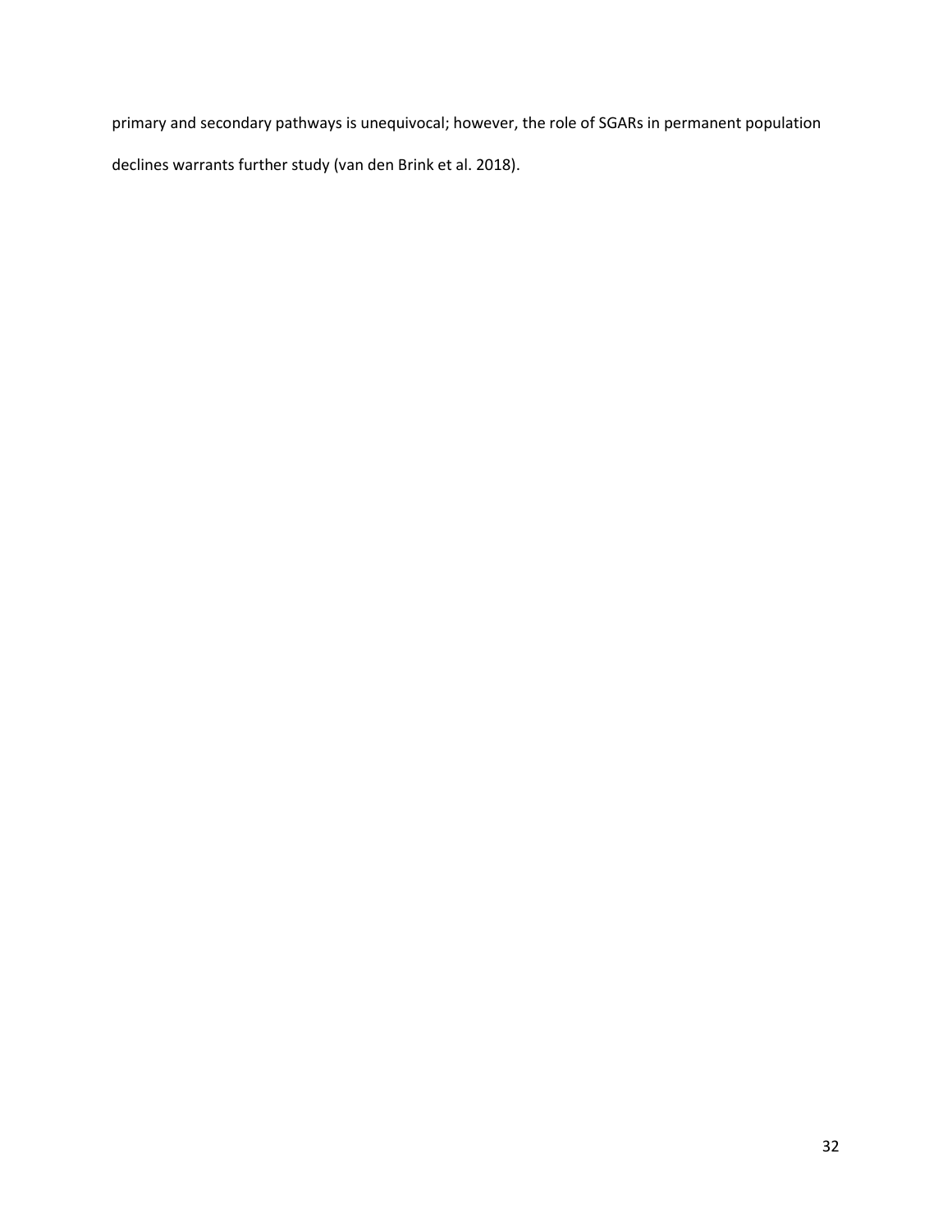primary and secondary pathways is unequivocal; however, the role of SGARs in permanent population declines warrants further study (van den Brink et al. 2018).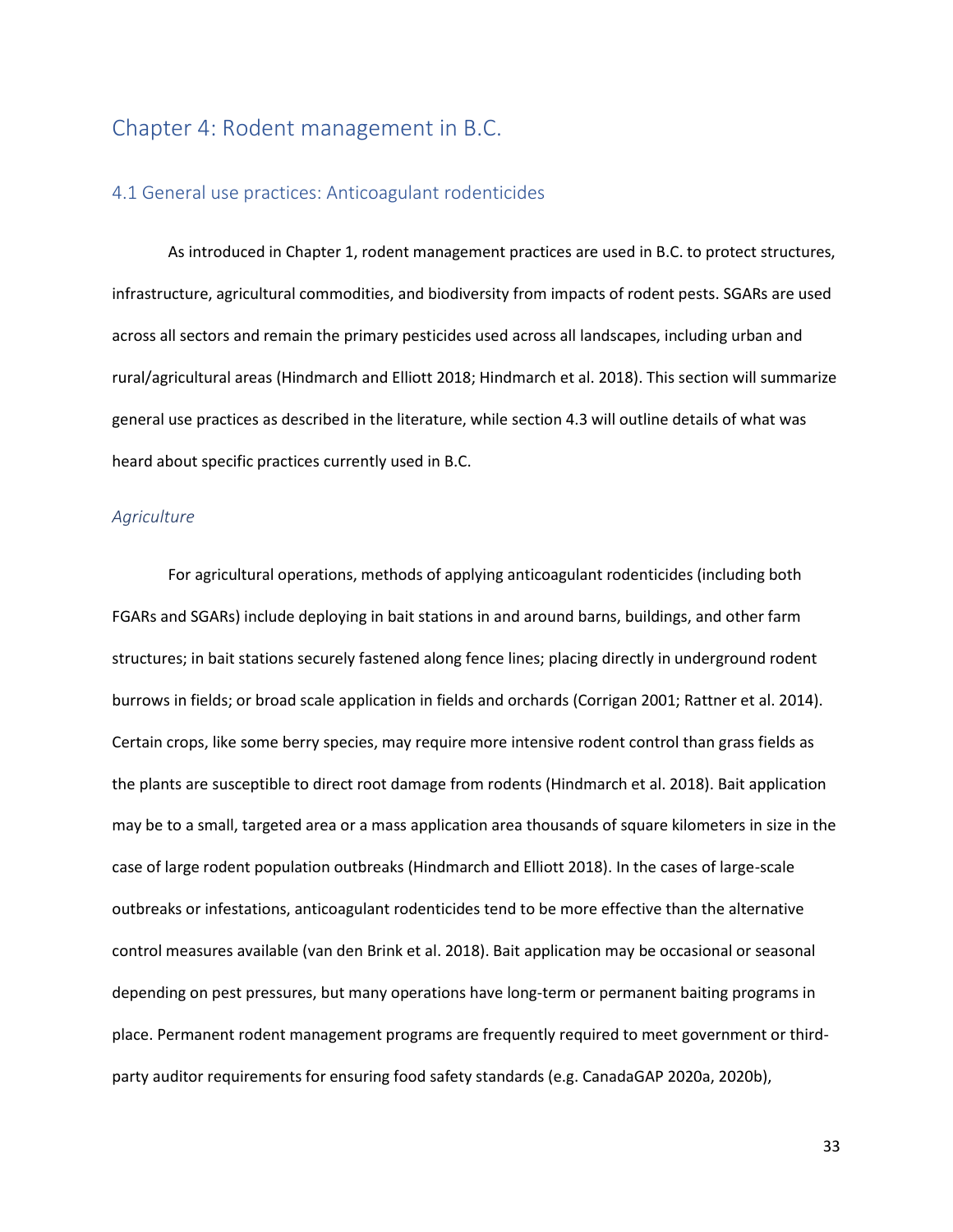# Chapter 4: Rodent management in B.C.

## 4.1 General use practices: Anticoagulant rodenticides

As introduced in Chapter 1, rodent management practices are used in B.C. to protect structures, infrastructure, agricultural commodities, and biodiversity from impacts of rodent pests. SGARs are used across all sectors and remain the primary pesticides used across all landscapes, including urban and rural/agricultural areas (Hindmarch and Elliott 2018; Hindmarch et al. 2018). This section will summarize general use practices as described in the literature, while section 4.3 will outline details of what was heard about specific practices currently used in B.C.

### *Agriculture*

For agricultural operations, methods of applying anticoagulant rodenticides (including both FGARs and SGARs) include deploying in bait stations in and around barns, buildings, and other farm structures; in bait stations securely fastened along fence lines; placing directly in underground rodent burrows in fields; or broad scale application in fields and orchards (Corrigan 2001; Rattner et al. 2014). Certain crops, like some berry species, may require more intensive rodent control than grass fields as the plants are susceptible to direct root damage from rodents (Hindmarch et al. 2018). Bait application may be to a small, targeted area or a mass application area thousands of square kilometers in size in the case of large rodent population outbreaks (Hindmarch and Elliott 2018). In the cases of large-scale outbreaks or infestations, anticoagulant rodenticides tend to be more effective than the alternative control measures available (van den Brink et al. 2018). Bait application may be occasional or seasonal depending on pest pressures, but many operations have long-term or permanent baiting programs in place. Permanent rodent management programs are frequently required to meet government or third-party auditor requirements for ensuring food safety standards (e.g. CanadaGAP 2020a, 2020b),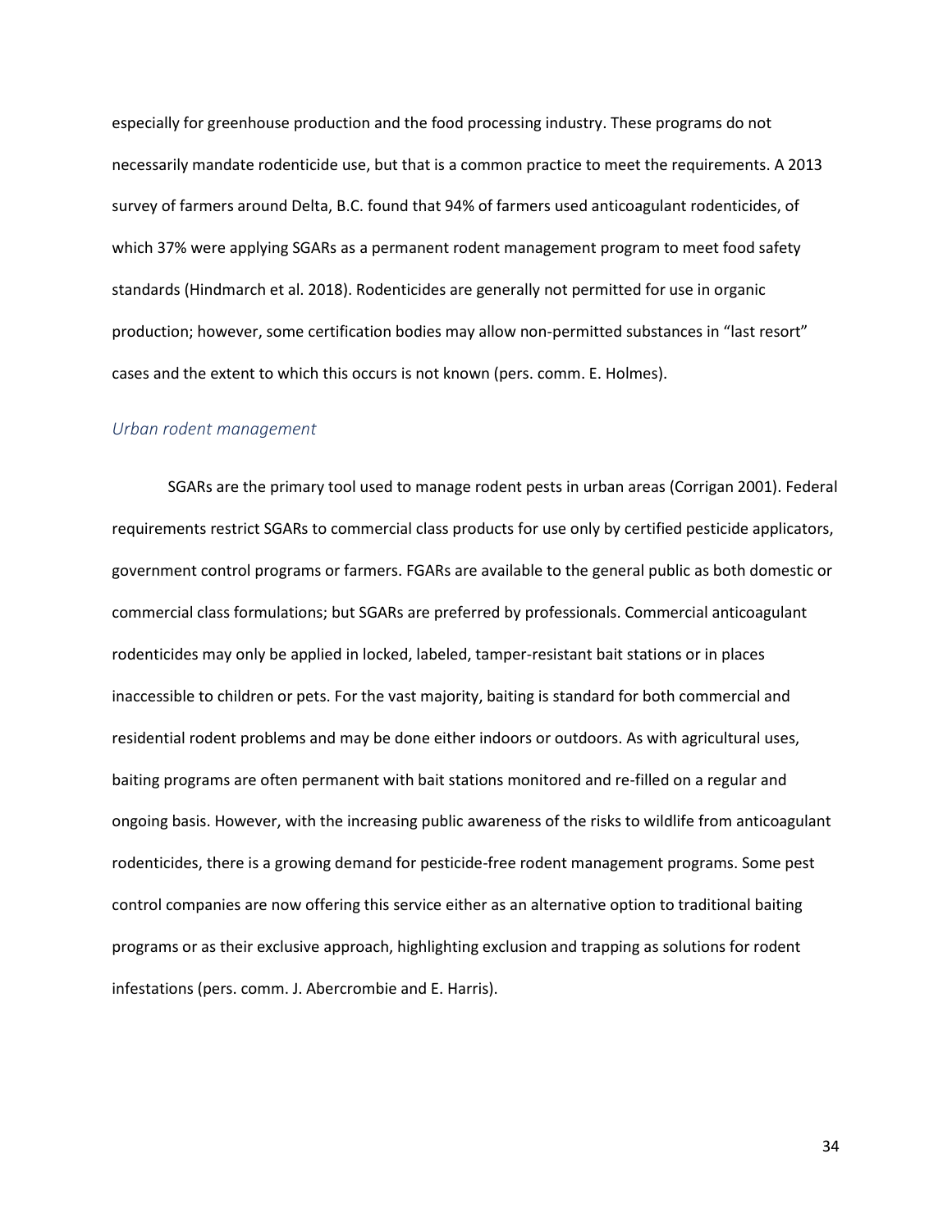especially for greenhouse production and the food processing industry. These programs do not necessarily mandate rodenticide use, but that is a common practice to meet the requirements. A 2013 survey of farmers around Delta, B.C. found that 94% of farmers used anticoagulant rodenticides, of which 37% were applying SGARs as a permanent rodent management program to meet food safety standards (Hindmarch et al. 2018). Rodenticides are generally not permitted for use in organic production; however, some certification bodies may allow non-permitted substances in "last resort" cases and the extent to which this occurs is not known (pers. comm. E. Holmes).

### *Urban rodent management*

SGARs are the primary tool used to manage rodent pests in urban areas (Corrigan 2001). Federal requirements restrict SGARs to commercial class products for use only by certified pesticide applicators, government control programs or farmers. FGARs are available to the general public as both domestic or commercial class formulations; but SGARs are preferred by professionals. Commercial anticoagulant rodenticides may only be applied in locked, labeled, tamper-resistant bait stations or in places inaccessible to children or pets. For the vast majority, baiting is standard for both commercial and residential rodent problems and may be done either indoors or outdoors. As with agricultural uses, baiting programs are often permanent with bait stations monitored and re-filled on a regular and ongoing basis. However, with the increasing public awareness of the risks to wildlife from anticoagulant rodenticides, there is a growing demand for pesticide-free rodent management programs. Some pest control companies are now offering this service either as an alternative option to traditional baiting programs or as their exclusive approach, highlighting exclusion and trapping as solutions for rodent infestations (pers. comm. J. Abercrombie and E. Harris).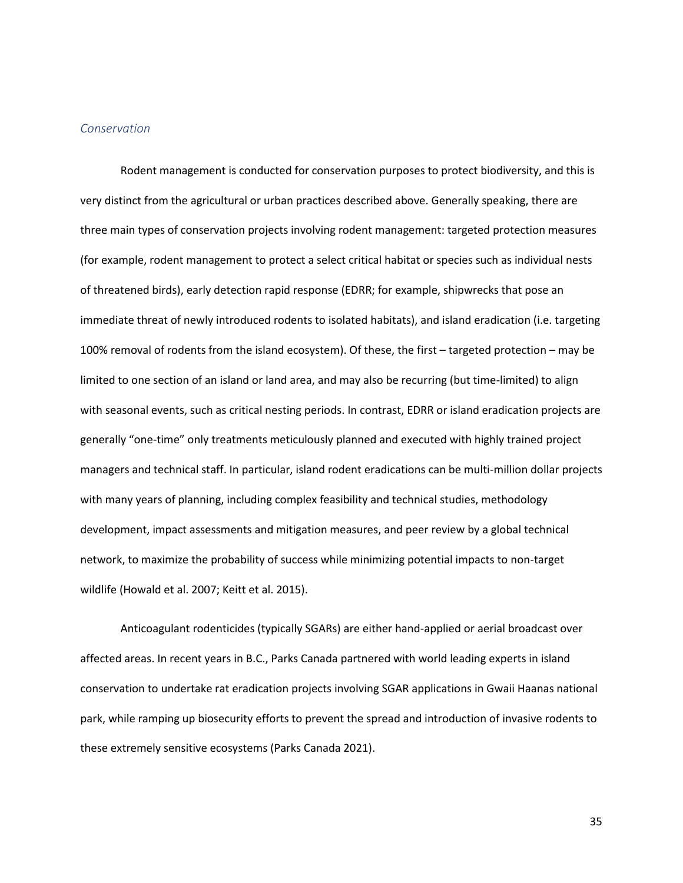### *Conservation*

Rodent management is conducted for conservation purposes to protect biodiversity, and this is very distinct from the agricultural or urban practices described above. Generally speaking, there are three main types of conservation projects involving rodent management: targeted protection measures (for example, rodent management to protect a select critical habitat or species such as individual nests of threatened birds), early detection rapid response (EDRR; for example, shipwrecks that pose an immediate threat of newly introduced rodents to isolated habitats), and island eradication (i.e. targeting 100% removal of rodents from the island ecosystem). Of these, the first – targeted protection – may be limited to one section of an island or land area, and may also be recurring (but time-limited) to align with seasonal events, such as critical nesting periods. In contrast, EDRR or island eradication projects are generally "one-time" only treatments meticulously planned and executed with highly trained project managers and technical staff. In particular, island rodent eradications can be multi-million dollar projects with many years of planning, including complex feasibility and technical studies, methodology development, impact assessments and mitigation measures, and peer review by a global technical network, to maximize the probability of success while minimizing potential impacts to non-target wildlife (Howald et al. 2007; Keitt et al. 2015).

Anticoagulant rodenticides (typically SGARs) are either hand-applied or aerial broadcast over affected areas. In recent years in B.C., Parks Canada partnered with world leading experts in island conservation to undertake rat eradication projects involving SGAR applications in Gwaii Haanas national park, while ramping up biosecurity efforts to prevent the spread and introduction of invasive rodents to these extremely sensitive ecosystems (Parks Canada 2021).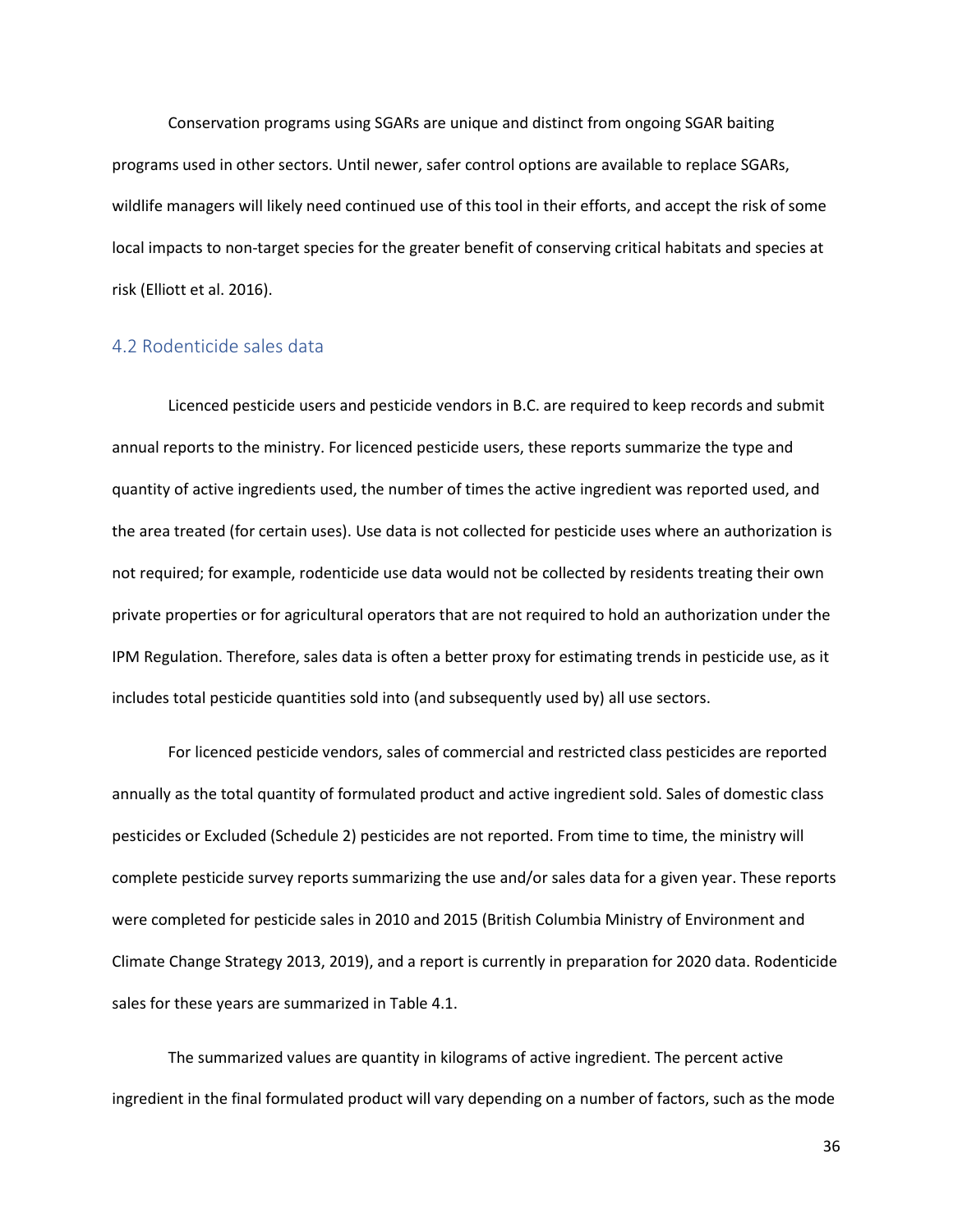Conservation programs using SGARs are unique and distinct from ongoing SGAR baiting programs used in other sectors. Until newer, safer control options are available to replace SGARs, wildlife managers will likely need continued use of this tool in their efforts, and accept the risk of some local impacts to non-target species for the greater benefit of conserving critical habitats and species at risk (Elliott et al. 2016).

## 4.2 Rodenticide sales data

Licenced pesticide users and pesticide vendors in B.C. are required to keep records and submit annual reports to the ministry. For licenced pesticide users, these reports summarize the type and quantity of active ingredients used, the number of times the active ingredient was reported used, and the area treated (for certain uses). Use data is not collected for pesticide uses where an authorization is not required; for example, rodenticide use data would not be collected by residents treating their own private properties or for agricultural operators that are not required to hold an authorization under the IPM Regulation. Therefore, sales data is often a better proxy for estimating trends in pesticide use, as it includes total pesticide quantities sold into (and subsequently used by) all use sectors.

For licenced pesticide vendors, sales of commercial and restricted class pesticides are reported annually as the total quantity of formulated product and active ingredient sold. Sales of domestic class pesticides or Excluded (Schedule 2) pesticides are not reported. From time to time, the ministry will complete pesticide survey reports summarizing the use and/or sales data for a given year. These reports were completed for pesticide sales in 2010 and 2015 (British Columbia Ministry of Environment and Climate Change Strategy 2013, 2019), and a report is currently in preparation for 2020 data. Rodenticide sales for these years are summarized in Table 4.1.

The summarized values are quantity in kilograms of active ingredient. The percent active ingredient in the final formulated product will vary depending on a number of factors, such as the mode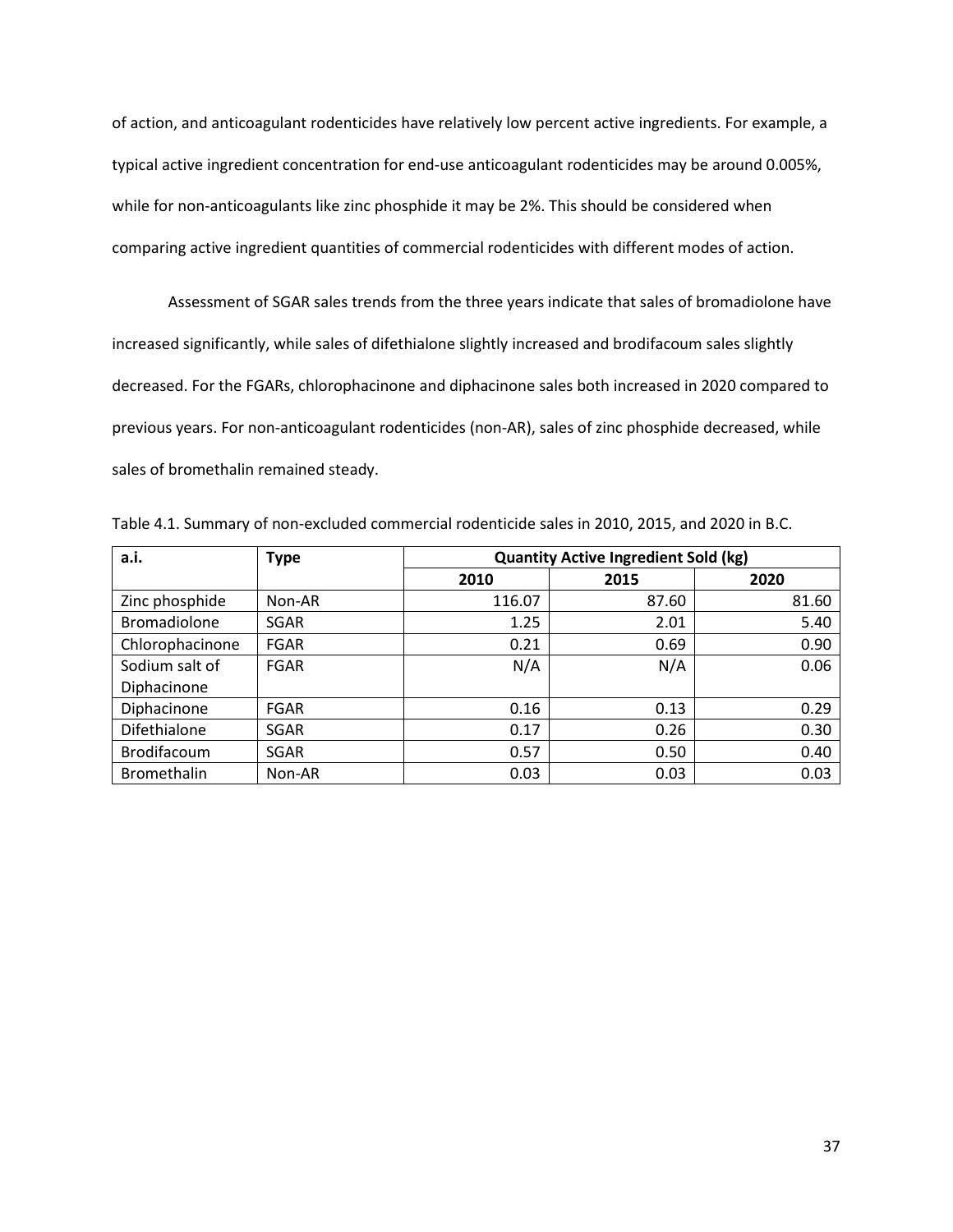of action, and anticoagulant rodenticides have relatively low percent active ingredients. For example, a typical active ingredient concentration for end-use anticoagulant rodenticides may be around 0.005%, while for non-anticoagulants like zinc phosphide it may be 2%. This should be considered when comparing active ingredient quantities of commercial rodenticides with different modes of action.

Assessment of SGAR sales trends from the three years indicate that sales of bromadiolone have increased significantly, while sales of difethialone slightly increased and brodifacoum sales slightly decreased. For the FGARs, chlorophacinone and diphacinone sales both increased in 2020 compared to previous years. For non-anticoagulant rodenticides (non-AR), sales of zinc phosphide decreased, while sales of bromethalin remained steady.

Table 4.1. Summary of non-excluded commercial rodenticide sales in 2010, 2015, and 2020 in B.C.

| a.i. | Type | Quantity Active Ingredient Sold (kg) | | |
|---|---|---|---|---|
| | | 2010 | 2015 | 2020 |
| Zinc phosphide | Non-AR | 116.07 | 87.60 | 81.60 |
| Bromadiolone | SGAR | 1.25 | 2.01 | 5.40 |
| Chlorophacinone | FGAR | 0.21 | 0.69 | 0.90 |
| Sodium salt of Diphacinone | FGAR | N/A | N/A | 0.06 |
| Diphacinone | FGAR | 0.16 | 0.13 | 0.29 |
| Difethialone | SGAR | 0.17 | 0.26 | 0.30 |
| Brodifacoum | SGAR | 0.57 | 0.50 | 0.40 |
| Bromethalin | Non-AR | 0.03 | 0.03 | 0.03 |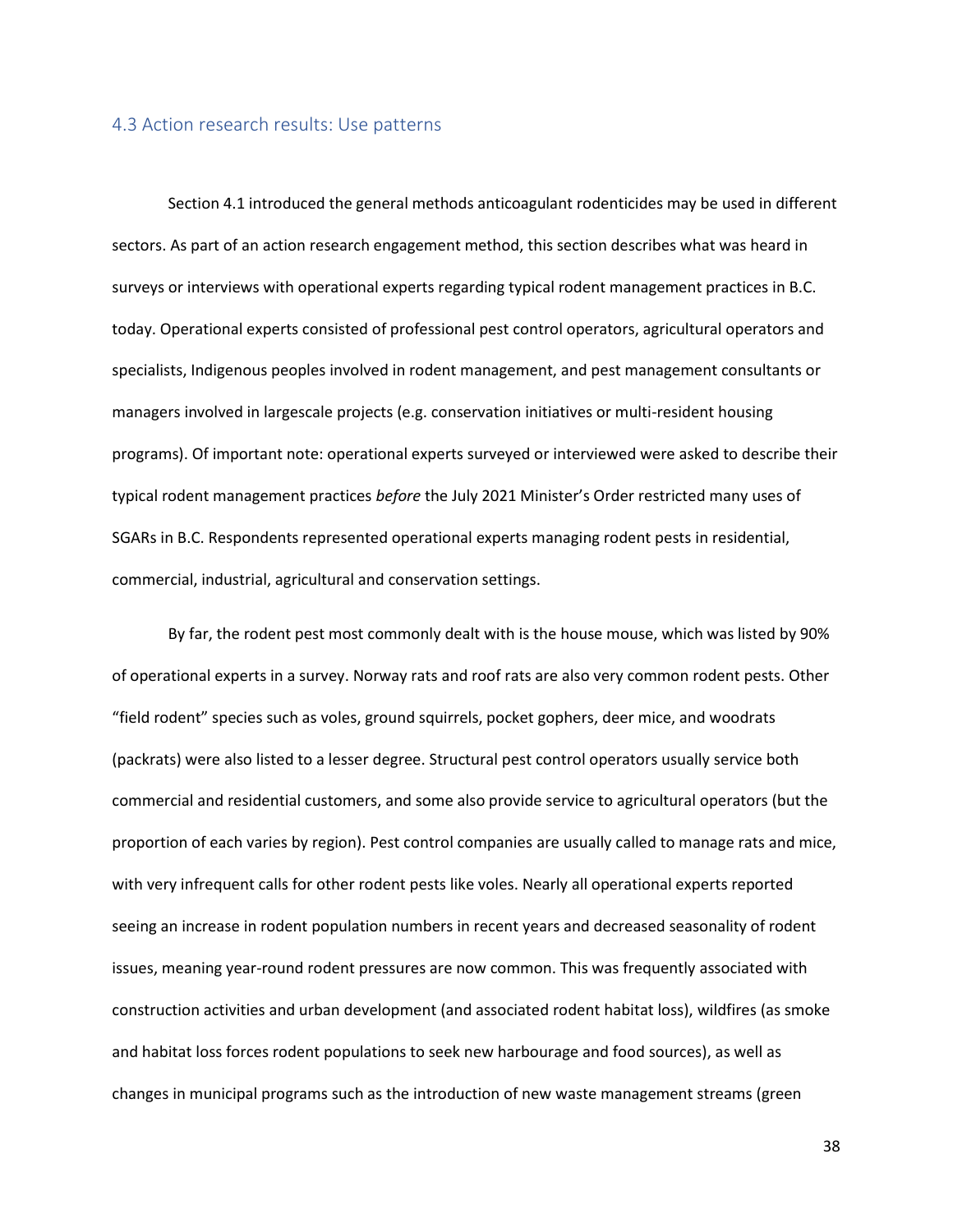## 4.3 Action research results: Use patterns

Section 4.1 introduced the general methods anticoagulant rodenticides may be used in different sectors. As part of an action research engagement method, this section describes what was heard in surveys or interviews with operational experts regarding typical rodent management practices in B.C. today. Operational experts consisted of professional pest control operators, agricultural operators and specialists, Indigenous peoples involved in rodent management, and pest management consultants or managers involved in largescale projects (e.g. conservation initiatives or multi-resident housing programs). Of important note: operational experts surveyed or interviewed were asked to describe their typical rodent management practices *before* the July 2021 Minister's Order restricted many uses of SGARs in B.C. Respondents represented operational experts managing rodent pests in residential, commercial, industrial, agricultural and conservation settings.

By far, the rodent pest most commonly dealt with is the house mouse, which was listed by 90% of operational experts in a survey. Norway rats and roof rats are also very common rodent pests. Other "field rodent" species such as voles, ground squirrels, pocket gophers, deer mice, and woodrats (packrats) were also listed to a lesser degree. Structural pest control operators usually service both commercial and residential customers, and some also provide service to agricultural operators (but the proportion of each varies by region). Pest control companies are usually called to manage rats and mice, with very infrequent calls for other rodent pests like voles. Nearly all operational experts reported seeing an increase in rodent population numbers in recent years and decreased seasonality of rodent issues, meaning year-round rodent pressures are now common. This was frequently associated with construction activities and urban development (and associated rodent habitat loss), wildfires (as smoke and habitat loss forces rodent populations to seek new harbourage and food sources), as well as changes in municipal programs such as the introduction of new waste management streams (green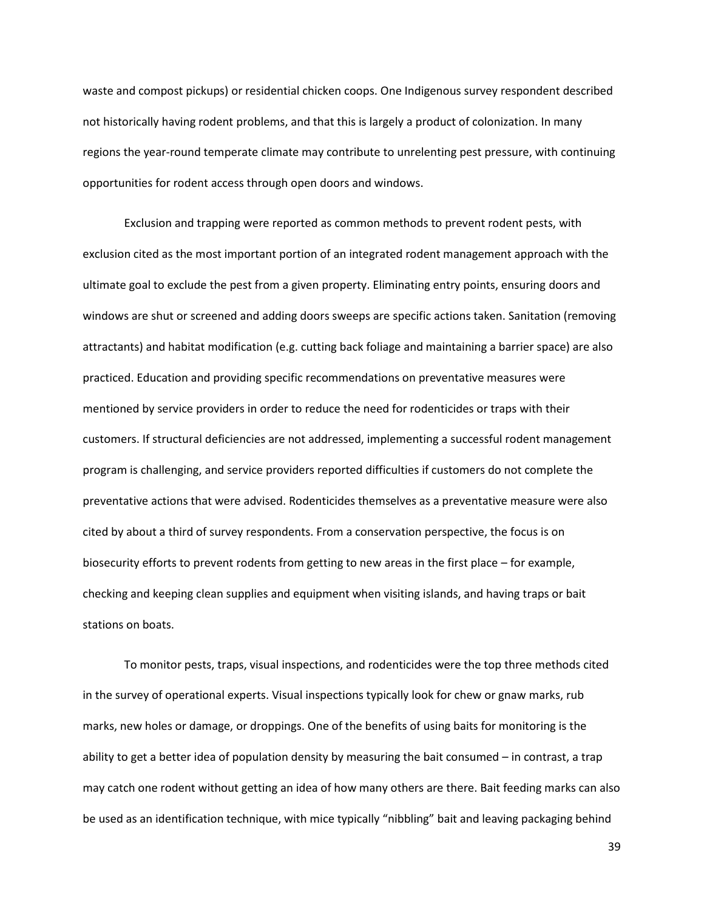waste and compost pickups) or residential chicken coops. One Indigenous survey respondent described not historically having rodent problems, and that this is largely a product of colonization. In many regions the year-round temperate climate may contribute to unrelenting pest pressure, with continuing opportunities for rodent access through open doors and windows.

Exclusion and trapping were reported as common methods to prevent rodent pests, with exclusion cited as the most important portion of an integrated rodent management approach with the ultimate goal to exclude the pest from a given property. Eliminating entry points, ensuring doors and windows are shut or screened and adding doors sweeps are specific actions taken. Sanitation (removing attractants) and habitat modification (e.g. cutting back foliage and maintaining a barrier space) are also practiced. Education and providing specific recommendations on preventative measures were mentioned by service providers in order to reduce the need for rodenticides or traps with their customers. If structural deficiencies are not addressed, implementing a successful rodent management program is challenging, and service providers reported difficulties if customers do not complete the preventative actions that were advised. Rodenticides themselves as a preventative measure were also cited by about a third of survey respondents. From a conservation perspective, the focus is on biosecurity efforts to prevent rodents from getting to new areas in the first place – for example, checking and keeping clean supplies and equipment when visiting islands, and having traps or bait stations on boats.

To monitor pests, traps, visual inspections, and rodenticides were the top three methods cited in the survey of operational experts. Visual inspections typically look for chew or gnaw marks, rub marks, new holes or damage, or droppings. One of the benefits of using baits for monitoring is the ability to get a better idea of population density by measuring the bait consumed – in contrast, a trap may catch one rodent without getting an idea of how many others are there. Bait feeding marks can also be used as an identification technique, with mice typically "nibbling" bait and leaving packaging behind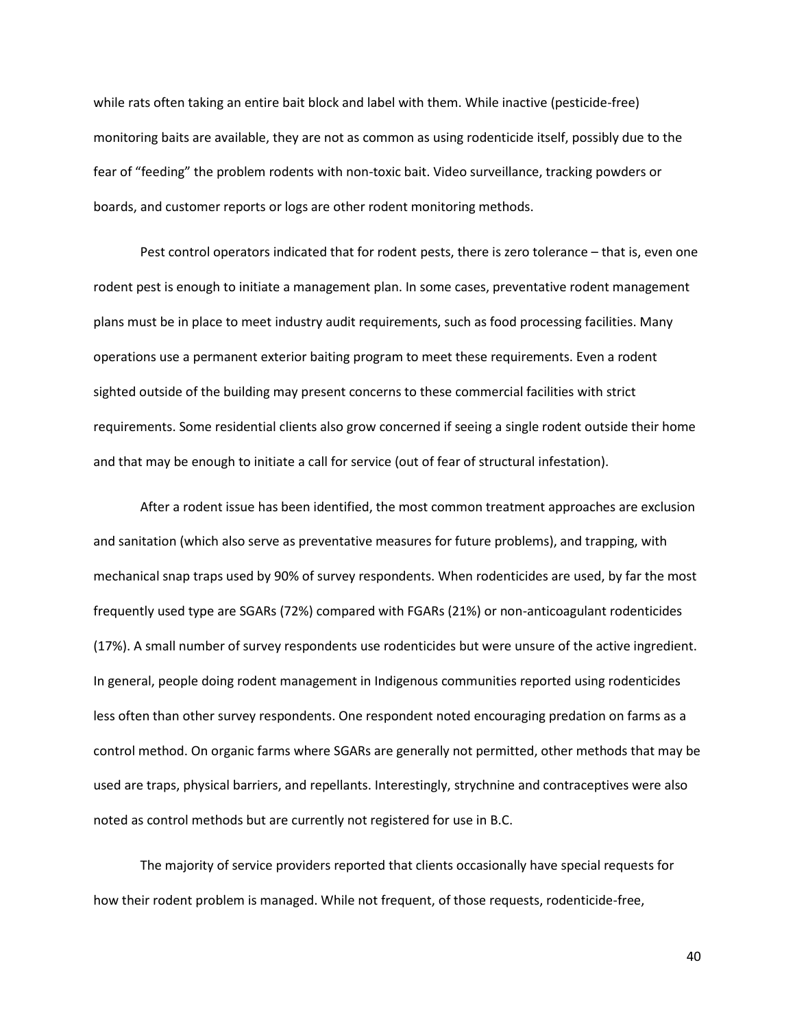while rats often taking an entire bait block and label with them. While inactive (pesticide-free) monitoring baits are available, they are not as common as using rodenticide itself, possibly due to the fear of "feeding" the problem rodents with non-toxic bait. Video surveillance, tracking powders or boards, and customer reports or logs are other rodent monitoring methods.

Pest control operators indicated that for rodent pests, there is zero tolerance – that is, even one rodent pest is enough to initiate a management plan. In some cases, preventative rodent management plans must be in place to meet industry audit requirements, such as food processing facilities. Many operations use a permanent exterior baiting program to meet these requirements. Even a rodent sighted outside of the building may present concerns to these commercial facilities with strict requirements. Some residential clients also grow concerned if seeing a single rodent outside their home and that may be enough to initiate a call for service (out of fear of structural infestation).

After a rodent issue has been identified, the most common treatment approaches are exclusion and sanitation (which also serve as preventative measures for future problems), and trapping, with mechanical snap traps used by 90% of survey respondents. When rodenticides are used, by far the most frequently used type are SGARs (72%) compared with FGARs (21%) or non-anticoagulant rodenticides (17%). A small number of survey respondents use rodenticides but were unsure of the active ingredient. In general, people doing rodent management in Indigenous communities reported using rodenticides less often than other survey respondents. One respondent noted encouraging predation on farms as a control method. On organic farms where SGARs are generally not permitted, other methods that may be used are traps, physical barriers, and repellants. Interestingly, strychnine and contraceptives were also noted as control methods but are currently not registered for use in B.C.

The majority of service providers reported that clients occasionally have special requests for how their rodent problem is managed. While not frequent, of those requests, rodenticide-free,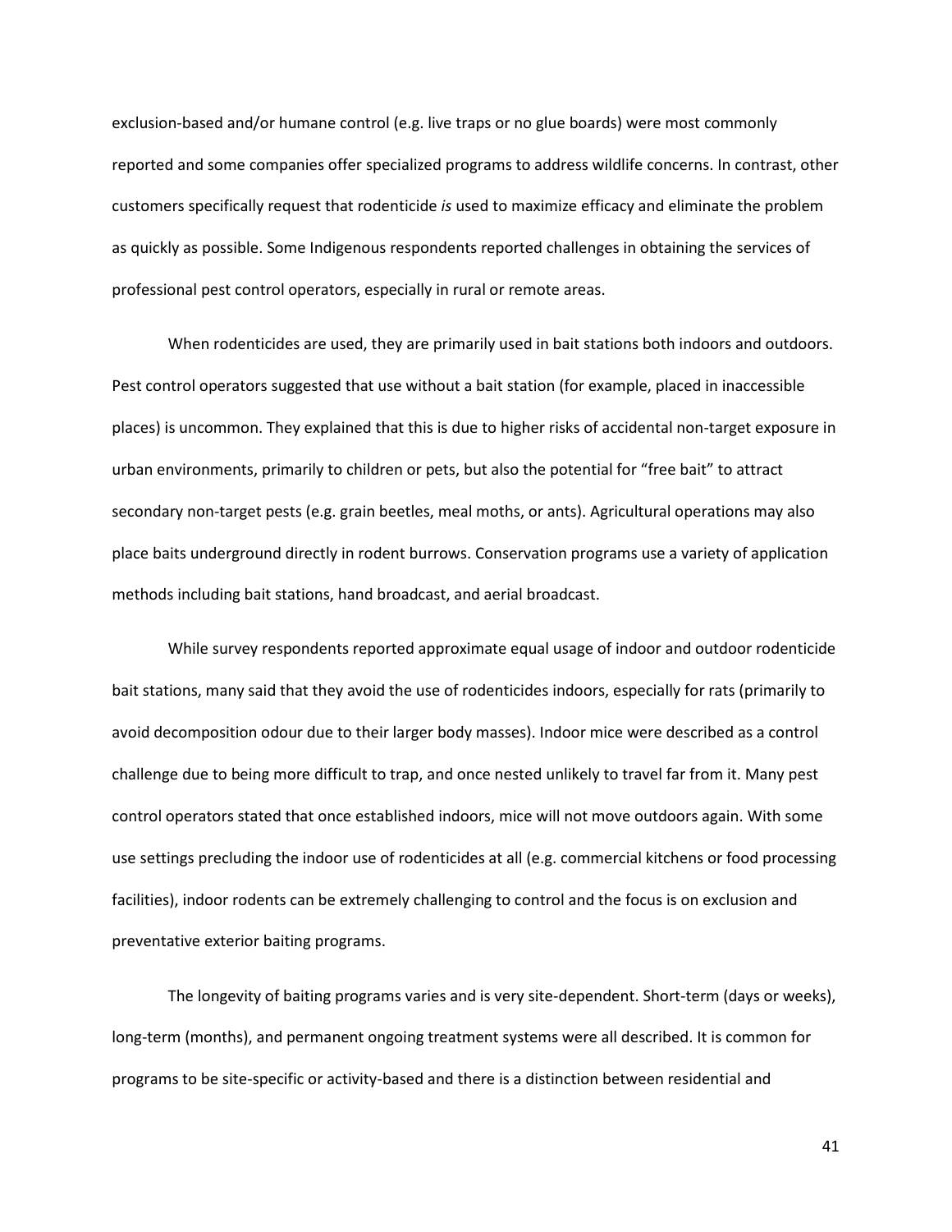exclusion-based and/or humane control (e.g. live traps or no glue boards) were most commonly reported and some companies offer specialized programs to address wildlife concerns. In contrast, other customers specifically request that rodenticide *is* used to maximize efficacy and eliminate the problem as quickly as possible. Some Indigenous respondents reported challenges in obtaining the services of professional pest control operators, especially in rural or remote areas.

When rodenticides are used, they are primarily used in bait stations both indoors and outdoors. Pest control operators suggested that use without a bait station (for example, placed in inaccessible places) is uncommon. They explained that this is due to higher risks of accidental non-target exposure in urban environments, primarily to children or pets, but also the potential for "free bait" to attract secondary non-target pests (e.g. grain beetles, meal moths, or ants). Agricultural operations may also place baits underground directly in rodent burrows. Conservation programs use a variety of application methods including bait stations, hand broadcast, and aerial broadcast.

While survey respondents reported approximate equal usage of indoor and outdoor rodenticide bait stations, many said that they avoid the use of rodenticides indoors, especially for rats (primarily to avoid decomposition odour due to their larger body masses). Indoor mice were described as a control challenge due to being more difficult to trap, and once nested unlikely to travel far from it. Many pest control operators stated that once established indoors, mice will not move outdoors again. With some use settings precluding the indoor use of rodenticides at all (e.g. commercial kitchens or food processing facilities), indoor rodents can be extremely challenging to control and the focus is on exclusion and preventative exterior baiting programs.

The longevity of baiting programs varies and is very site-dependent. Short-term (days or weeks), long-term (months), and permanent ongoing treatment systems were all described. It is common for programs to be site-specific or activity-based and there is a distinction between residential and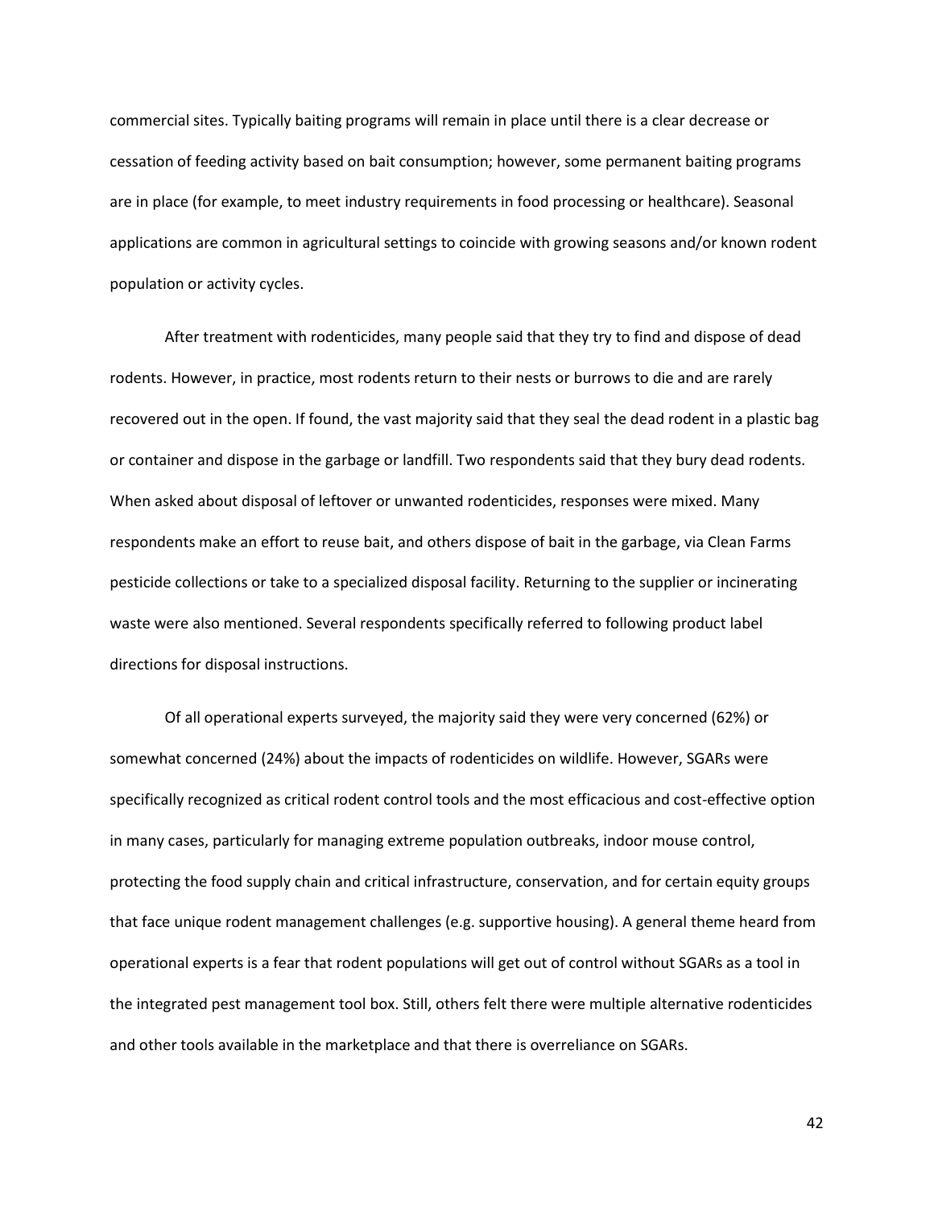commercial sites. Typically baiting programs will remain in place until there is a clear decrease or cessation of feeding activity based on bait consumption; however, some permanent baiting programs are in place (for example, to meet industry requirements in food processing or healthcare). Seasonal applications are common in agricultural settings to coincide with growing seasons and/or known rodent population or activity cycles.

After treatment with rodenticides, many people said that they try to find and dispose of dead rodents. However, in practice, most rodents return to their nests or burrows to die and are rarely recovered out in the open. If found, the vast majority said that they seal the dead rodent in a plastic bag or container and dispose in the garbage or landfill. Two respondents said that they bury dead rodents. When asked about disposal of leftover or unwanted rodenticides, responses were mixed. Many respondents make an effort to reuse bait, and others dispose of bait in the garbage, via Clean Farms pesticide collections or take to a specialized disposal facility. Returning to the supplier or incinerating waste were also mentioned. Several respondents specifically referred to following product label directions for disposal instructions.

Of all operational experts surveyed, the majority said they were very concerned (62%) or somewhat concerned (24%) about the impacts of rodenticides on wildlife. However, SGARs were specifically recognized as critical rodent control tools and the most efficacious and cost-effective option in many cases, particularly for managing extreme population outbreaks, indoor mouse control, protecting the food supply chain and critical infrastructure, conservation, and for certain equity groups that face unique rodent management challenges (e.g. supportive housing). A general theme heard from operational experts is a fear that rodent populations will get out of control without SGARs as a tool in the integrated pest management tool box. Still, others felt there were multiple alternative rodenticides and other tools available in the marketplace and that there is overreliance on SGARs.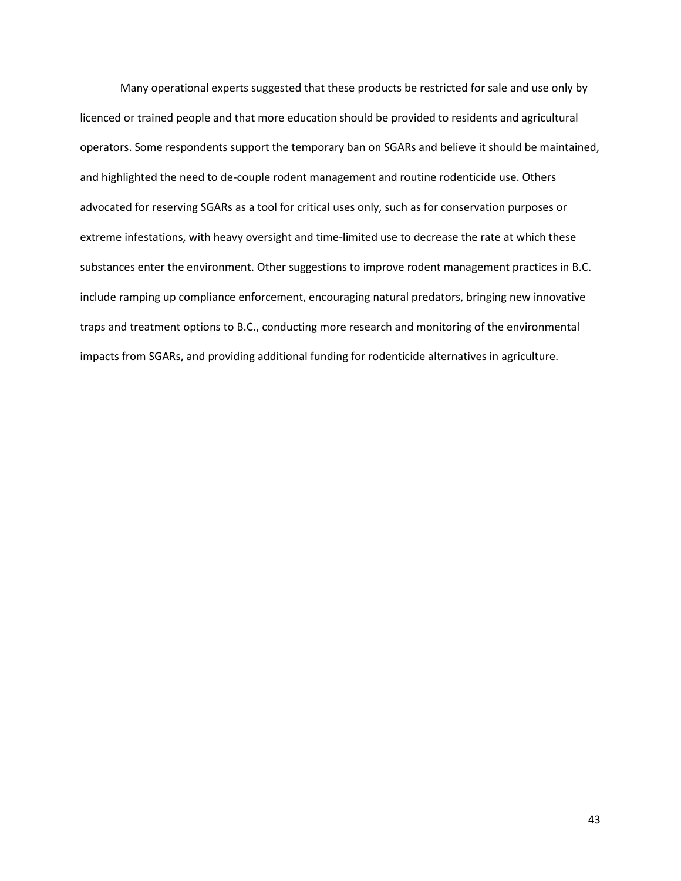Many operational experts suggested that these products be restricted for sale and use only by licenced or trained people and that more education should be provided to residents and agricultural operators. Some respondents support the temporary ban on SGARs and believe it should be maintained, and highlighted the need to de-couple rodent management and routine rodenticide use. Others advocated for reserving SGARs as a tool for critical uses only, such as for conservation purposes or extreme infestations, with heavy oversight and time-limited use to decrease the rate at which these substances enter the environment. Other suggestions to improve rodent management practices in B.C. include ramping up compliance enforcement, encouraging natural predators, bringing new innovative traps and treatment options to B.C., conducting more research and monitoring of the environmental impacts from SGARs, and providing additional funding for rodenticide alternatives in agriculture.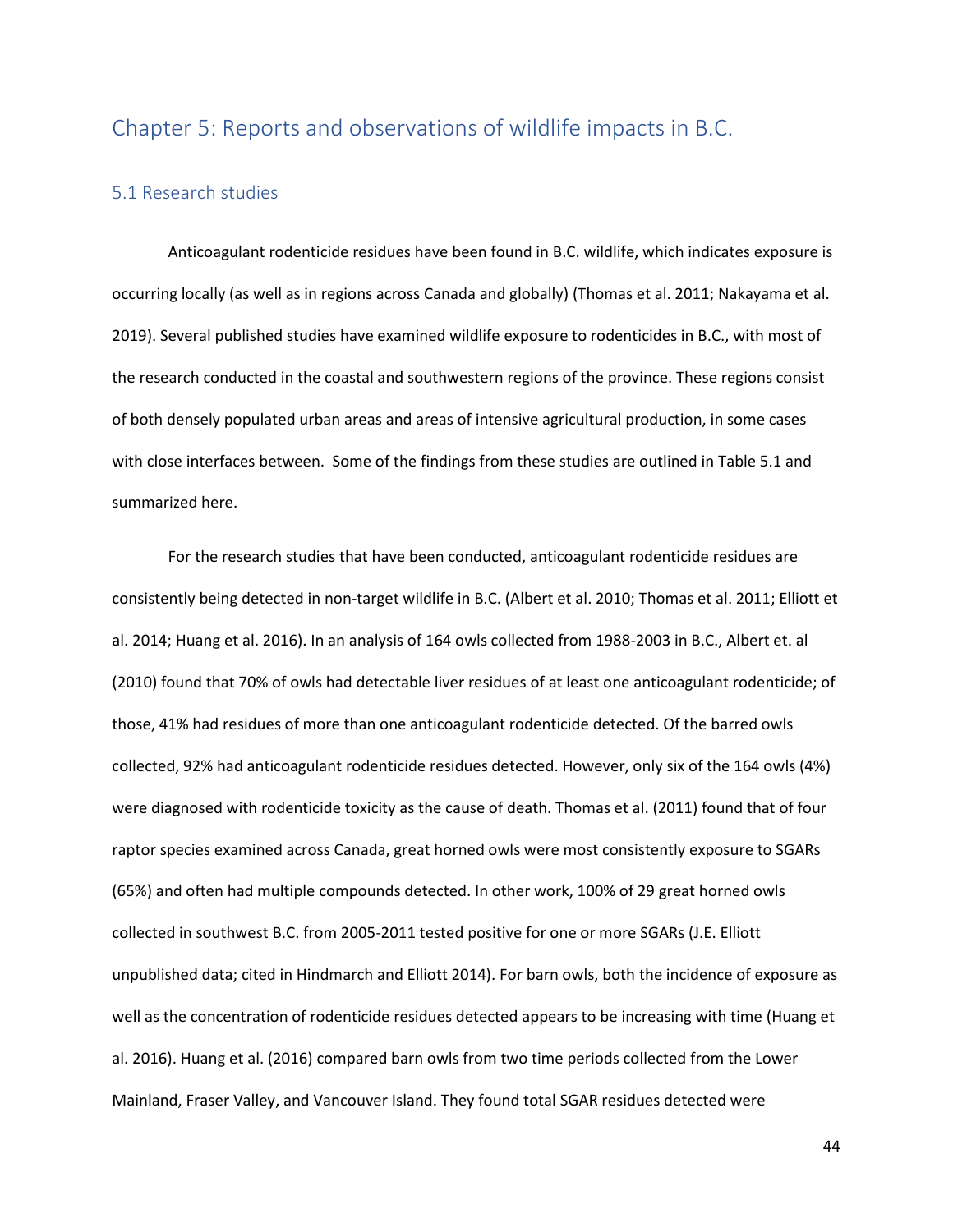# Chapter 5: Reports and observations of wildlife impacts in B.C.

## 5.1 Research studies

Anticoagulant rodenticide residues have been found in B.C. wildlife, which indicates exposure is occurring locally (as well as in regions across Canada and globally) (Thomas et al. 2011; Nakayama et al. 2019). Several published studies have examined wildlife exposure to rodenticides in B.C., with most of the research conducted in the coastal and southwestern regions of the province. These regions consist of both densely populated urban areas and areas of intensive agricultural production, in some cases with close interfaces between. Some of the findings from these studies are outlined in Table 5.1 and summarized here.

For the research studies that have been conducted, anticoagulant rodenticide residues are consistently being detected in non-target wildlife in B.C. (Albert et al. 2010; Thomas et al. 2011; Elliott et al. 2014; Huang et al. 2016). In an analysis of 164 owls collected from 1988-2003 in B.C., Albert et. al (2010) found that 70% of owls had detectable liver residues of at least one anticoagulant rodenticide; of those, 41% had residues of more than one anticoagulant rodenticide detected. Of the barred owls collected, 92% had anticoagulant rodenticide residues detected. However, only six of the 164 owls (4%) were diagnosed with rodenticide toxicity as the cause of death. Thomas et al. (2011) found that of four raptor species examined across Canada, great horned owls were most consistently exposure to SGARs (65%) and often had multiple compounds detected. In other work, 100% of 29 great horned owls collected in southwest B.C. from 2005-2011 tested positive for one or more SGARs (J.E. Elliott unpublished data; cited in Hindmarch and Elliott 2014). For barn owls, both the incidence of exposure as well as the concentration of rodenticide residues detected appears to be increasing with time (Huang et al. 2016). Huang et al. (2016) compared barn owls from two time periods collected from the Lower Mainland, Fraser Valley, and Vancouver Island. They found total SGAR residues detected were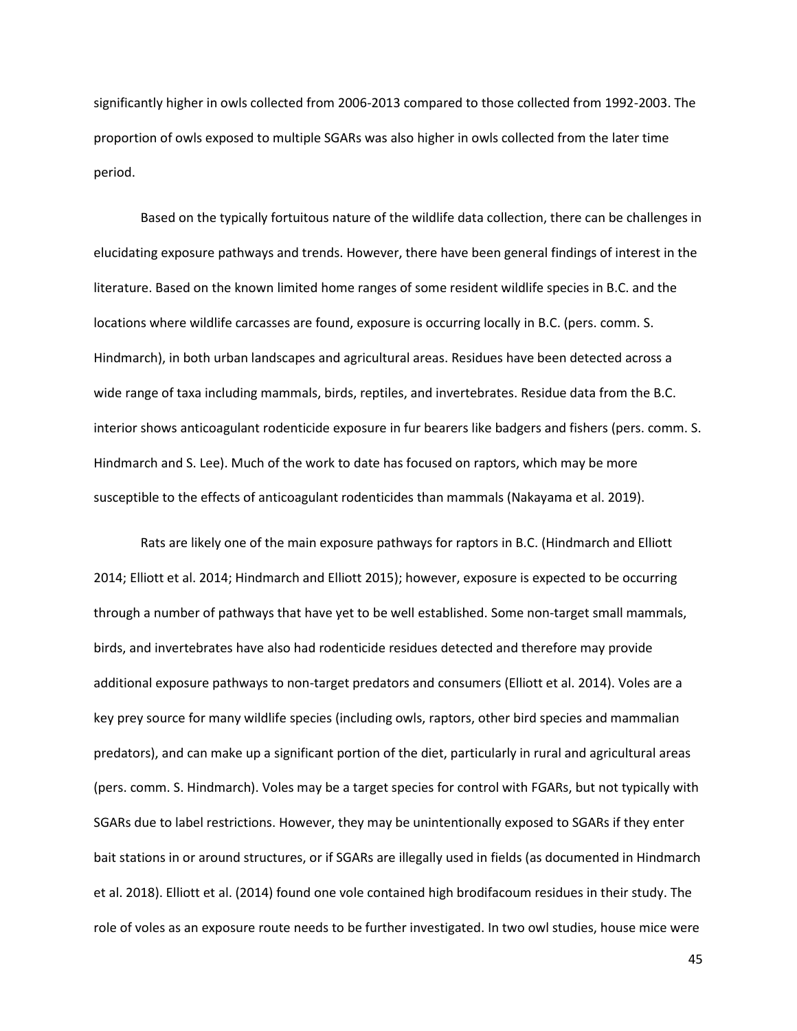significantly higher in owls collected from 2006-2013 compared to those collected from 1992-2003. The proportion of owls exposed to multiple SGARs was also higher in owls collected from the later time period.

Based on the typically fortuitous nature of the wildlife data collection, there can be challenges in elucidating exposure pathways and trends. However, there have been general findings of interest in the literature. Based on the known limited home ranges of some resident wildlife species in B.C. and the locations where wildlife carcasses are found, exposure is occurring locally in B.C. (pers. comm. S. Hindmarch), in both urban landscapes and agricultural areas. Residues have been detected across a wide range of taxa including mammals, birds, reptiles, and invertebrates. Residue data from the B.C. interior shows anticoagulant rodenticide exposure in fur bearers like badgers and fishers (pers. comm. S. Hindmarch and S. Lee). Much of the work to date has focused on raptors, which may be more susceptible to the effects of anticoagulant rodenticides than mammals (Nakayama et al. 2019).

Rats are likely one of the main exposure pathways for raptors in B.C. (Hindmarch and Elliott 2014; Elliott et al. 2014; Hindmarch and Elliott 2015); however, exposure is expected to be occurring through a number of pathways that have yet to be well established. Some non-target small mammals, birds, and invertebrates have also had rodenticide residues detected and therefore may provide additional exposure pathways to non-target predators and consumers (Elliott et al. 2014). Voles are a key prey source for many wildlife species (including owls, raptors, other bird species and mammalian predators), and can make up a significant portion of the diet, particularly in rural and agricultural areas (pers. comm. S. Hindmarch). Voles may be a target species for control with FGARs, but not typically with SGARs due to label restrictions. However, they may be unintentionally exposed to SGARs if they enter bait stations in or around structures, or if SGARs are illegally used in fields (as documented in Hindmarch et al. 2018). Elliott et al. (2014) found one vole contained high brodifacoum residues in their study. The role of voles as an exposure route needs to be further investigated. In two owl studies, house mice were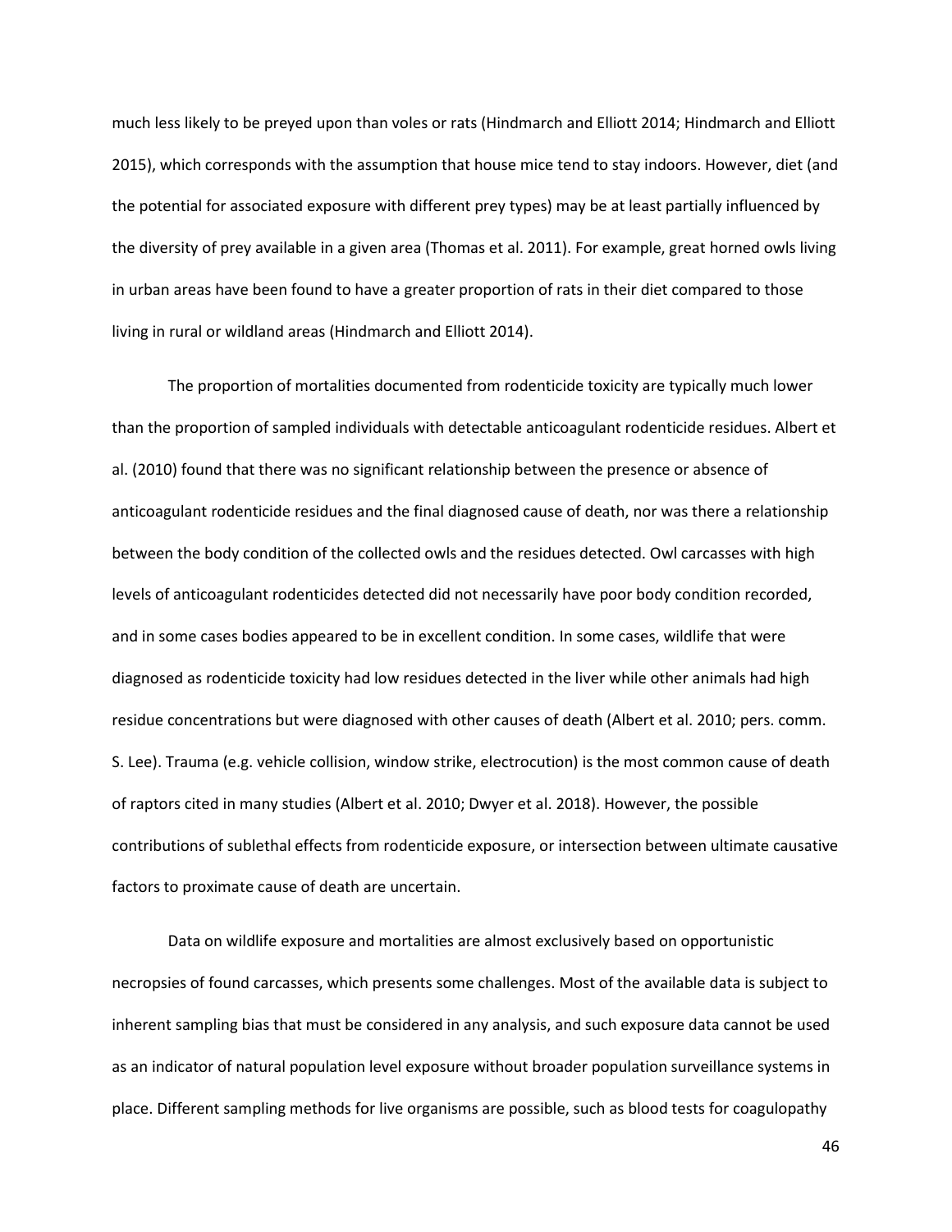much less likely to be preyed upon than voles or rats (Hindmarch and Elliott 2014; Hindmarch and Elliott 2015), which corresponds with the assumption that house mice tend to stay indoors. However, diet (and the potential for associated exposure with different prey types) may be at least partially influenced by the diversity of prey available in a given area (Thomas et al. 2011). For example, great horned owls living in urban areas have been found to have a greater proportion of rats in their diet compared to those living in rural or wildland areas (Hindmarch and Elliott 2014).

The proportion of mortalities documented from rodenticide toxicity are typically much lower than the proportion of sampled individuals with detectable anticoagulant rodenticide residues. Albert et al. (2010) found that there was no significant relationship between the presence or absence of anticoagulant rodenticide residues and the final diagnosed cause of death, nor was there a relationship between the body condition of the collected owls and the residues detected. Owl carcasses with high levels of anticoagulant rodenticides detected did not necessarily have poor body condition recorded, and in some cases bodies appeared to be in excellent condition. In some cases, wildlife that were diagnosed as rodenticide toxicity had low residues detected in the liver while other animals had high residue concentrations but were diagnosed with other causes of death (Albert et al. 2010; pers. comm. S. Lee). Trauma (e.g. vehicle collision, window strike, electrocution) is the most common cause of death of raptors cited in many studies (Albert et al. 2010; Dwyer et al. 2018). However, the possible contributions of sublethal effects from rodenticide exposure, or intersection between ultimate causative factors to proximate cause of death are uncertain.

Data on wildlife exposure and mortalities are almost exclusively based on opportunistic necropsies of found carcasses, which presents some challenges. Most of the available data is subject to inherent sampling bias that must be considered in any analysis, and such exposure data cannot be used as an indicator of natural population level exposure without broader population surveillance systems in place. Different sampling methods for live organisms are possible, such as blood tests for coagulopathy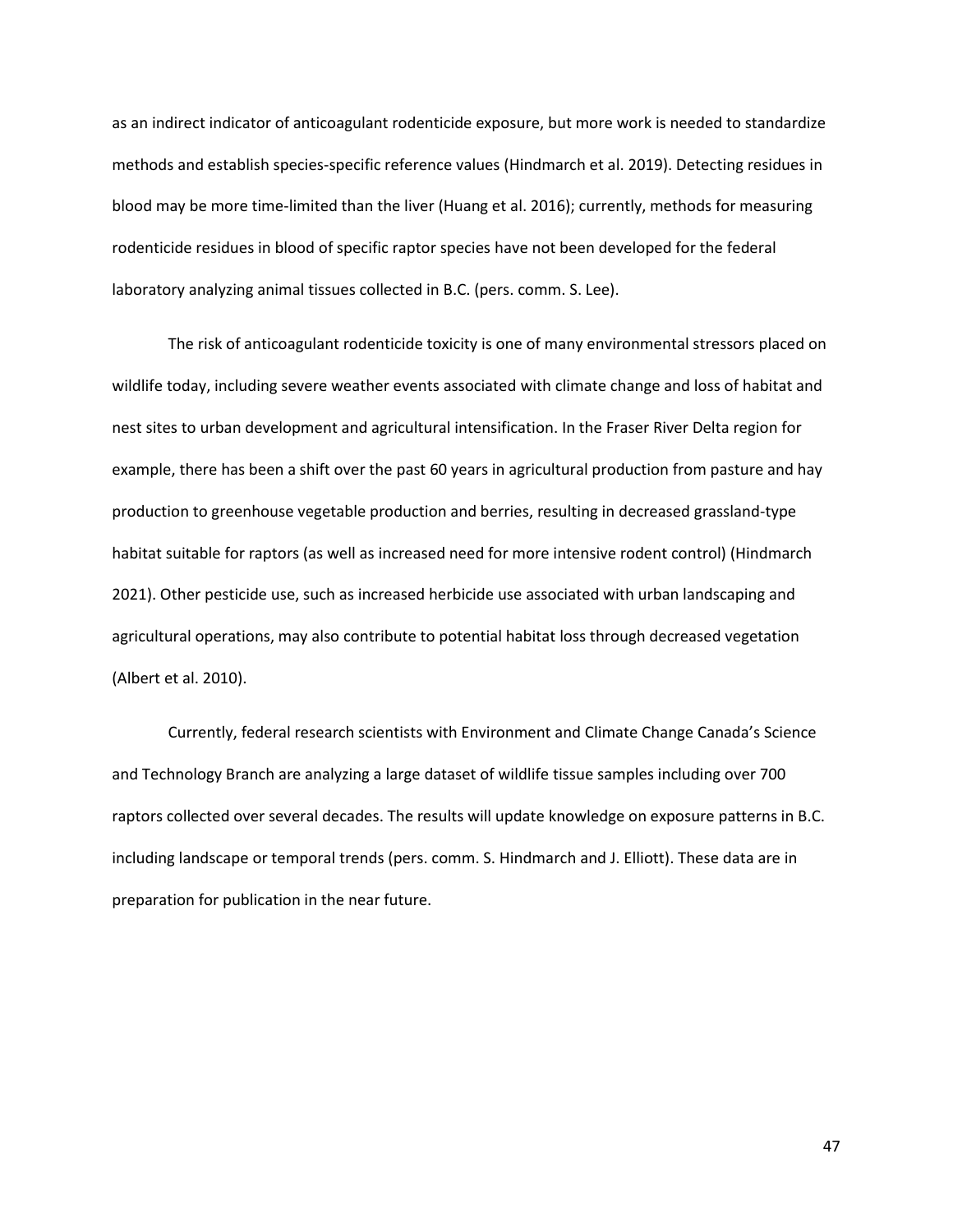as an indirect indicator of anticoagulant rodenticide exposure, but more work is needed to standardize methods and establish species-specific reference values (Hindmarch et al. 2019). Detecting residues in blood may be more time-limited than the liver (Huang et al. 2016); currently, methods for measuring rodenticide residues in blood of specific raptor species have not been developed for the federal laboratory analyzing animal tissues collected in B.C. (pers. comm. S. Lee).

The risk of anticoagulant rodenticide toxicity is one of many environmental stressors placed on wildlife today, including severe weather events associated with climate change and loss of habitat and nest sites to urban development and agricultural intensification. In the Fraser River Delta region for example, there has been a shift over the past 60 years in agricultural production from pasture and hay production to greenhouse vegetable production and berries, resulting in decreased grassland-type habitat suitable for raptors (as well as increased need for more intensive rodent control) (Hindmarch 2021). Other pesticide use, such as increased herbicide use associated with urban landscaping and agricultural operations, may also contribute to potential habitat loss through decreased vegetation (Albert et al. 2010).

Currently, federal research scientists with Environment and Climate Change Canada's Science and Technology Branch are analyzing a large dataset of wildlife tissue samples including over 700 raptors collected over several decades. The results will update knowledge on exposure patterns in B.C. including landscape or temporal trends (pers. comm. S. Hindmarch and J. Elliott). These data are in preparation for publication in the near future.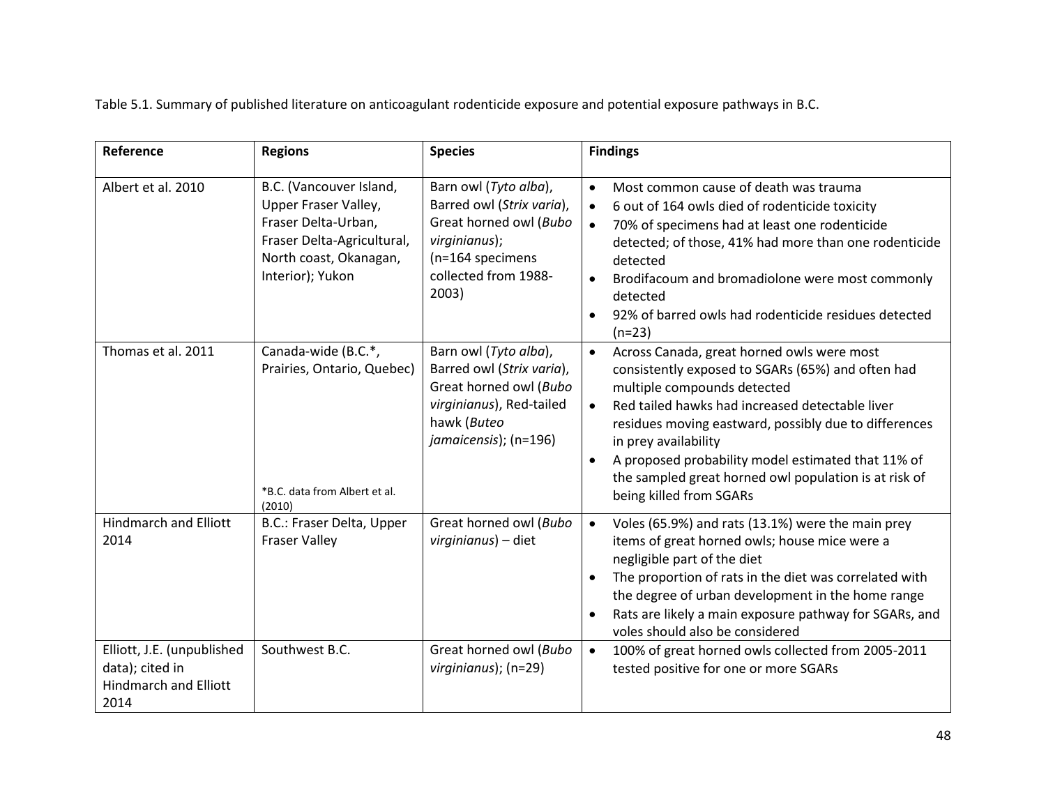Table 5.1. Summary of published literature on anticoagulant rodenticide exposure and potential exposure pathways in B.C.

| Reference | Regions | Species | Findings |
|---|---|---|---|
| Albert et al. 2010 | B.C. (Vancouver Island, Upper Fraser Valley, Fraser Delta-Urban, Fraser Delta-Agricultural, North coast, Okanagan, Interior); Yukon | Barn owl (*Tyto alba*), Barred owl (*Strix varia*), Great horned owl (*Bubo virginianus*); (n=164 specimens collected from 1988-2003) | • Most common cause of death was trauma<br>• 6 out of 164 owls died of rodenticide toxicity<br>• 70% of specimens had at least one rodenticide detected; of those, 41% had more than one rodenticide detected<br>• Brodifacoum and bromadiolone were most commonly detected<br>• 92% of barred owls had rodenticide residues detected (n=23) |
| Thomas et al. 2011 | Canada-wide (B.C.*, Prairies, Ontario, Quebec)<br><br>*B.C. data from Albert et al. (2010) | Barn owl (*Tyto alba*), Barred owl (*Strix varia*), Great horned owl (*Bubo virginianus*), Red-tailed hawk (*Buteo jamaicensis*); (n=196) | • Across Canada, great horned owls were most consistently exposed to SGARs (65%) and often had multiple compounds detected<br>• Red tailed hawks had increased detectable liver residues moving eastward, possibly due to differences in prey availability<br>• A proposed probability model estimated that 11% of the sampled great horned owl population is at risk of being killed from SGARs |
| Hindmarch and Elliott 2014 | B.C.: Fraser Delta, Upper Fraser Valley | Great horned owl (*Bubo virginianus*) – diet | • Voles (65.9%) and rats (13.1%) were the main prey items of great horned owls; house mice were a negligible part of the diet<br>• The proportion of rats in the diet was correlated with the degree of urban development in the home range<br>• Rats are likely a main exposure pathway for SGARs, and voles should also be considered |
| Elliott, J.E. (unpublished data); cited in Hindmarch and Elliott 2014 | Southwest B.C. | Great horned owl (*Bubo virginianus*); (n=29) | • 100% of great horned owls collected from 2005-2011 tested positive for one or more SGARs |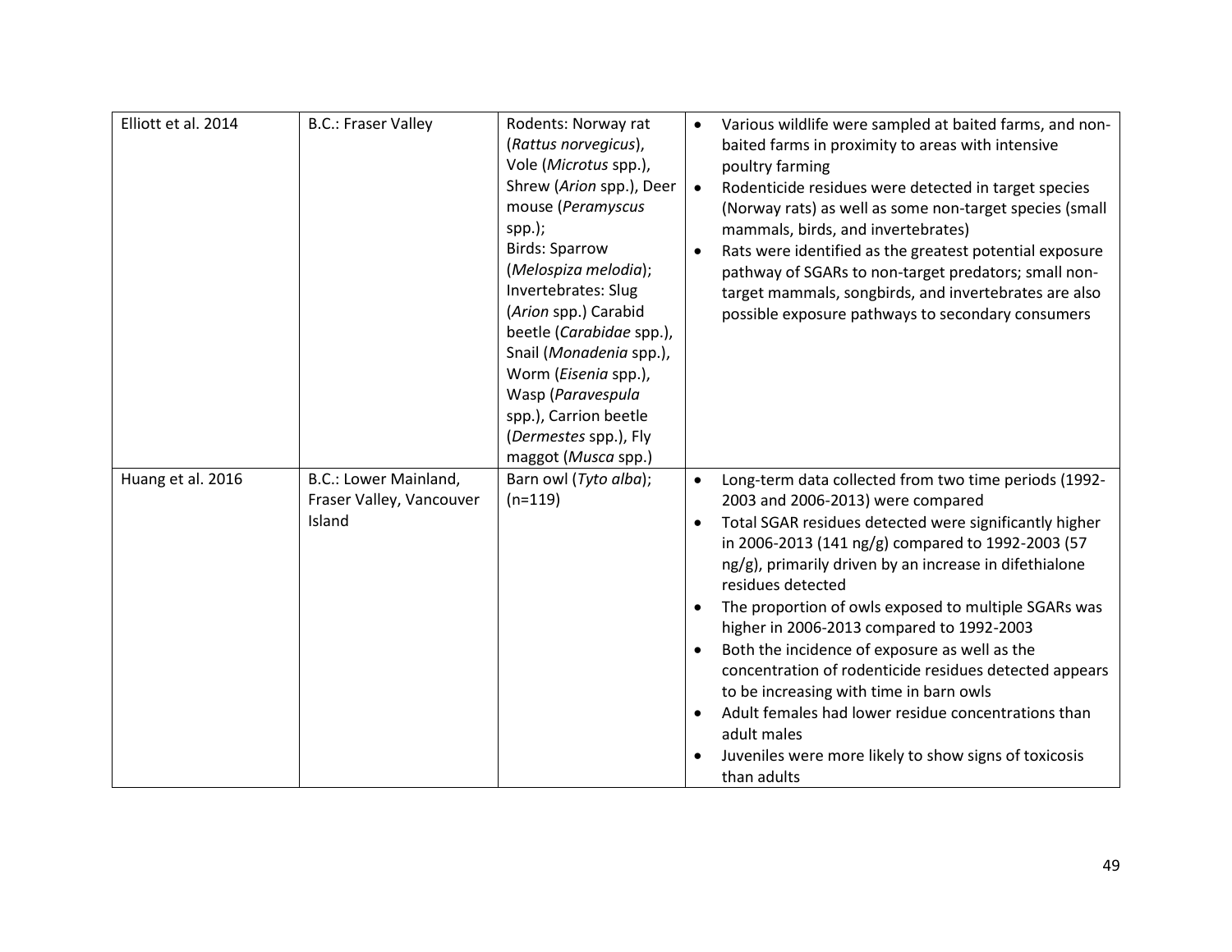| | | | |
|---|---|---|---|
| Elliott et al. 2014 | B.C.: Fraser Valley | Rodents: Norway rat (*Rattus norvegicus*), Vole (*Microtus* spp.), Shrew (*Arion* spp.), Deer mouse (*Peramyscus* spp.);<br>Birds: Sparrow (*Melospiza melodia*);<br>Invertebrates: Slug (*Arion* spp.) Carabid beetle (*Carabidae* spp.), Snail (*Monadenia* spp.), Worm (*Eisenia* spp.), Wasp (*Paravespula* spp.), Carrion beetle (*Dermestes* spp.), Fly maggot (*Musca* spp.) | • Various wildlife were sampled at baited farms, and non-baited farms in proximity to areas with intensive poultry farming<br>• Rodenticide residues were detected in target species (Norway rats) as well as some non-target species (small mammals, birds, and invertebrates)<br>• Rats were identified as the greatest potential exposure pathway of SGARs to non-target predators; small non-target mammals, songbirds, and invertebrates are also possible exposure pathways to secondary consumers |
| Huang et al. 2016 | B.C.: Lower Mainland, Fraser Valley, Vancouver Island | Barn owl (*Tyto alba*); (n=119) | • Long-term data collected from two time periods (1992-2003 and 2006-2013) were compared<br>• Total SGAR residues detected were significantly higher in 2006-2013 (141 ng/g) compared to 1992-2003 (57 ng/g), primarily driven by an increase in difethialone residues detected<br>• The proportion of owls exposed to multiple SGARs was higher in 2006-2013 compared to 1992-2003<br>• Both the incidence of exposure as well as the concentration of rodenticide residues detected appears to be increasing with time in barn owls<br>• Adult females had lower residue concentrations than adult males<br>• Juveniles were more likely to show signs of toxicosis than adults |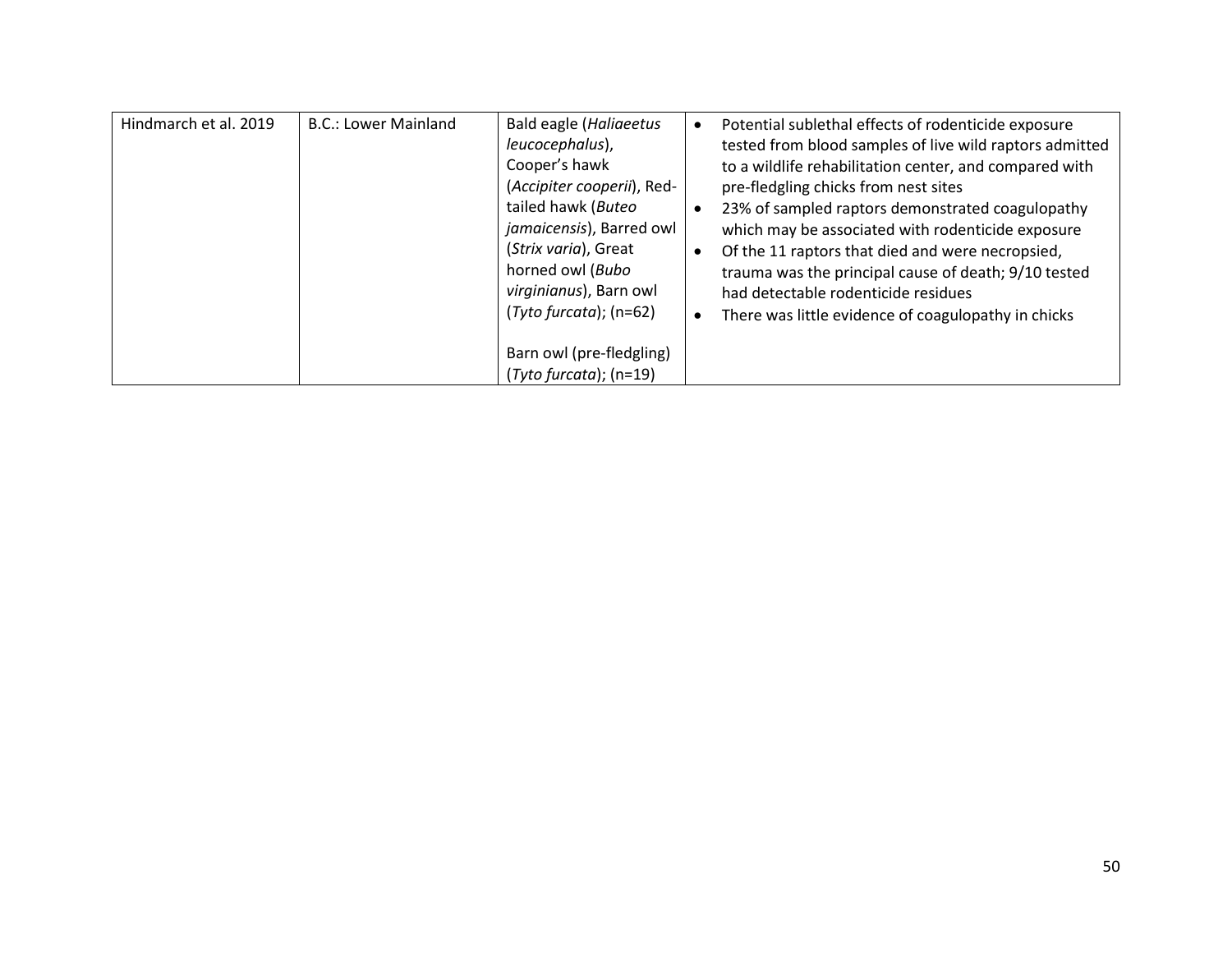| | | | |
|---|---|---|---|
| Hindmarch et al. 2019 | B.C.: Lower Mainland | Bald eagle (*Haliaeetus leucocephalus*), Cooper's hawk (*Accipiter cooperii*), Red-tailed hawk (*Buteo jamaicensis*), Barred owl (*Strix varia*), Great horned owl (*Bubo virginianus*), Barn owl (*Tyto furcata*); (n=62)<br><br>Barn owl (pre-fledgling) (*Tyto furcata*); (n=19) | • Potential sublethal effects of rodenticide exposure tested from blood samples of live wild raptors admitted to a wildlife rehabilitation center, and compared with pre-fledgling chicks from nest sites<br>• 23% of sampled raptors demonstrated coagulopathy which may be associated with rodenticide exposure<br>• Of the 11 raptors that died and were necropsied, trauma was the principal cause of death; 9/10 tested had detectable rodenticide residues<br>• There was little evidence of coagulopathy in chicks |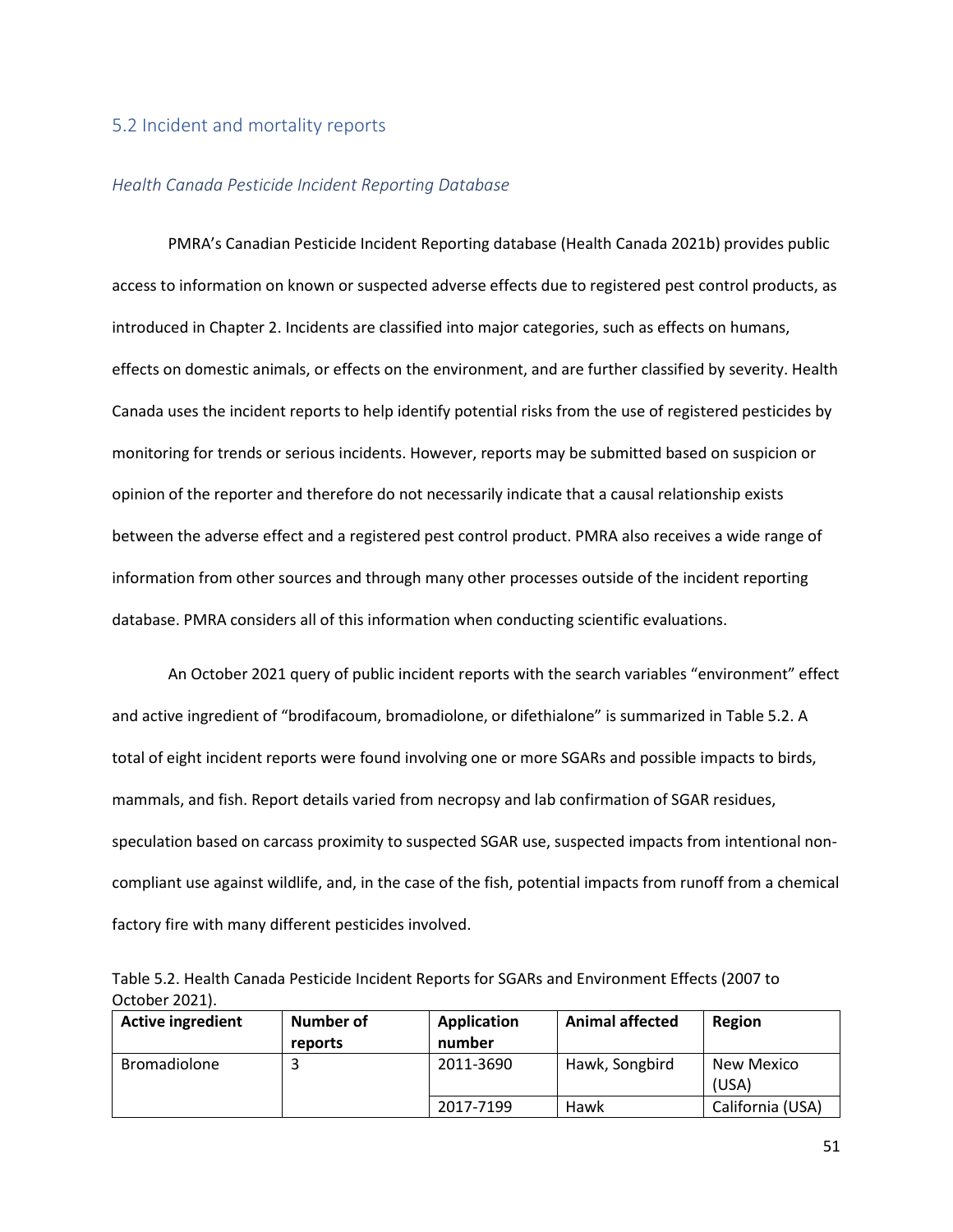## 5.2 Incident and mortality reports

### *Health Canada Pesticide Incident Reporting Database*

PMRA's Canadian Pesticide Incident Reporting database (Health Canada 2021b) provides public access to information on known or suspected adverse effects due to registered pest control products, as introduced in Chapter 2. Incidents are classified into major categories, such as effects on humans, effects on domestic animals, or effects on the environment, and are further classified by severity. Health Canada uses the incident reports to help identify potential risks from the use of registered pesticides by monitoring for trends or serious incidents. However, reports may be submitted based on suspicion or opinion of the reporter and therefore do not necessarily indicate that a causal relationship exists between the adverse effect and a registered pest control product. PMRA also receives a wide range of information from other sources and through many other processes outside of the incident reporting database. PMRA considers all of this information when conducting scientific evaluations.

An October 2021 query of public incident reports with the search variables "environment" effect and active ingredient of "brodifacoum, bromadiolone, or difethialone" is summarized in Table 5.2. A total of eight incident reports were found involving one or more SGARs and possible impacts to birds, mammals, and fish. Report details varied from necropsy and lab confirmation of SGAR residues, speculation based on carcass proximity to suspected SGAR use, suspected impacts from intentional non-compliant use against wildlife, and, in the case of the fish, potential impacts from runoff from a chemical factory fire with many different pesticides involved.

Table 5.2. Health Canada Pesticide Incident Reports for SGARs and Environment Effects (2007 to October 2021).

| Active ingredient | Number of reports | Application number | Animal affected | Region |
|---|---|---|---|---|
| Bromadiolone | 3 | 2011-3690 | Hawk, Songbird | New Mexico (USA) |
| | | 2017-7199 | Hawk | California (USA) |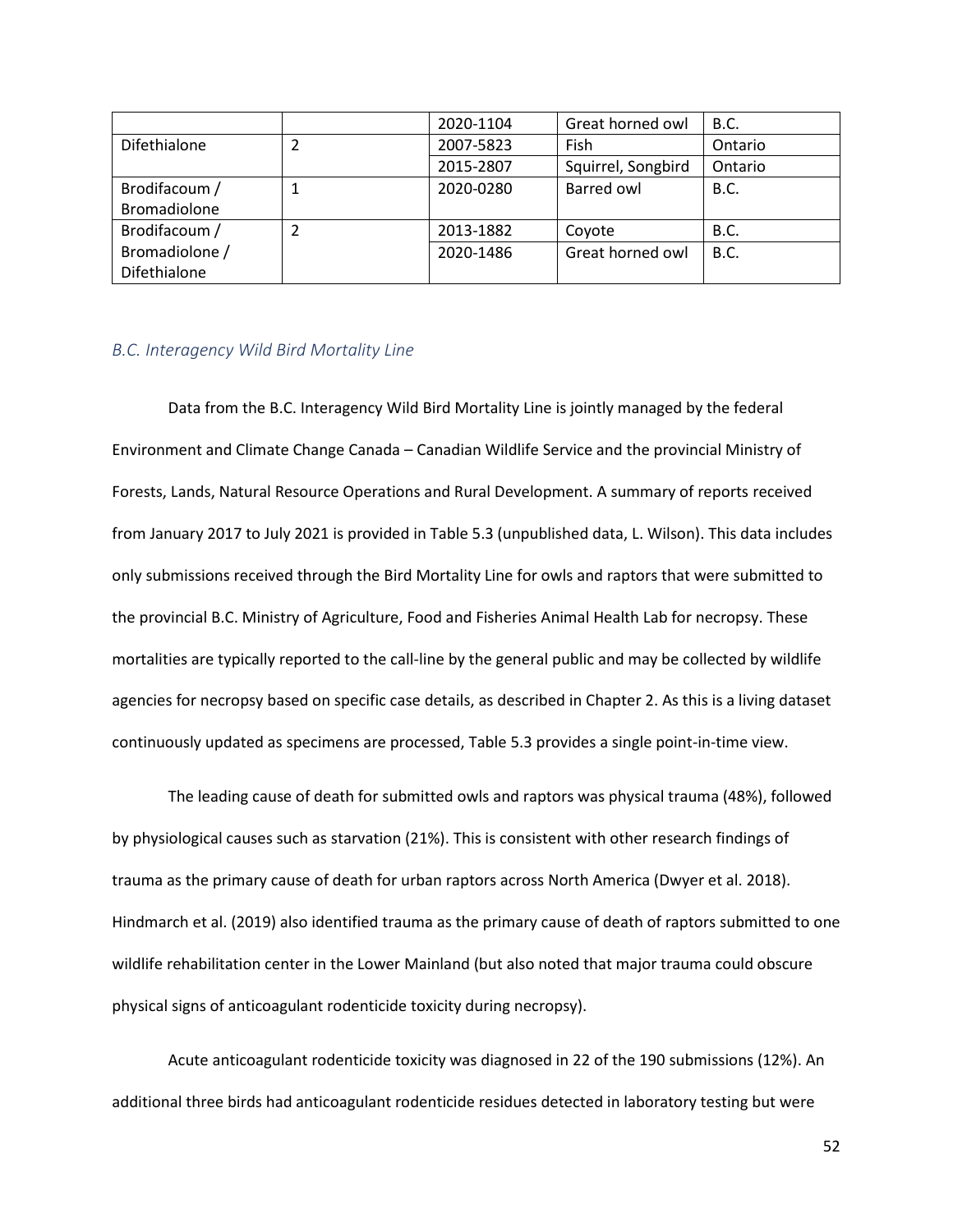| | | 2020-1104 | Great horned owl | B.C. |
|---|---|---|---|---|
| Difethialone | 2 | 2007-5823 | Fish | Ontario |
| | | 2015-2807 | Squirrel, Songbird | Ontario |
| Brodifacoum / Bromadiolone | 1 | 2020-0280 | Barred owl | B.C. |
| Brodifacoum / Bromadiolone / Difethialone | 2 | 2013-1882 | Coyote | B.C. |
| | | 2020-1486 | Great horned owl | B.C. |

### *B.C. Interagency Wild Bird Mortality Line*

Data from the B.C. Interagency Wild Bird Mortality Line is jointly managed by the federal Environment and Climate Change Canada – Canadian Wildlife Service and the provincial Ministry of Forests, Lands, Natural Resource Operations and Rural Development. A summary of reports received from January 2017 to July 2021 is provided in Table 5.3 (unpublished data, L. Wilson). This data includes only submissions received through the Bird Mortality Line for owls and raptors that were submitted to the provincial B.C. Ministry of Agriculture, Food and Fisheries Animal Health Lab for necropsy. These mortalities are typically reported to the call-line by the general public and may be collected by wildlife agencies for necropsy based on specific case details, as described in Chapter 2. As this is a living dataset continuously updated as specimens are processed, Table 5.3 provides a single point-in-time view.

The leading cause of death for submitted owls and raptors was physical trauma (48%), followed by physiological causes such as starvation (21%). This is consistent with other research findings of trauma as the primary cause of death for urban raptors across North America (Dwyer et al. 2018). Hindmarch et al. (2019) also identified trauma as the primary cause of death of raptors submitted to one wildlife rehabilitation center in the Lower Mainland (but also noted that major trauma could obscure physical signs of anticoagulant rodenticide toxicity during necropsy).

Acute anticoagulant rodenticide toxicity was diagnosed in 22 of the 190 submissions (12%). An additional three birds had anticoagulant rodenticide residues detected in laboratory testing but were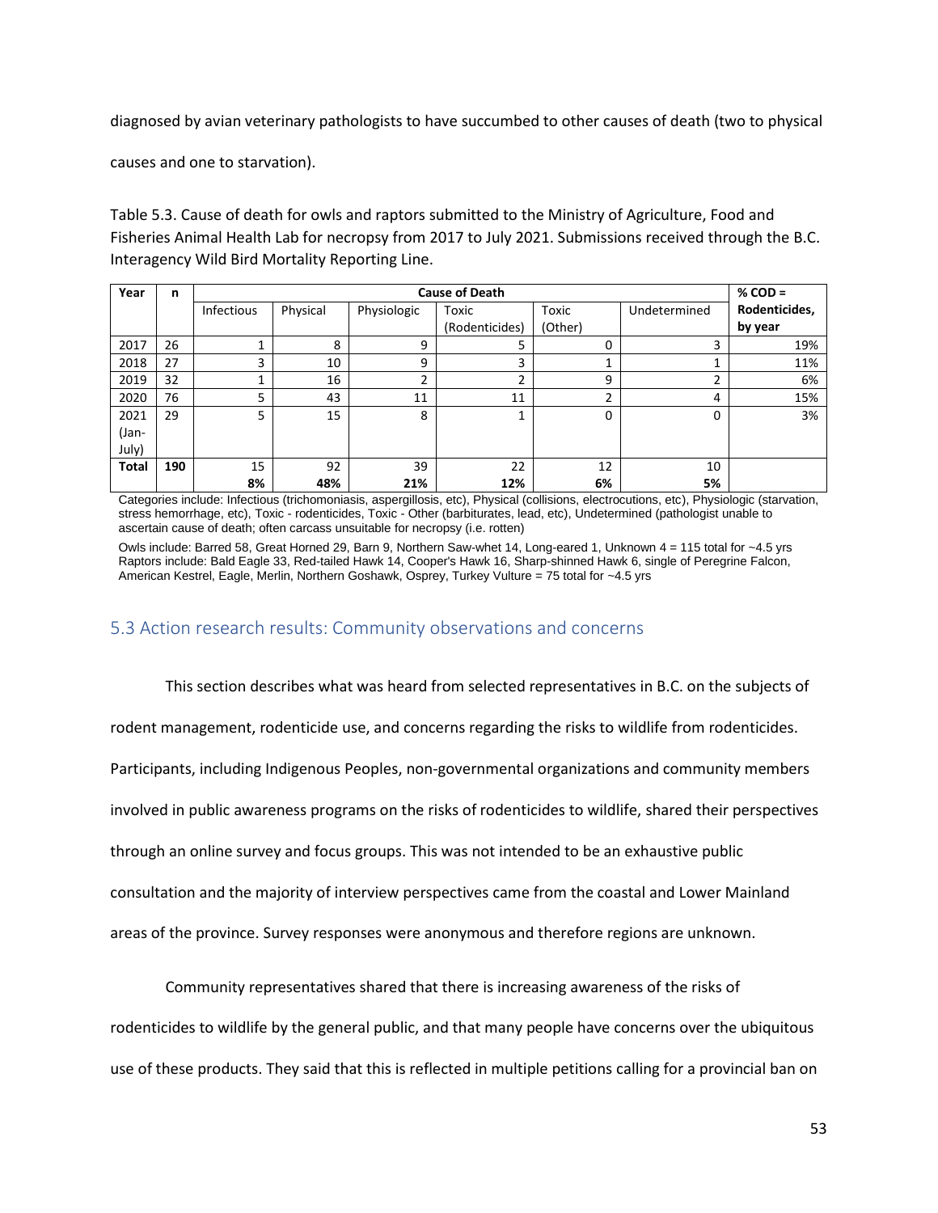diagnosed by avian veterinary pathologists to have succumbed to other causes of death (two to physical causes and one to starvation).

Table 5.3. Cause of death for owls and raptors submitted to the Ministry of Agriculture, Food and Fisheries Animal Health Lab for necropsy from 2017 to July 2021. Submissions received through the B.C. Interagency Wild Bird Mortality Reporting Line.

| Year | n | Cause of Death | | | | | | % COD = Rodenticides, by year |
|---|---|---|---|---|---|---|---|---|
| | | Infectious | Physical | Physiologic | Toxic (Rodenticides) | Toxic (Other) | Undetermined | |
| 2017 | 26 | 1 | 8 | 9 | 5 | 0 | 3 | 19% |
| 2018 | 27 | 3 | 10 | 9 | 3 | 1 | 1 | 11% |
| 2019 | 32 | 1 | 16 | 2 | 2 | 9 | 2 | 6% |
| 2020 | 76 | 5 | 43 | 11 | 11 | 2 | 4 | 15% |
| 2021 (Jan-July) | 29 | 5 | 15 | 8 | 1 | 0 | 0 | 3% |
| **Total** | **190** | 15<br>**8%** | 92<br>**48%** | 39<br>**21%** | 22<br>**12%** | 12<br>**6%** | 10<br>**5%** | |

Categories include: Infectious (trichomoniasis, aspergillosis, etc), Physical (collisions, electrocutions, etc), Physiologic (starvation, stress hemorrhage, etc), Toxic - rodenticides, Toxic - Other (barbiturates, lead, etc), Undetermined (pathologist unable to ascertain cause of death; often carcass unsuitable for necropsy (i.e. rotten)

Owls include: Barred 58, Great Horned 29, Barn 9, Northern Saw-whet 14, Long-eared 1, Unknown 4 = 115 total for ~4.5 yrs
Raptors include: Bald Eagle 33, Red-tailed Hawk 14, Cooper's Hawk 16, Sharp-shinned Hawk 6, single of Peregrine Falcon, American Kestrel, Eagle, Merlin, Northern Goshawk, Osprey, Turkey Vulture = 75 total for ~4.5 yrs

## 5.3 Action research results: Community observations and concerns

This section describes what was heard from selected representatives in B.C. on the subjects of rodent management, rodenticide use, and concerns regarding the risks to wildlife from rodenticides. Participants, including Indigenous Peoples, non-governmental organizations and community members involved in public awareness programs on the risks of rodenticides to wildlife, shared their perspectives through an online survey and focus groups. This was not intended to be an exhaustive public consultation and the majority of interview perspectives came from the coastal and Lower Mainland areas of the province. Survey responses were anonymous and therefore regions are unknown.

Community representatives shared that there is increasing awareness of the risks of rodenticides to wildlife by the general public, and that many people have concerns over the ubiquitous use of these products. They said that this is reflected in multiple petitions calling for a provincial ban on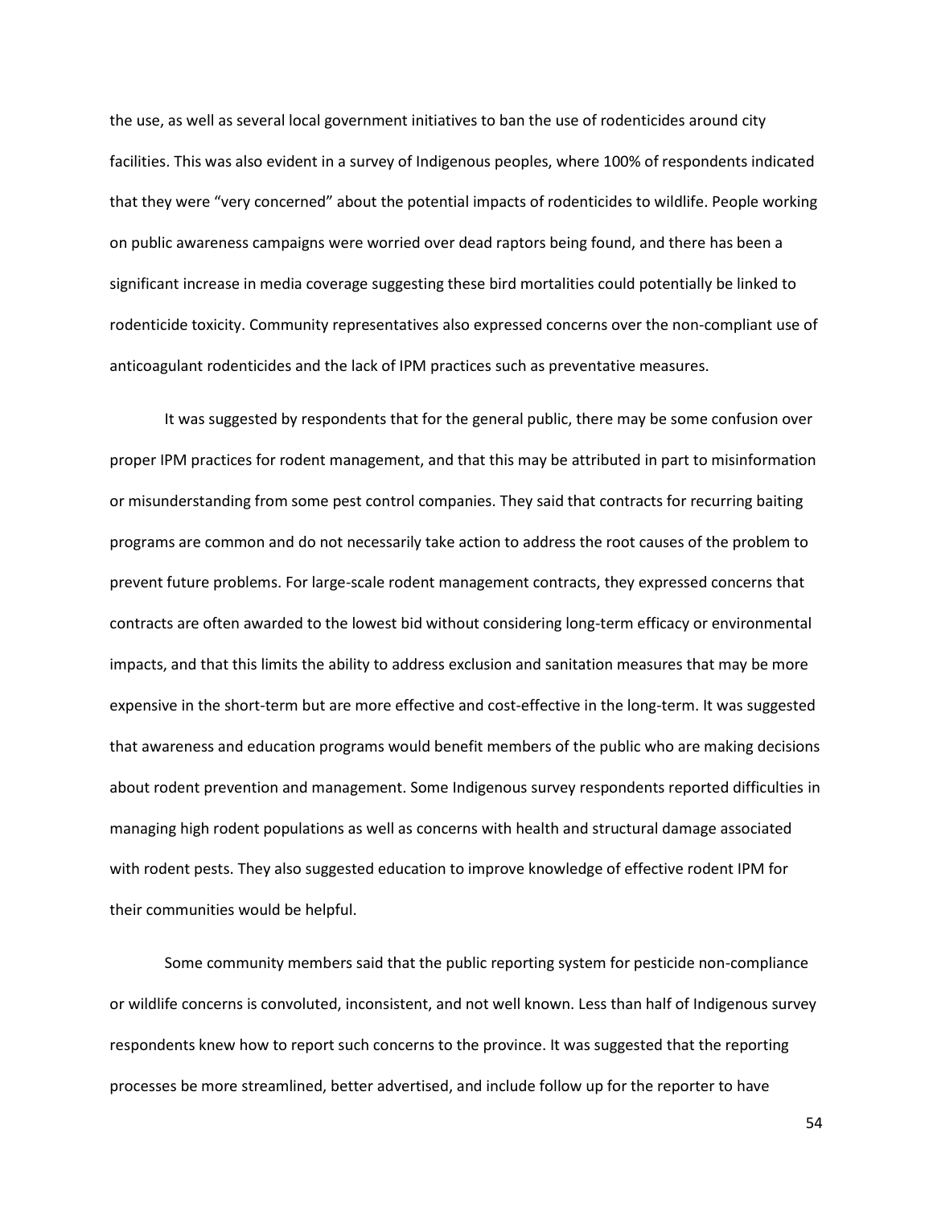the use, as well as several local government initiatives to ban the use of rodenticides around city facilities. This was also evident in a survey of Indigenous peoples, where 100% of respondents indicated that they were "very concerned" about the potential impacts of rodenticides to wildlife. People working on public awareness campaigns were worried over dead raptors being found, and there has been a significant increase in media coverage suggesting these bird mortalities could potentially be linked to rodenticide toxicity. Community representatives also expressed concerns over the non-compliant use of anticoagulant rodenticides and the lack of IPM practices such as preventative measures.

It was suggested by respondents that for the general public, there may be some confusion over proper IPM practices for rodent management, and that this may be attributed in part to misinformation or misunderstanding from some pest control companies. They said that contracts for recurring baiting programs are common and do not necessarily take action to address the root causes of the problem to prevent future problems. For large-scale rodent management contracts, they expressed concerns that contracts are often awarded to the lowest bid without considering long-term efficacy or environmental impacts, and that this limits the ability to address exclusion and sanitation measures that may be more expensive in the short-term but are more effective and cost-effective in the long-term. It was suggested that awareness and education programs would benefit members of the public who are making decisions about rodent prevention and management. Some Indigenous survey respondents reported difficulties in managing high rodent populations as well as concerns with health and structural damage associated with rodent pests. They also suggested education to improve knowledge of effective rodent IPM for their communities would be helpful.

Some community members said that the public reporting system for pesticide non-compliance or wildlife concerns is convoluted, inconsistent, and not well known. Less than half of Indigenous survey respondents knew how to report such concerns to the province. It was suggested that the reporting processes be more streamlined, better advertised, and include follow up for the reporter to have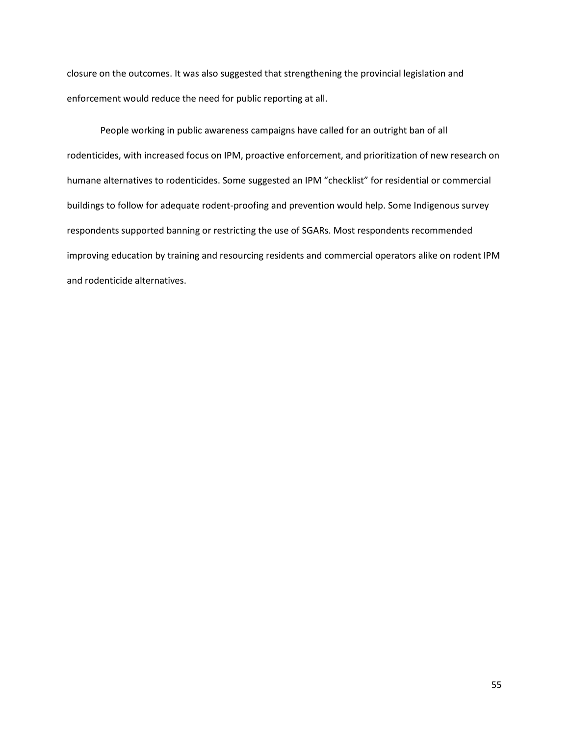closure on the outcomes. It was also suggested that strengthening the provincial legislation and enforcement would reduce the need for public reporting at all.

People working in public awareness campaigns have called for an outright ban of all rodenticides, with increased focus on IPM, proactive enforcement, and prioritization of new research on humane alternatives to rodenticides. Some suggested an IPM "checklist" for residential or commercial buildings to follow for adequate rodent-proofing and prevention would help. Some Indigenous survey respondents supported banning or restricting the use of SGARs. Most respondents recommended improving education by training and resourcing residents and commercial operators alike on rodent IPM and rodenticide alternatives.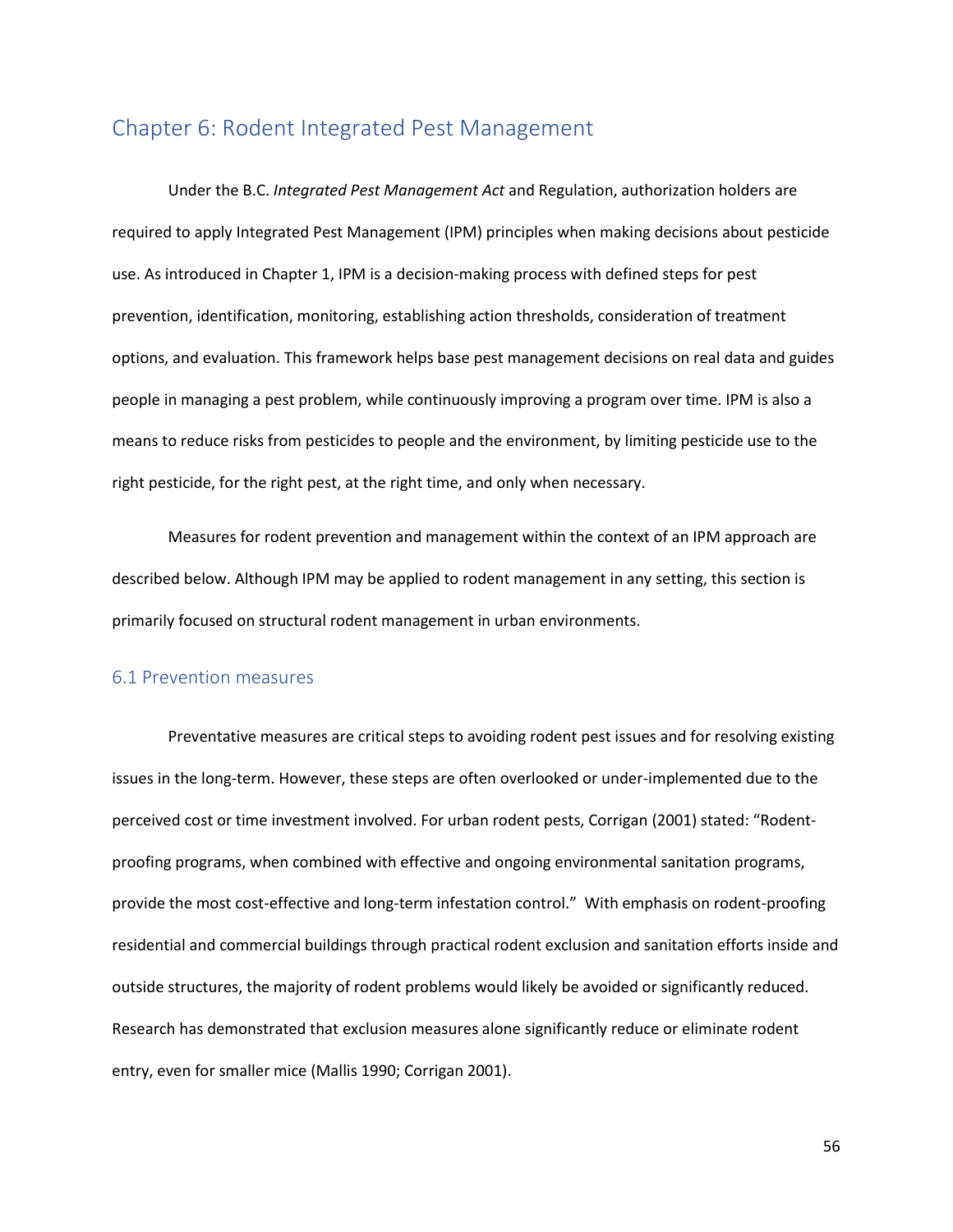# Chapter 6: Rodent Integrated Pest Management

Under the B.C. *Integrated Pest Management Act* and Regulation, authorization holders are required to apply Integrated Pest Management (IPM) principles when making decisions about pesticide use. As introduced in Chapter 1, IPM is a decision-making process with defined steps for pest prevention, identification, monitoring, establishing action thresholds, consideration of treatment options, and evaluation. This framework helps base pest management decisions on real data and guides people in managing a pest problem, while continuously improving a program over time. IPM is also a means to reduce risks from pesticides to people and the environment, by limiting pesticide use to the right pesticide, for the right pest, at the right time, and only when necessary.

Measures for rodent prevention and management within the context of an IPM approach are described below. Although IPM may be applied to rodent management in any setting, this section is primarily focused on structural rodent management in urban environments.

## 6.1 Prevention measures

Preventative measures are critical steps to avoiding rodent pest issues and for resolving existing issues in the long-term. However, these steps are often overlooked or under-implemented due to the perceived cost or time investment involved. For urban rodent pests, Corrigan (2001) stated: "Rodent-proofing programs, when combined with effective and ongoing environmental sanitation programs, provide the most cost-effective and long-term infestation control." With emphasis on rodent-proofing residential and commercial buildings through practical rodent exclusion and sanitation efforts inside and outside structures, the majority of rodent problems would likely be avoided or significantly reduced. Research has demonstrated that exclusion measures alone significantly reduce or eliminate rodent entry, even for smaller mice (Mallis 1990; Corrigan 2001).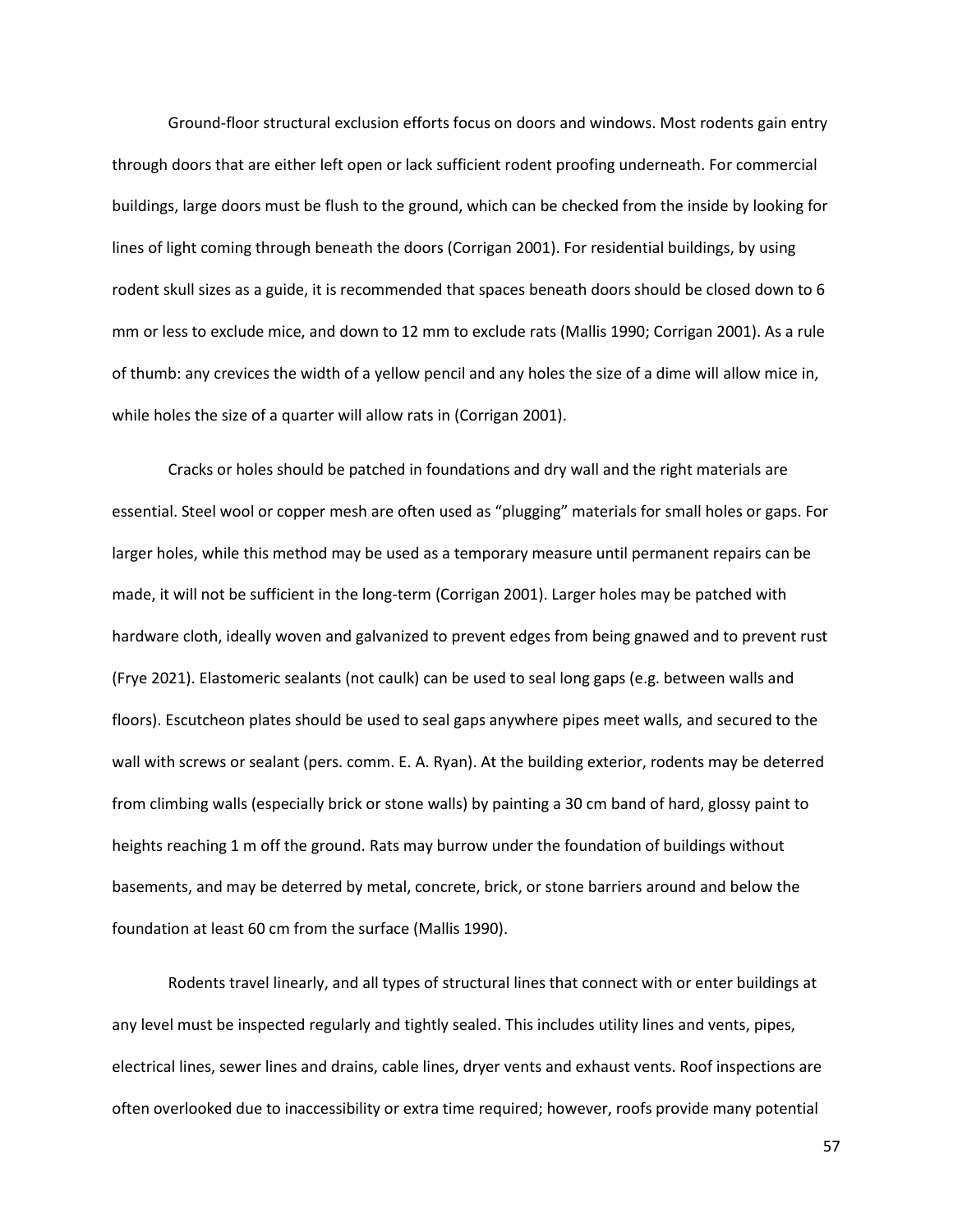Ground-floor structural exclusion efforts focus on doors and windows. Most rodents gain entry through doors that are either left open or lack sufficient rodent proofing underneath. For commercial buildings, large doors must be flush to the ground, which can be checked from the inside by looking for lines of light coming through beneath the doors (Corrigan 2001). For residential buildings, by using rodent skull sizes as a guide, it is recommended that spaces beneath doors should be closed down to 6 mm or less to exclude mice, and down to 12 mm to exclude rats (Mallis 1990; Corrigan 2001). As a rule of thumb: any crevices the width of a yellow pencil and any holes the size of a dime will allow mice in, while holes the size of a quarter will allow rats in (Corrigan 2001).

Cracks or holes should be patched in foundations and dry wall and the right materials are essential. Steel wool or copper mesh are often used as "plugging" materials for small holes or gaps. For larger holes, while this method may be used as a temporary measure until permanent repairs can be made, it will not be sufficient in the long-term (Corrigan 2001). Larger holes may be patched with hardware cloth, ideally woven and galvanized to prevent edges from being gnawed and to prevent rust (Frye 2021). Elastomeric sealants (not caulk) can be used to seal long gaps (e.g. between walls and floors). Escutcheon plates should be used to seal gaps anywhere pipes meet walls, and secured to the wall with screws or sealant (pers. comm. E. A. Ryan). At the building exterior, rodents may be deterred from climbing walls (especially brick or stone walls) by painting a 30 cm band of hard, glossy paint to heights reaching 1 m off the ground. Rats may burrow under the foundation of buildings without basements, and may be deterred by metal, concrete, brick, or stone barriers around and below the foundation at least 60 cm from the surface (Mallis 1990).

Rodents travel linearly, and all types of structural lines that connect with or enter buildings at any level must be inspected regularly and tightly sealed. This includes utility lines and vents, pipes, electrical lines, sewer lines and drains, cable lines, dryer vents and exhaust vents. Roof inspections are often overlooked due to inaccessibility or extra time required; however, roofs provide many potential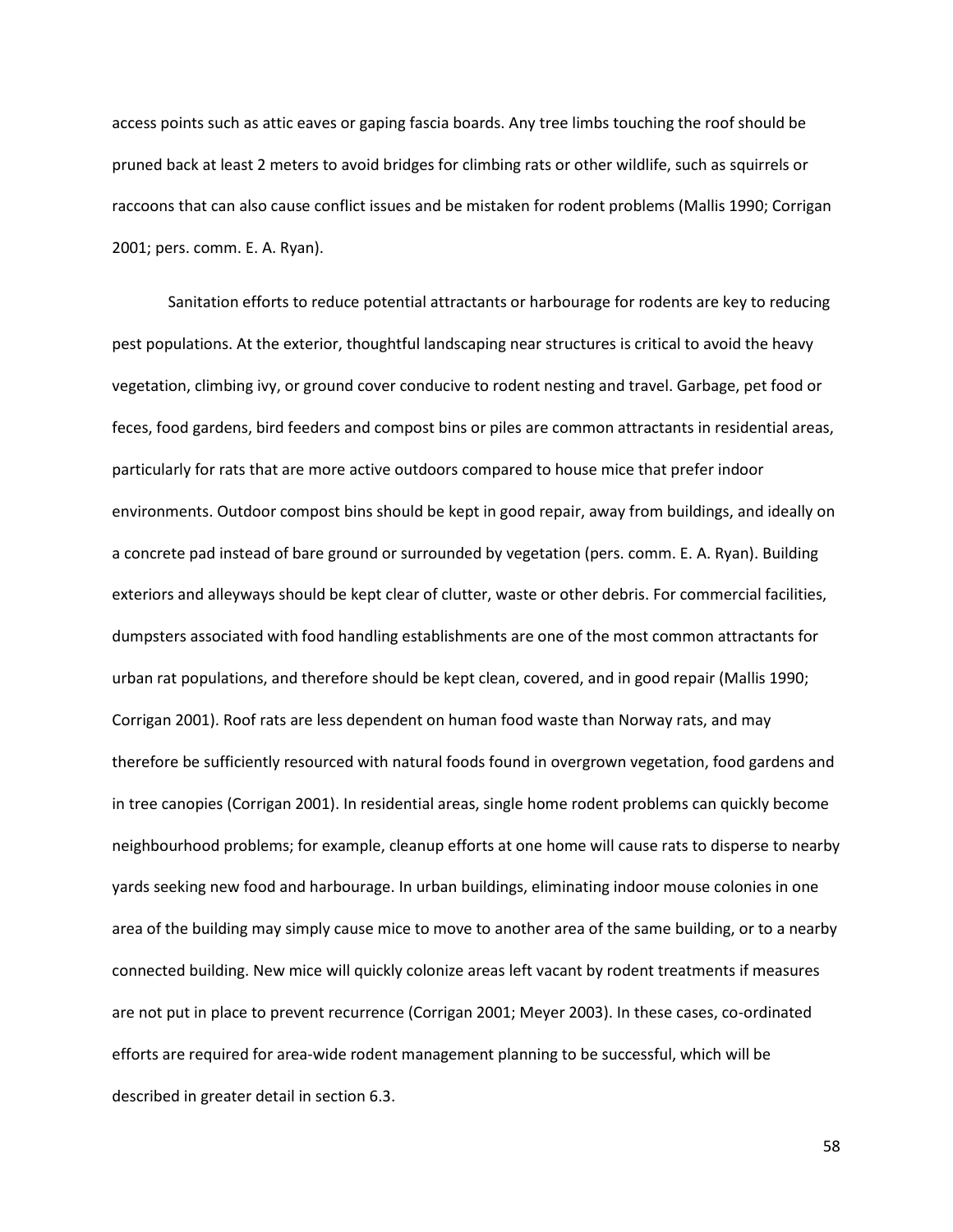access points such as attic eaves or gaping fascia boards. Any tree limbs touching the roof should be pruned back at least 2 meters to avoid bridges for climbing rats or other wildlife, such as squirrels or raccoons that can also cause conflict issues and be mistaken for rodent problems (Mallis 1990; Corrigan 2001; pers. comm. E. A. Ryan).

Sanitation efforts to reduce potential attractants or harbourage for rodents are key to reducing pest populations. At the exterior, thoughtful landscaping near structures is critical to avoid the heavy vegetation, climbing ivy, or ground cover conducive to rodent nesting and travel. Garbage, pet food or feces, food gardens, bird feeders and compost bins or piles are common attractants in residential areas, particularly for rats that are more active outdoors compared to house mice that prefer indoor environments. Outdoor compost bins should be kept in good repair, away from buildings, and ideally on a concrete pad instead of bare ground or surrounded by vegetation (pers. comm. E. A. Ryan). Building exteriors and alleyways should be kept clear of clutter, waste or other debris. For commercial facilities, dumpsters associated with food handling establishments are one of the most common attractants for urban rat populations, and therefore should be kept clean, covered, and in good repair (Mallis 1990; Corrigan 2001). Roof rats are less dependent on human food waste than Norway rats, and may therefore be sufficiently resourced with natural foods found in overgrown vegetation, food gardens and in tree canopies (Corrigan 2001). In residential areas, single home rodent problems can quickly become neighbourhood problems; for example, cleanup efforts at one home will cause rats to disperse to nearby yards seeking new food and harbourage. In urban buildings, eliminating indoor mouse colonies in one area of the building may simply cause mice to move to another area of the same building, or to a nearby connected building. New mice will quickly colonize areas left vacant by rodent treatments if measures are not put in place to prevent recurrence (Corrigan 2001; Meyer 2003). In these cases, co-ordinated efforts are required for area-wide rodent management planning to be successful, which will be described in greater detail in section 6.3.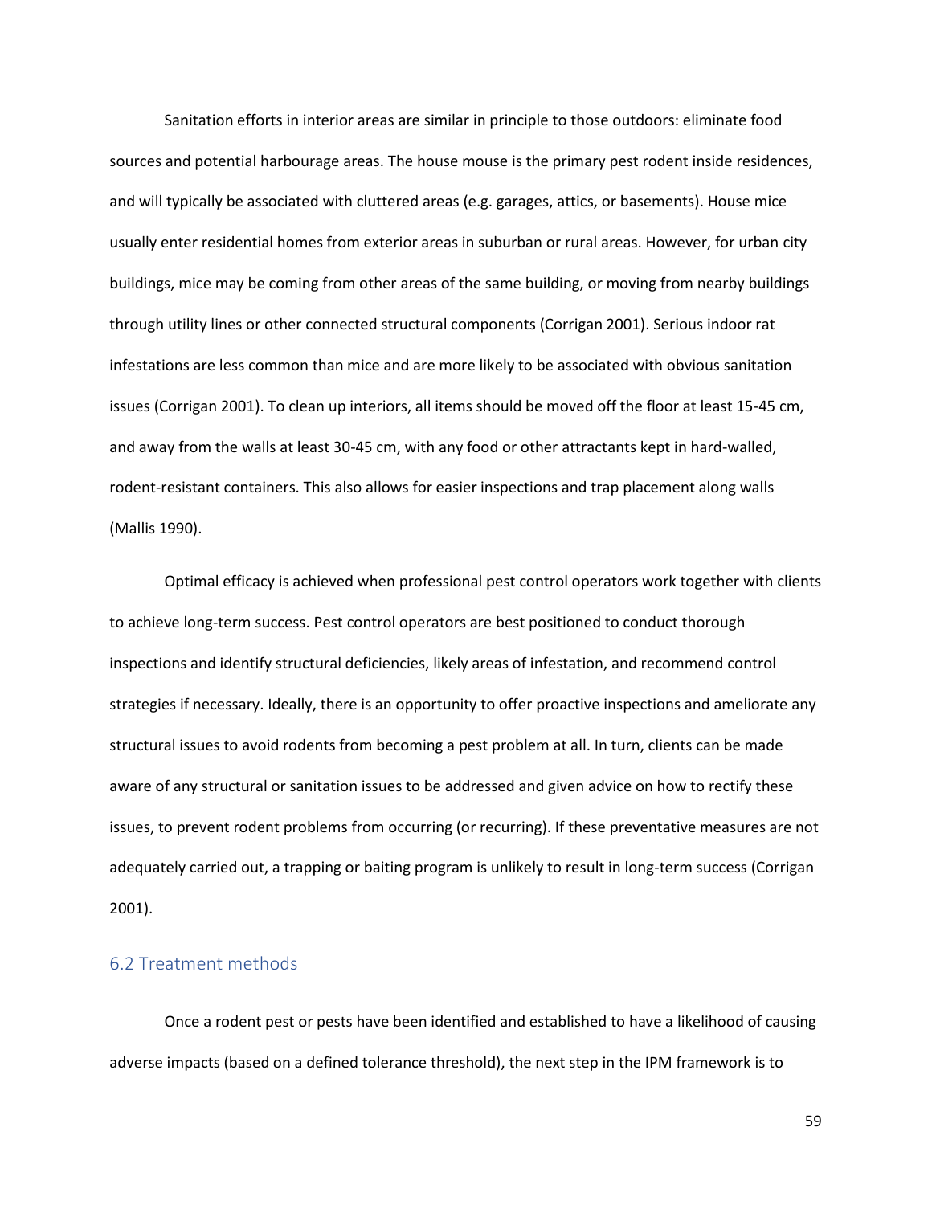Sanitation efforts in interior areas are similar in principle to those outdoors: eliminate food sources and potential harbourage areas. The house mouse is the primary pest rodent inside residences, and will typically be associated with cluttered areas (e.g. garages, attics, or basements). House mice usually enter residential homes from exterior areas in suburban or rural areas. However, for urban city buildings, mice may be coming from other areas of the same building, or moving from nearby buildings through utility lines or other connected structural components (Corrigan 2001). Serious indoor rat infestations are less common than mice and are more likely to be associated with obvious sanitation issues (Corrigan 2001). To clean up interiors, all items should be moved off the floor at least 15-45 cm, and away from the walls at least 30-45 cm, with any food or other attractants kept in hard-walled, rodent-resistant containers. This also allows for easier inspections and trap placement along walls (Mallis 1990).

Optimal efficacy is achieved when professional pest control operators work together with clients to achieve long-term success. Pest control operators are best positioned to conduct thorough inspections and identify structural deficiencies, likely areas of infestation, and recommend control strategies if necessary. Ideally, there is an opportunity to offer proactive inspections and ameliorate any structural issues to avoid rodents from becoming a pest problem at all. In turn, clients can be made aware of any structural or sanitation issues to be addressed and given advice on how to rectify these issues, to prevent rodent problems from occurring (or recurring). If these preventative measures are not adequately carried out, a trapping or baiting program is unlikely to result in long-term success (Corrigan 2001).

## 6.2 Treatment methods

Once a rodent pest or pests have been identified and established to have a likelihood of causing adverse impacts (based on a defined tolerance threshold), the next step in the IPM framework is to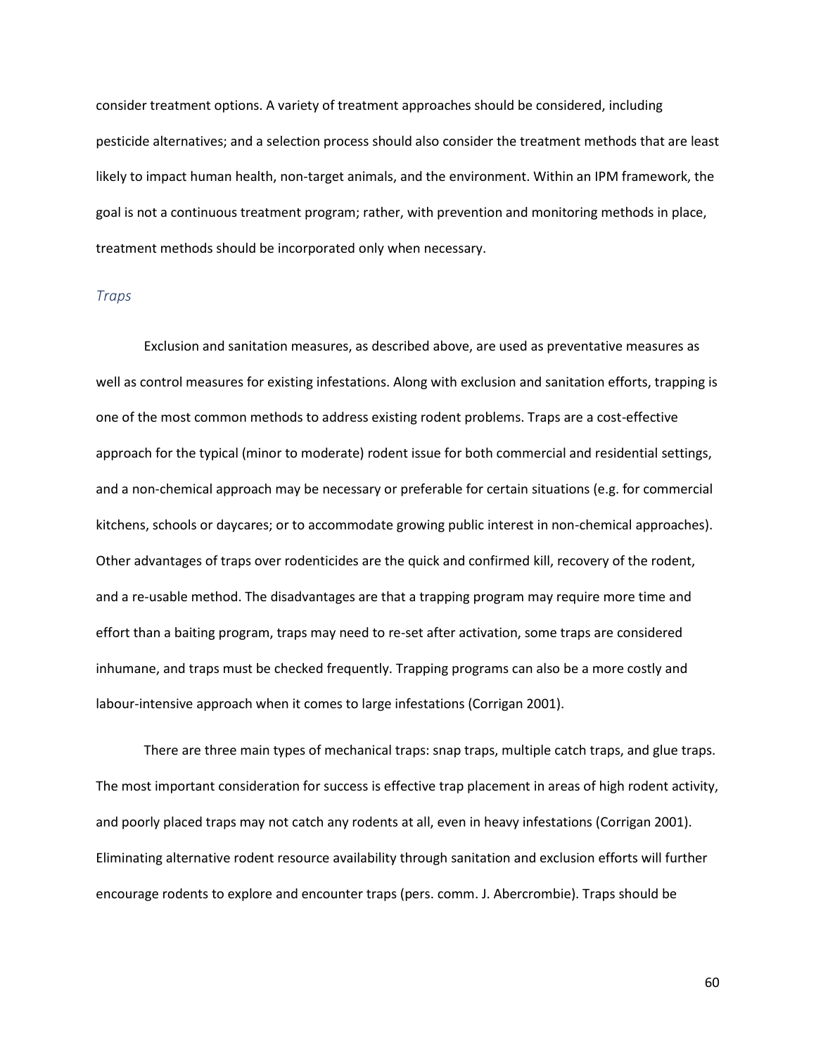consider treatment options. A variety of treatment approaches should be considered, including pesticide alternatives; and a selection process should also consider the treatment methods that are least likely to impact human health, non-target animals, and the environment. Within an IPM framework, the goal is not a continuous treatment program; rather, with prevention and monitoring methods in place, treatment methods should be incorporated only when necessary.

### *Traps*

Exclusion and sanitation measures, as described above, are used as preventative measures as well as control measures for existing infestations. Along with exclusion and sanitation efforts, trapping is one of the most common methods to address existing rodent problems. Traps are a cost-effective approach for the typical (minor to moderate) rodent issue for both commercial and residential settings, and a non-chemical approach may be necessary or preferable for certain situations (e.g. for commercial kitchens, schools or daycares; or to accommodate growing public interest in non-chemical approaches). Other advantages of traps over rodenticides are the quick and confirmed kill, recovery of the rodent, and a re-usable method. The disadvantages are that a trapping program may require more time and effort than a baiting program, traps may need to re-set after activation, some traps are considered inhumane, and traps must be checked frequently. Trapping programs can also be a more costly and labour-intensive approach when it comes to large infestations (Corrigan 2001).

There are three main types of mechanical traps: snap traps, multiple catch traps, and glue traps. The most important consideration for success is effective trap placement in areas of high rodent activity, and poorly placed traps may not catch any rodents at all, even in heavy infestations (Corrigan 2001). Eliminating alternative rodent resource availability through sanitation and exclusion efforts will further encourage rodents to explore and encounter traps (pers. comm. J. Abercrombie). Traps should be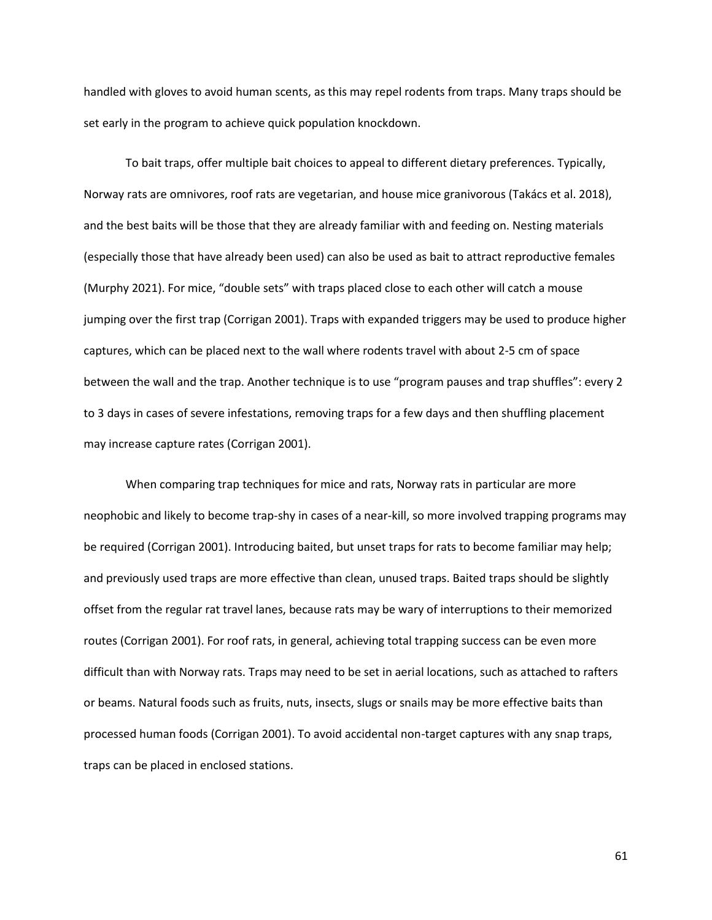handled with gloves to avoid human scents, as this may repel rodents from traps. Many traps should be set early in the program to achieve quick population knockdown.

To bait traps, offer multiple bait choices to appeal to different dietary preferences. Typically, Norway rats are omnivores, roof rats are vegetarian, and house mice granivorous (Takács et al. 2018), and the best baits will be those that they are already familiar with and feeding on. Nesting materials (especially those that have already been used) can also be used as bait to attract reproductive females (Murphy 2021). For mice, "double sets" with traps placed close to each other will catch a mouse jumping over the first trap (Corrigan 2001). Traps with expanded triggers may be used to produce higher captures, which can be placed next to the wall where rodents travel with about 2-5 cm of space between the wall and the trap. Another technique is to use "program pauses and trap shuffles": every 2 to 3 days in cases of severe infestations, removing traps for a few days and then shuffling placement may increase capture rates (Corrigan 2001).

When comparing trap techniques for mice and rats, Norway rats in particular are more neophobic and likely to become trap-shy in cases of a near-kill, so more involved trapping programs may be required (Corrigan 2001). Introducing baited, but unset traps for rats to become familiar may help; and previously used traps are more effective than clean, unused traps. Baited traps should be slightly offset from the regular rat travel lanes, because rats may be wary of interruptions to their memorized routes (Corrigan 2001). For roof rats, in general, achieving total trapping success can be even more difficult than with Norway rats. Traps may need to be set in aerial locations, such as attached to rafters or beams. Natural foods such as fruits, nuts, insects, slugs or snails may be more effective baits than processed human foods (Corrigan 2001). To avoid accidental non-target captures with any snap traps, traps can be placed in enclosed stations.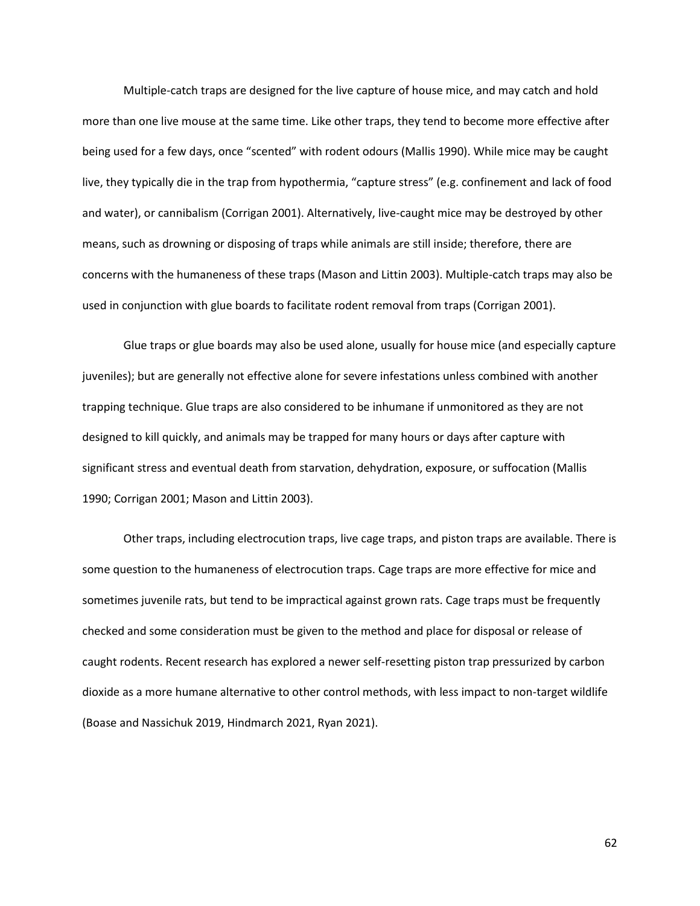Multiple-catch traps are designed for the live capture of house mice, and may catch and hold more than one live mouse at the same time. Like other traps, they tend to become more effective after being used for a few days, once "scented" with rodent odours (Mallis 1990). While mice may be caught live, they typically die in the trap from hypothermia, "capture stress" (e.g. confinement and lack of food and water), or cannibalism (Corrigan 2001). Alternatively, live-caught mice may be destroyed by other means, such as drowning or disposing of traps while animals are still inside; therefore, there are concerns with the humaneness of these traps (Mason and Littin 2003). Multiple-catch traps may also be used in conjunction with glue boards to facilitate rodent removal from traps (Corrigan 2001).

Glue traps or glue boards may also be used alone, usually for house mice (and especially capture juveniles); but are generally not effective alone for severe infestations unless combined with another trapping technique. Glue traps are also considered to be inhumane if unmonitored as they are not designed to kill quickly, and animals may be trapped for many hours or days after capture with significant stress and eventual death from starvation, dehydration, exposure, or suffocation (Mallis 1990; Corrigan 2001; Mason and Littin 2003).

Other traps, including electrocution traps, live cage traps, and piston traps are available. There is some question to the humaneness of electrocution traps. Cage traps are more effective for mice and sometimes juvenile rats, but tend to be impractical against grown rats. Cage traps must be frequently checked and some consideration must be given to the method and place for disposal or release of caught rodents. Recent research has explored a newer self-resetting piston trap pressurized by carbon dioxide as a more humane alternative to other control methods, with less impact to non-target wildlife (Boase and Nassichuk 2019, Hindmarch 2021, Ryan 2021).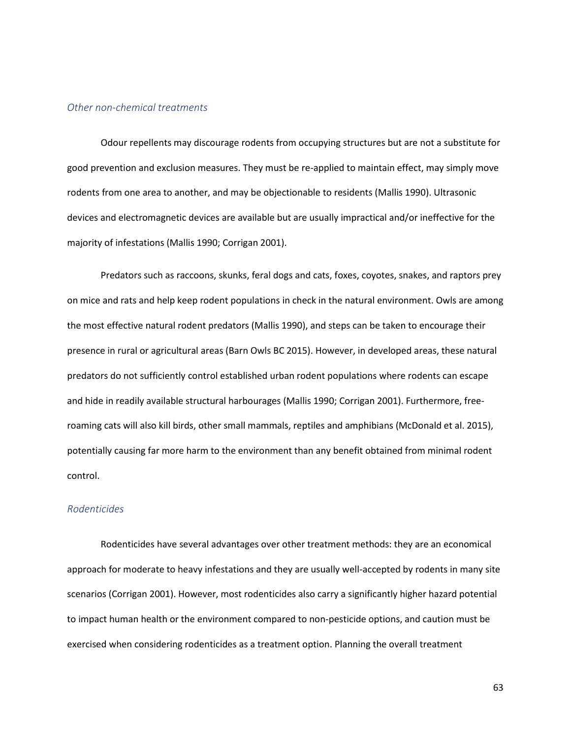### *Other non-chemical treatments*

Odour repellents may discourage rodents from occupying structures but are not a substitute for good prevention and exclusion measures. They must be re-applied to maintain effect, may simply move rodents from one area to another, and may be objectionable to residents (Mallis 1990). Ultrasonic devices and electromagnetic devices are available but are usually impractical and/or ineffective for the majority of infestations (Mallis 1990; Corrigan 2001).

Predators such as raccoons, skunks, feral dogs and cats, foxes, coyotes, snakes, and raptors prey on mice and rats and help keep rodent populations in check in the natural environment. Owls are among the most effective natural rodent predators (Mallis 1990), and steps can be taken to encourage their presence in rural or agricultural areas (Barn Owls BC 2015). However, in developed areas, these natural predators do not sufficiently control established urban rodent populations where rodents can escape and hide in readily available structural harbourages (Mallis 1990; Corrigan 2001). Furthermore, free-roaming cats will also kill birds, other small mammals, reptiles and amphibians (McDonald et al. 2015), potentially causing far more harm to the environment than any benefit obtained from minimal rodent control.

### *Rodenticides*

Rodenticides have several advantages over other treatment methods: they are an economical approach for moderate to heavy infestations and they are usually well-accepted by rodents in many site scenarios (Corrigan 2001). However, most rodenticides also carry a significantly higher hazard potential to impact human health or the environment compared to non-pesticide options, and caution must be exercised when considering rodenticides as a treatment option. Planning the overall treatment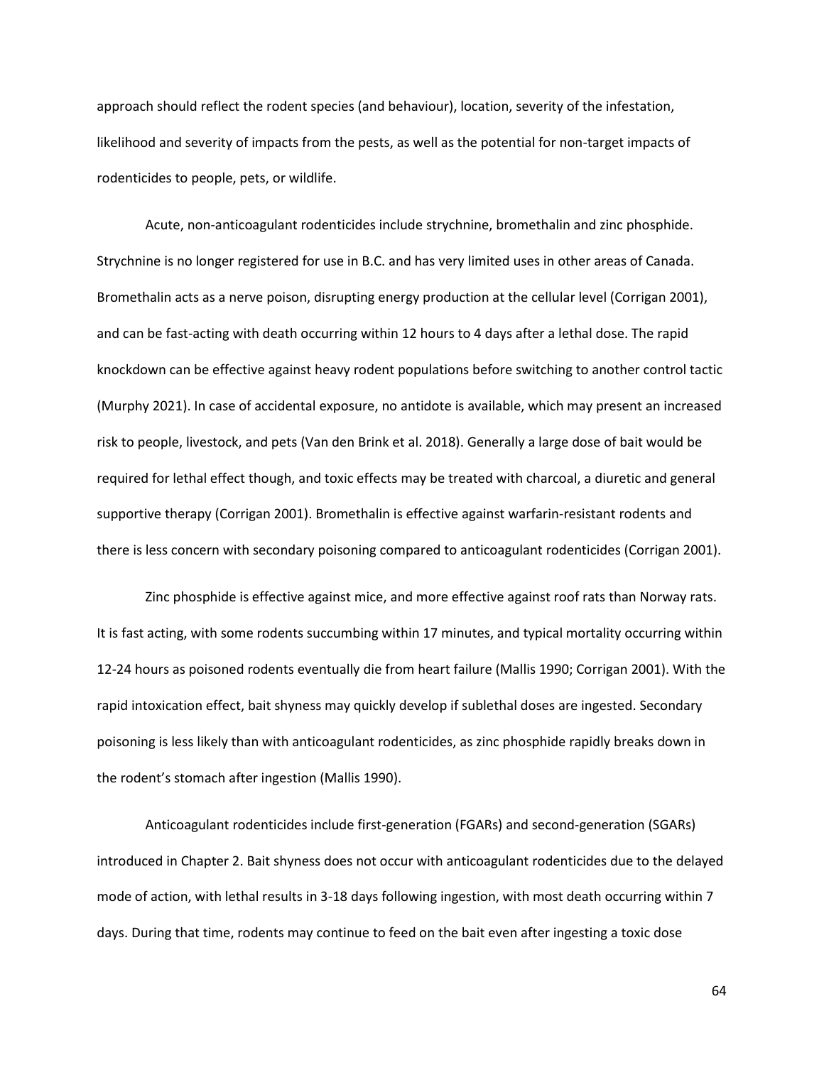approach should reflect the rodent species (and behaviour), location, severity of the infestation, likelihood and severity of impacts from the pests, as well as the potential for non-target impacts of rodenticides to people, pets, or wildlife.

Acute, non-anticoagulant rodenticides include strychnine, bromethalin and zinc phosphide. Strychnine is no longer registered for use in B.C. and has very limited uses in other areas of Canada. Bromethalin acts as a nerve poison, disrupting energy production at the cellular level (Corrigan 2001), and can be fast-acting with death occurring within 12 hours to 4 days after a lethal dose. The rapid knockdown can be effective against heavy rodent populations before switching to another control tactic (Murphy 2021). In case of accidental exposure, no antidote is available, which may present an increased risk to people, livestock, and pets (Van den Brink et al. 2018). Generally a large dose of bait would be required for lethal effect though, and toxic effects may be treated with charcoal, a diuretic and general supportive therapy (Corrigan 2001). Bromethalin is effective against warfarin-resistant rodents and there is less concern with secondary poisoning compared to anticoagulant rodenticides (Corrigan 2001).

Zinc phosphide is effective against mice, and more effective against roof rats than Norway rats. It is fast acting, with some rodents succumbing within 17 minutes, and typical mortality occurring within 12-24 hours as poisoned rodents eventually die from heart failure (Mallis 1990; Corrigan 2001). With the rapid intoxication effect, bait shyness may quickly develop if sublethal doses are ingested. Secondary poisoning is less likely than with anticoagulant rodenticides, as zinc phosphide rapidly breaks down in the rodent's stomach after ingestion (Mallis 1990).

Anticoagulant rodenticides include first-generation (FGARs) and second-generation (SGARs) introduced in Chapter 2. Bait shyness does not occur with anticoagulant rodenticides due to the delayed mode of action, with lethal results in 3-18 days following ingestion, with most death occurring within 7 days. During that time, rodents may continue to feed on the bait even after ingesting a toxic dose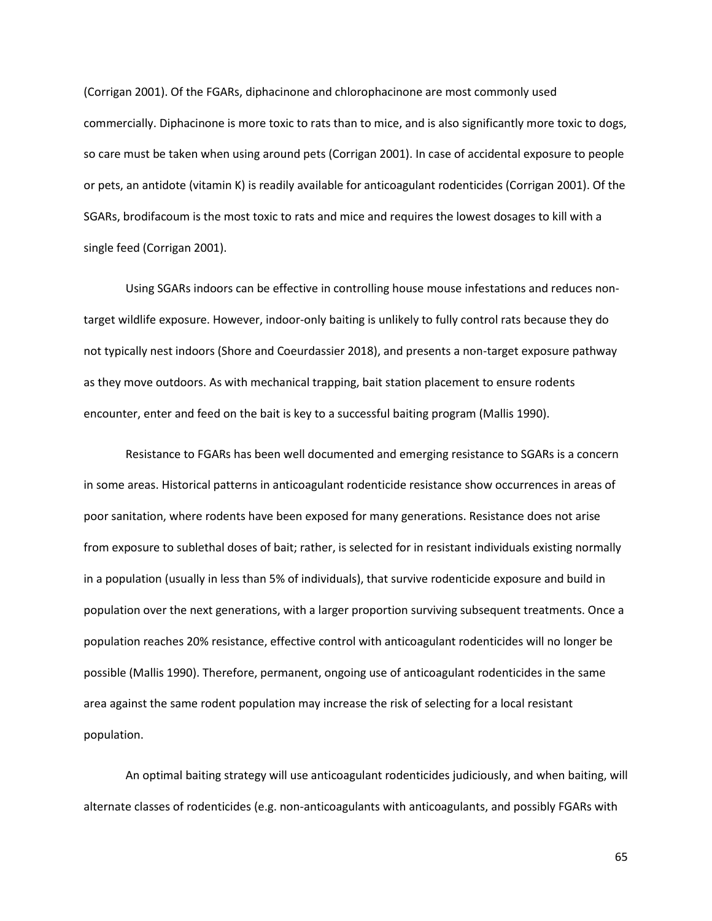(Corrigan 2001). Of the FGARs, diphacinone and chlorophacinone are most commonly used commercially. Diphacinone is more toxic to rats than to mice, and is also significantly more toxic to dogs, so care must be taken when using around pets (Corrigan 2001). In case of accidental exposure to people or pets, an antidote (vitamin K) is readily available for anticoagulant rodenticides (Corrigan 2001). Of the SGARs, brodifacoum is the most toxic to rats and mice and requires the lowest dosages to kill with a single feed (Corrigan 2001).

Using SGARs indoors can be effective in controlling house mouse infestations and reduces non-target wildlife exposure. However, indoor-only baiting is unlikely to fully control rats because they do not typically nest indoors (Shore and Coeurdassier 2018), and presents a non-target exposure pathway as they move outdoors. As with mechanical trapping, bait station placement to ensure rodents encounter, enter and feed on the bait is key to a successful baiting program (Mallis 1990).

Resistance to FGARs has been well documented and emerging resistance to SGARs is a concern in some areas. Historical patterns in anticoagulant rodenticide resistance show occurrences in areas of poor sanitation, where rodents have been exposed for many generations. Resistance does not arise from exposure to sublethal doses of bait; rather, is selected for in resistant individuals existing normally in a population (usually in less than 5% of individuals), that survive rodenticide exposure and build in population over the next generations, with a larger proportion surviving subsequent treatments. Once a population reaches 20% resistance, effective control with anticoagulant rodenticides will no longer be possible (Mallis 1990). Therefore, permanent, ongoing use of anticoagulant rodenticides in the same area against the same rodent population may increase the risk of selecting for a local resistant population.

An optimal baiting strategy will use anticoagulant rodenticides judiciously, and when baiting, will alternate classes of rodenticides (e.g. non-anticoagulants with anticoagulants, and possibly FGARs with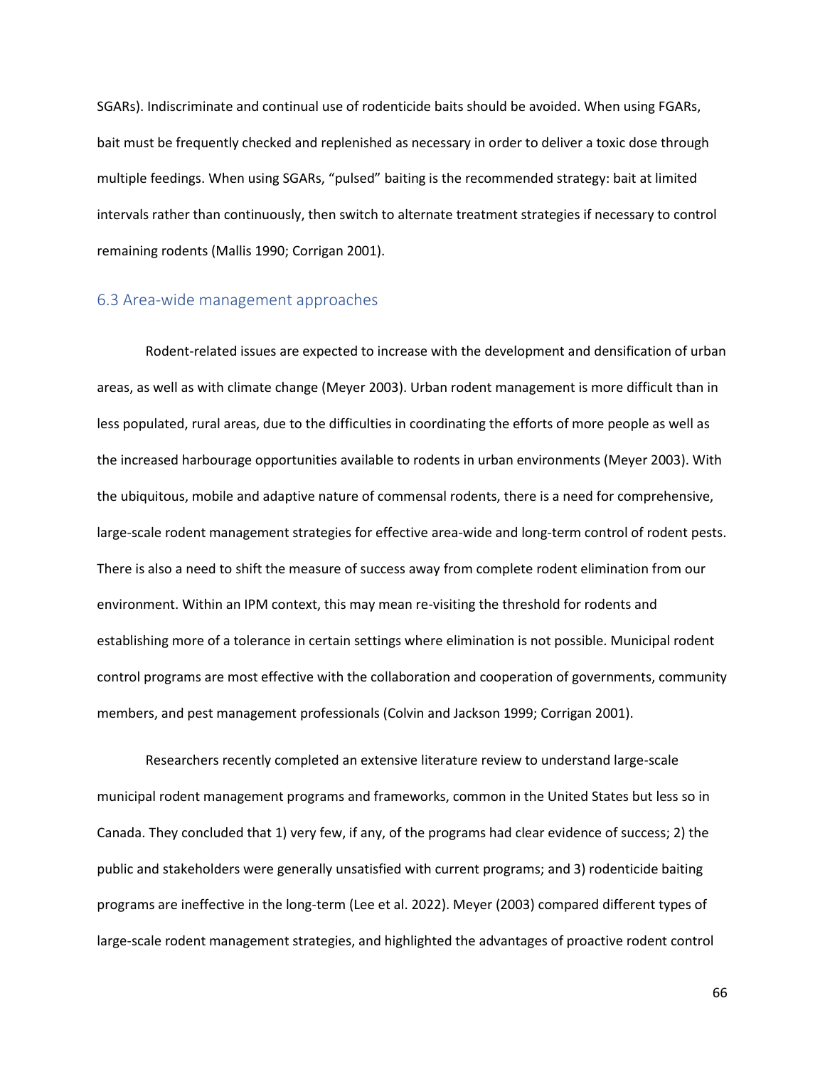SGARs). Indiscriminate and continual use of rodenticide baits should be avoided. When using FGARs, bait must be frequently checked and replenished as necessary in order to deliver a toxic dose through multiple feedings. When using SGARs, "pulsed" baiting is the recommended strategy: bait at limited intervals rather than continuously, then switch to alternate treatment strategies if necessary to control remaining rodents (Mallis 1990; Corrigan 2001).

### 6.3 Area-wide management approaches

Rodent-related issues are expected to increase with the development and densification of urban areas, as well as with climate change (Meyer 2003). Urban rodent management is more difficult than in less populated, rural areas, due to the difficulties in coordinating the efforts of more people as well as the increased harbourage opportunities available to rodents in urban environments (Meyer 2003). With the ubiquitous, mobile and adaptive nature of commensal rodents, there is a need for comprehensive, large-scale rodent management strategies for effective area-wide and long-term control of rodent pests. There is also a need to shift the measure of success away from complete rodent elimination from our environment. Within an IPM context, this may mean re-visiting the threshold for rodents and establishing more of a tolerance in certain settings where elimination is not possible. Municipal rodent control programs are most effective with the collaboration and cooperation of governments, community members, and pest management professionals (Colvin and Jackson 1999; Corrigan 2001).

Researchers recently completed an extensive literature review to understand large-scale municipal rodent management programs and frameworks, common in the United States but less so in Canada. They concluded that 1) very few, if any, of the programs had clear evidence of success; 2) the public and stakeholders were generally unsatisfied with current programs; and 3) rodenticide baiting programs are ineffective in the long-term (Lee et al. 2022). Meyer (2003) compared different types of large-scale rodent management strategies, and highlighted the advantages of proactive rodent control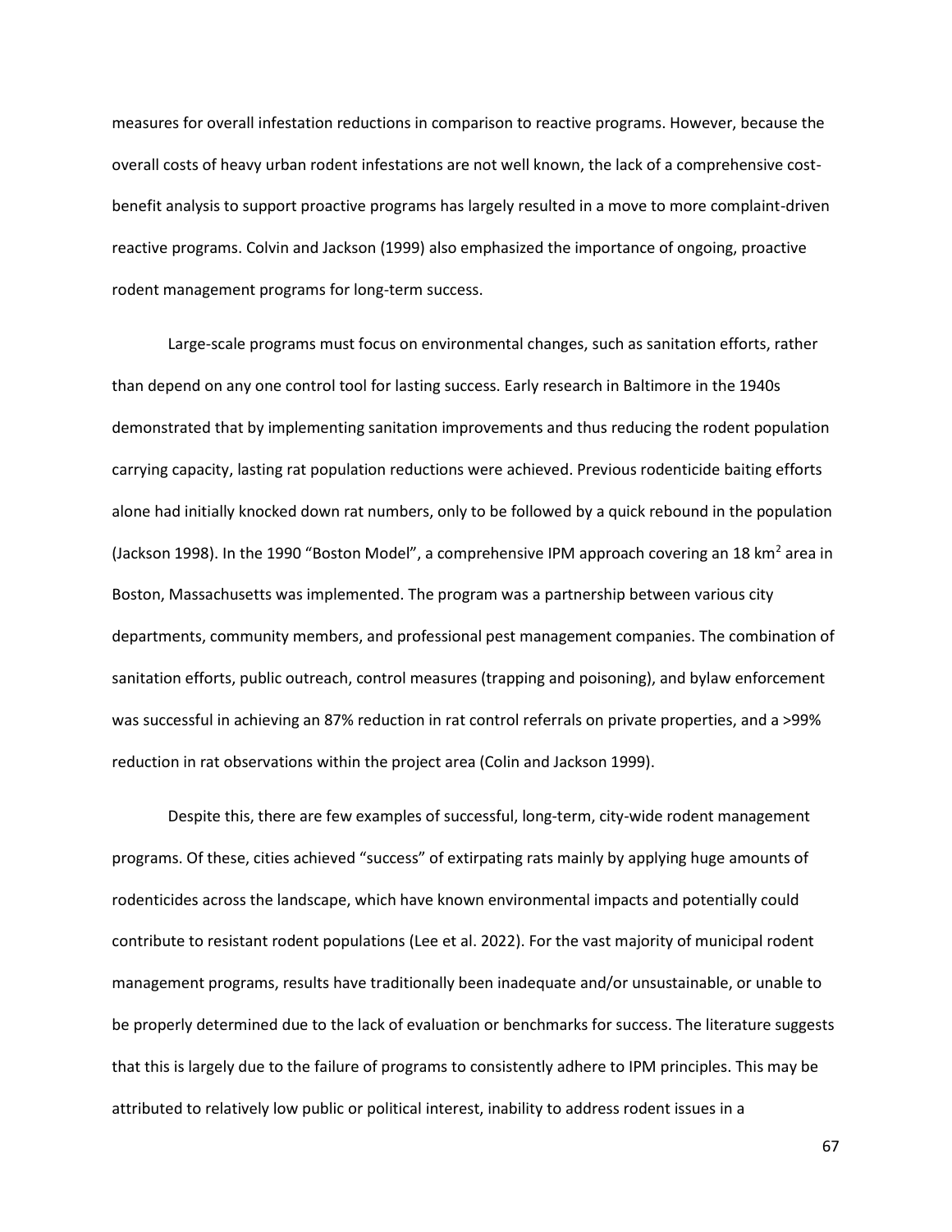measures for overall infestation reductions in comparison to reactive programs. However, because the overall costs of heavy urban rodent infestations are not well known, the lack of a comprehensive cost-benefit analysis to support proactive programs has largely resulted in a move to more complaint-driven reactive programs. Colvin and Jackson (1999) also emphasized the importance of ongoing, proactive rodent management programs for long-term success.

Large-scale programs must focus on environmental changes, such as sanitation efforts, rather than depend on any one control tool for lasting success. Early research in Baltimore in the 1940s demonstrated that by implementing sanitation improvements and thus reducing the rodent population carrying capacity, lasting rat population reductions were achieved. Previous rodenticide baiting efforts alone had initially knocked down rat numbers, only to be followed by a quick rebound in the population (Jackson 1998). In the 1990 "Boston Model", a comprehensive IPM approach covering an 18 $km^2$ area in Boston, Massachusetts was implemented. The program was a partnership between various city departments, community members, and professional pest management companies. The combination of sanitation efforts, public outreach, control measures (trapping and poisoning), and bylaw enforcement was successful in achieving an 87% reduction in rat control referrals on private properties, and a >99% reduction in rat observations within the project area (Colin and Jackson 1999).

Despite this, there are few examples of successful, long-term, city-wide rodent management programs. Of these, cities achieved "success" of extirpating rats mainly by applying huge amounts of rodenticides across the landscape, which have known environmental impacts and potentially could contribute to resistant rodent populations (Lee et al. 2022). For the vast majority of municipal rodent management programs, results have traditionally been inadequate and/or unsustainable, or unable to be properly determined due to the lack of evaluation or benchmarks for success. The literature suggests that this is largely due to the failure of programs to consistently adhere to IPM principles. This may be attributed to relatively low public or political interest, inability to address rodent issues in a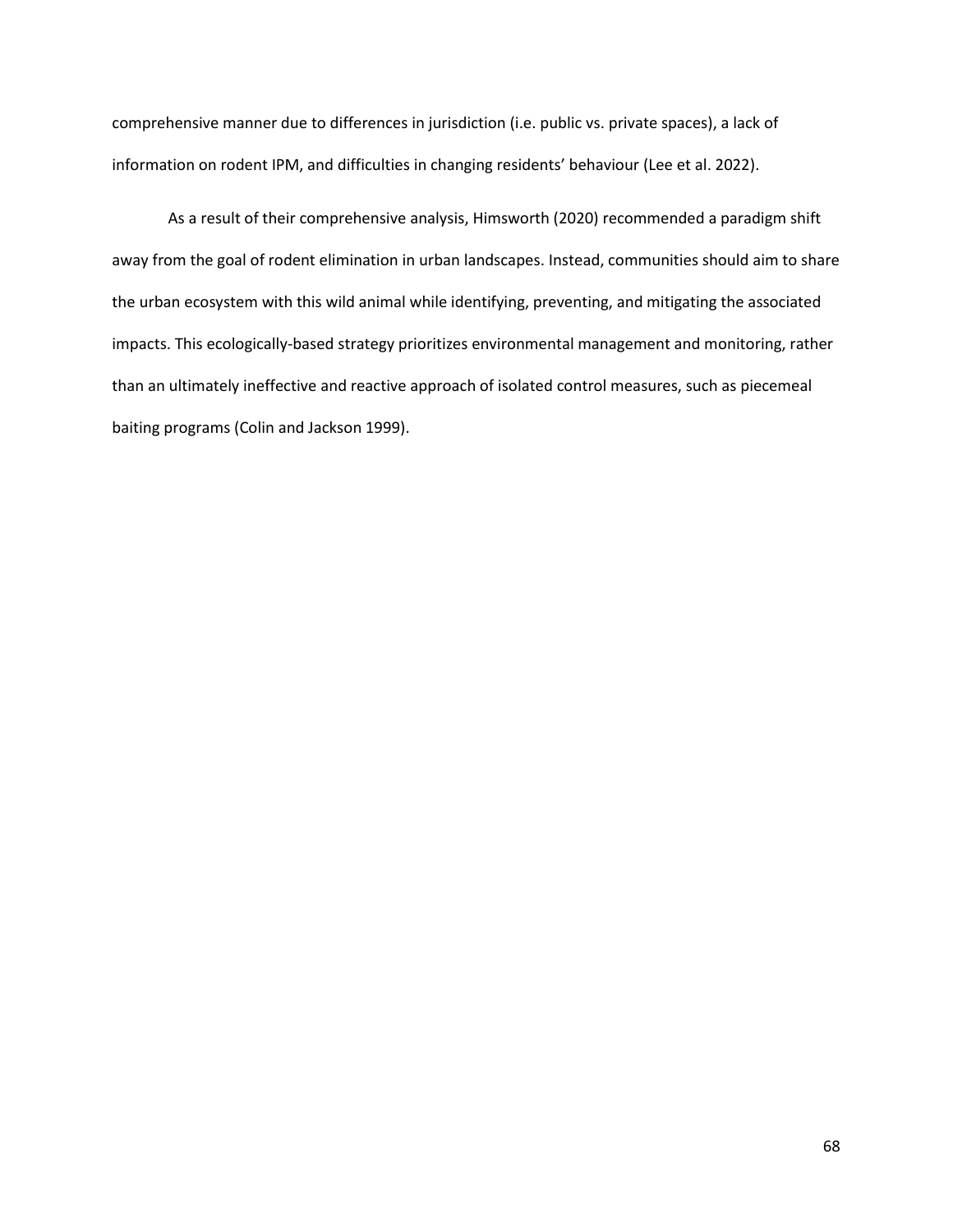comprehensive manner due to differences in jurisdiction (i.e. public vs. private spaces), a lack of information on rodent IPM, and difficulties in changing residents' behaviour (Lee et al. 2022).

As a result of their comprehensive analysis, Himsworth (2020) recommended a paradigm shift away from the goal of rodent elimination in urban landscapes. Instead, communities should aim to share the urban ecosystem with this wild animal while identifying, preventing, and mitigating the associated impacts. This ecologically-based strategy prioritizes environmental management and monitoring, rather than an ultimately ineffective and reactive approach of isolated control measures, such as piecemeal baiting programs (Colin and Jackson 1999).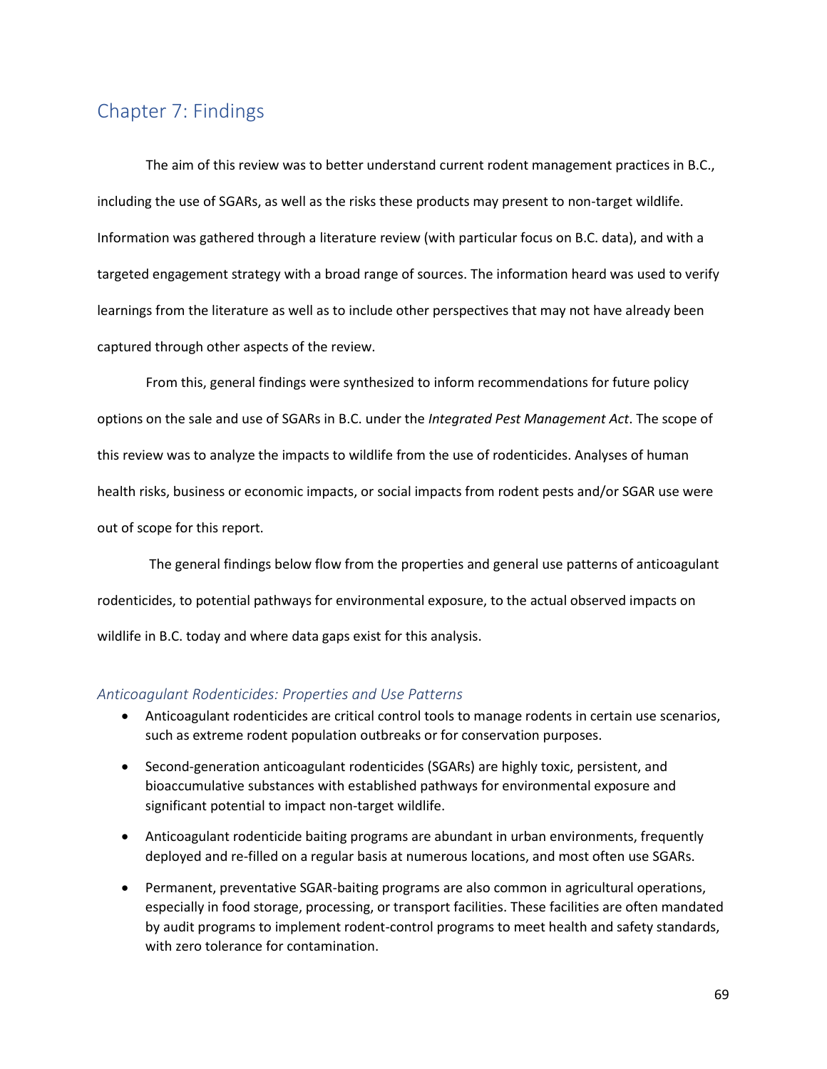# Chapter 7: Findings

The aim of this review was to better understand current rodent management practices in B.C., including the use of SGARs, as well as the risks these products may present to non-target wildlife. Information was gathered through a literature review (with particular focus on B.C. data), and with a targeted engagement strategy with a broad range of sources. The information heard was used to verify learnings from the literature as well as to include other perspectives that may not have already been captured through other aspects of the review.

From this, general findings were synthesized to inform recommendations for future policy options on the sale and use of SGARs in B.C. under the *Integrated Pest Management Act*. The scope of this review was to analyze the impacts to wildlife from the use of rodenticides. Analyses of human health risks, business or economic impacts, or social impacts from rodent pests and/or SGAR use were out of scope for this report.

The general findings below flow from the properties and general use patterns of anticoagulant rodenticides, to potential pathways for environmental exposure, to the actual observed impacts on wildlife in B.C. today and where data gaps exist for this analysis.

### *Anticoagulant Rodenticides: Properties and Use Patterns*

- Anticoagulant rodenticides are critical control tools to manage rodents in certain use scenarios, such as extreme rodent population outbreaks or for conservation purposes.
- Second-generation anticoagulant rodenticides (SGARs) are highly toxic, persistent, and bioaccumulative substances with established pathways for environmental exposure and significant potential to impact non-target wildlife.
- Anticoagulant rodenticide baiting programs are abundant in urban environments, frequently deployed and re-filled on a regular basis at numerous locations, and most often use SGARs.
- Permanent, preventative SGAR-baiting programs are also common in agricultural operations, especially in food storage, processing, or transport facilities. These facilities are often mandated by audit programs to implement rodent-control programs to meet health and safety standards, with zero tolerance for contamination.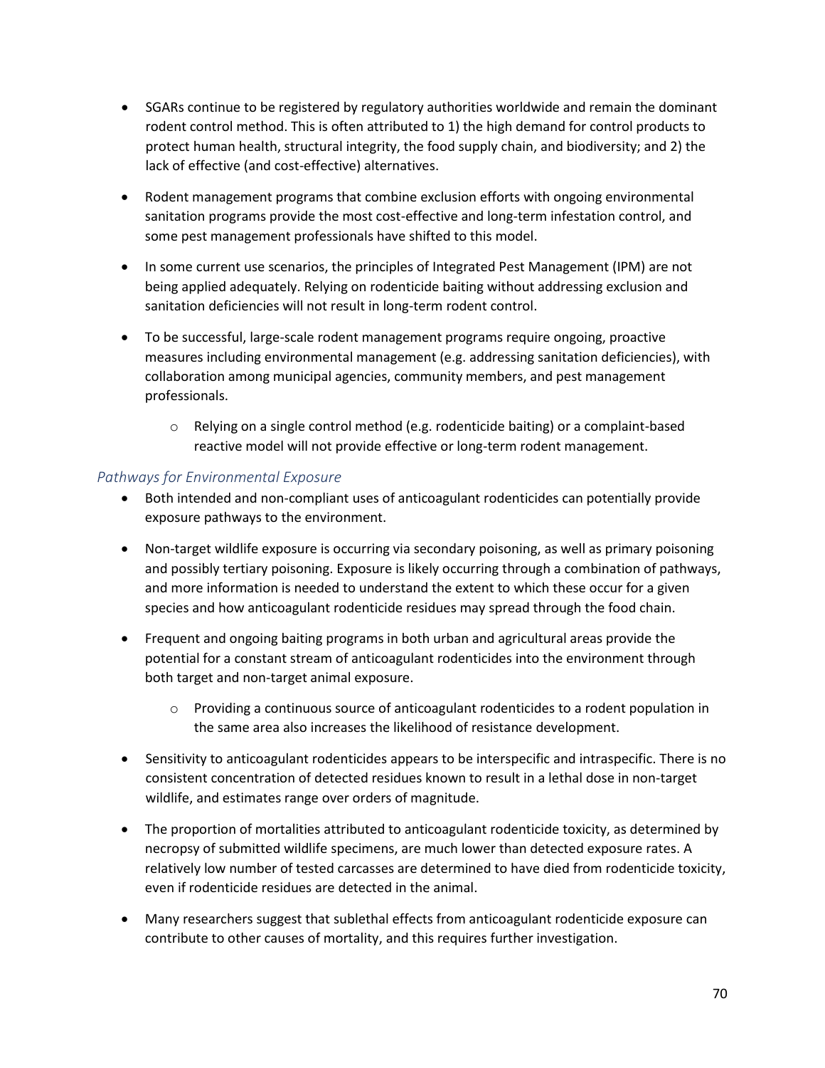- SGARs continue to be registered by regulatory authorities worldwide and remain the dominant rodent control method. This is often attributed to 1) the high demand for control products to protect human health, structural integrity, the food supply chain, and biodiversity; and 2) the lack of effective (and cost-effective) alternatives.
- Rodent management programs that combine exclusion efforts with ongoing environmental sanitation programs provide the most cost-effective and long-term infestation control, and some pest management professionals have shifted to this model.
- In some current use scenarios, the principles of Integrated Pest Management (IPM) are not being applied adequately. Relying on rodenticide baiting without addressing exclusion and sanitation deficiencies will not result in long-term rodent control.
- To be successful, large-scale rodent management programs require ongoing, proactive measures including environmental management (e.g. addressing sanitation deficiencies), with collaboration among municipal agencies, community members, and pest management professionals.
    - Relying on a single control method (e.g. rodenticide baiting) or a complaint-based reactive model will not provide effective or long-term rodent management.

### *Pathways for Environmental Exposure*

- Both intended and non-compliant uses of anticoagulant rodenticides can potentially provide exposure pathways to the environment.
- Non-target wildlife exposure is occurring via secondary poisoning, as well as primary poisoning and possibly tertiary poisoning. Exposure is likely occurring through a combination of pathways, and more information is needed to understand the extent to which these occur for a given species and how anticoagulant rodenticide residues may spread through the food chain.
- Frequent and ongoing baiting programs in both urban and agricultural areas provide the potential for a constant stream of anticoagulant rodenticides into the environment through both target and non-target animal exposure.
    - Providing a continuous source of anticoagulant rodenticides to a rodent population in the same area also increases the likelihood of resistance development.
- Sensitivity to anticoagulant rodenticides appears to be interspecific and intraspecific. There is no consistent concentration of detected residues known to result in a lethal dose in non-target wildlife, and estimates range over orders of magnitude.
- The proportion of mortalities attributed to anticoagulant rodenticide toxicity, as determined by necropsy of submitted wildlife specimens, are much lower than detected exposure rates. A relatively low number of tested carcasses are determined to have died from rodenticide toxicity, even if rodenticide residues are detected in the animal.
- Many researchers suggest that sublethal effects from anticoagulant rodenticide exposure can contribute to other causes of mortality, and this requires further investigation.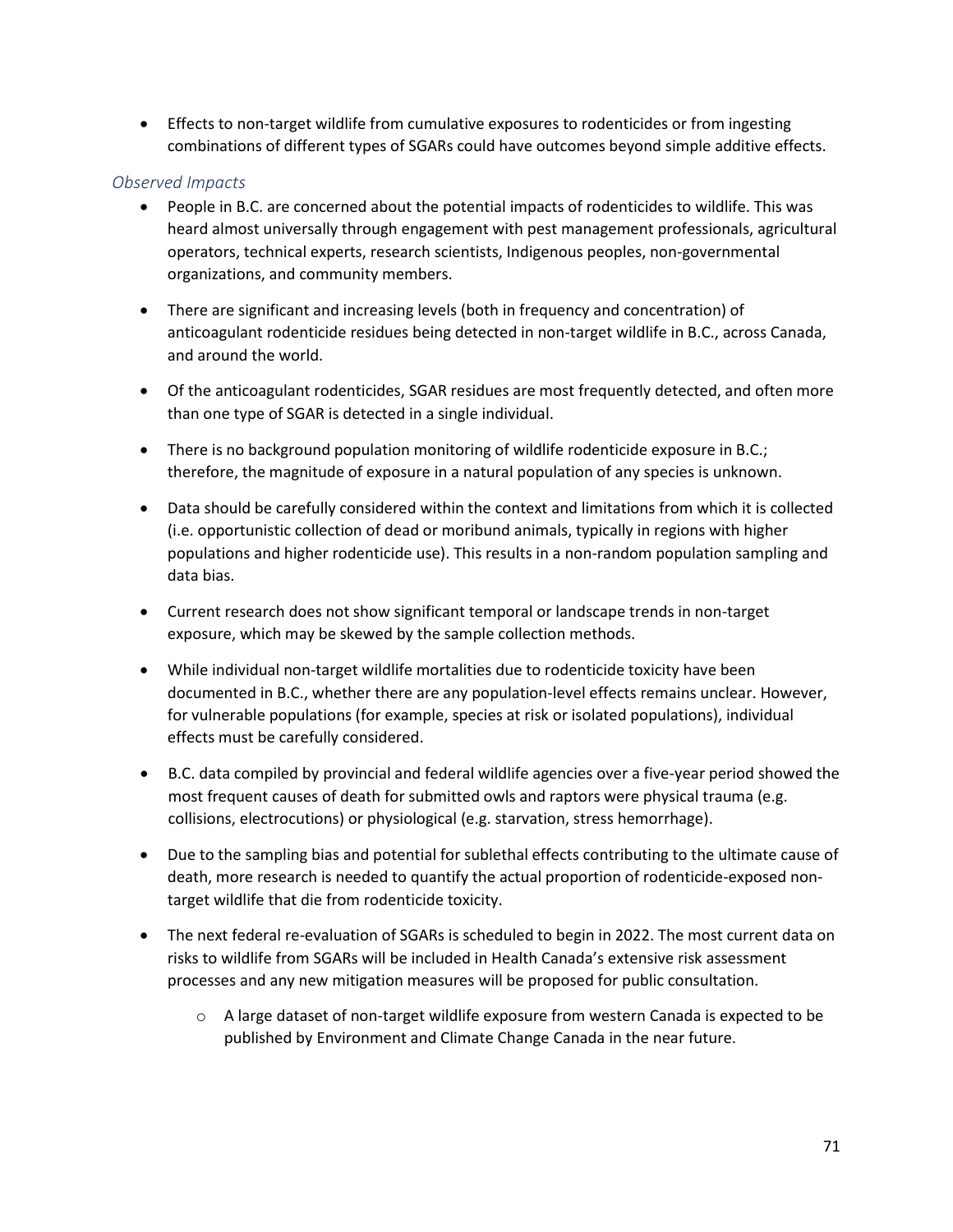- Effects to non-target wildlife from cumulative exposures to rodenticides or from ingesting combinations of different types of SGARs could have outcomes beyond simple additive effects.

### *Observed Impacts*

- People in B.C. are concerned about the potential impacts of rodenticides to wildlife. This was heard almost universally through engagement with pest management professionals, agricultural operators, technical experts, research scientists, Indigenous peoples, non-governmental organizations, and community members.
- There are significant and increasing levels (both in frequency and concentration) of anticoagulant rodenticide residues being detected in non-target wildlife in B.C., across Canada, and around the world.
- Of the anticoagulant rodenticides, SGAR residues are most frequently detected, and often more than one type of SGAR is detected in a single individual.
- There is no background population monitoring of wildlife rodenticide exposure in B.C.; therefore, the magnitude of exposure in a natural population of any species is unknown.
- Data should be carefully considered within the context and limitations from which it is collected (i.e. opportunistic collection of dead or moribund animals, typically in regions with higher populations and higher rodenticide use). This results in a non-random population sampling and data bias.
- Current research does not show significant temporal or landscape trends in non-target exposure, which may be skewed by the sample collection methods.
- While individual non-target wildlife mortalities due to rodenticide toxicity have been documented in B.C., whether there are any population-level effects remains unclear. However, for vulnerable populations (for example, species at risk or isolated populations), individual effects must be carefully considered.
- B.C. data compiled by provincial and federal wildlife agencies over a five-year period showed the most frequent causes of death for submitted owls and raptors were physical trauma (e.g. collisions, electrocutions) or physiological (e.g. starvation, stress hemorrhage).
- Due to the sampling bias and potential for sublethal effects contributing to the ultimate cause of death, more research is needed to quantify the actual proportion of rodenticide-exposed non-target wildlife that die from rodenticide toxicity.
- The next federal re-evaluation of SGARs is scheduled to begin in 2022. The most current data on risks to wildlife from SGARs will be included in Health Canada's extensive risk assessment processes and any new mitigation measures will be proposed for public consultation.
  - A large dataset of non-target wildlife exposure from western Canada is expected to be published by Environment and Climate Change Canada in the near future.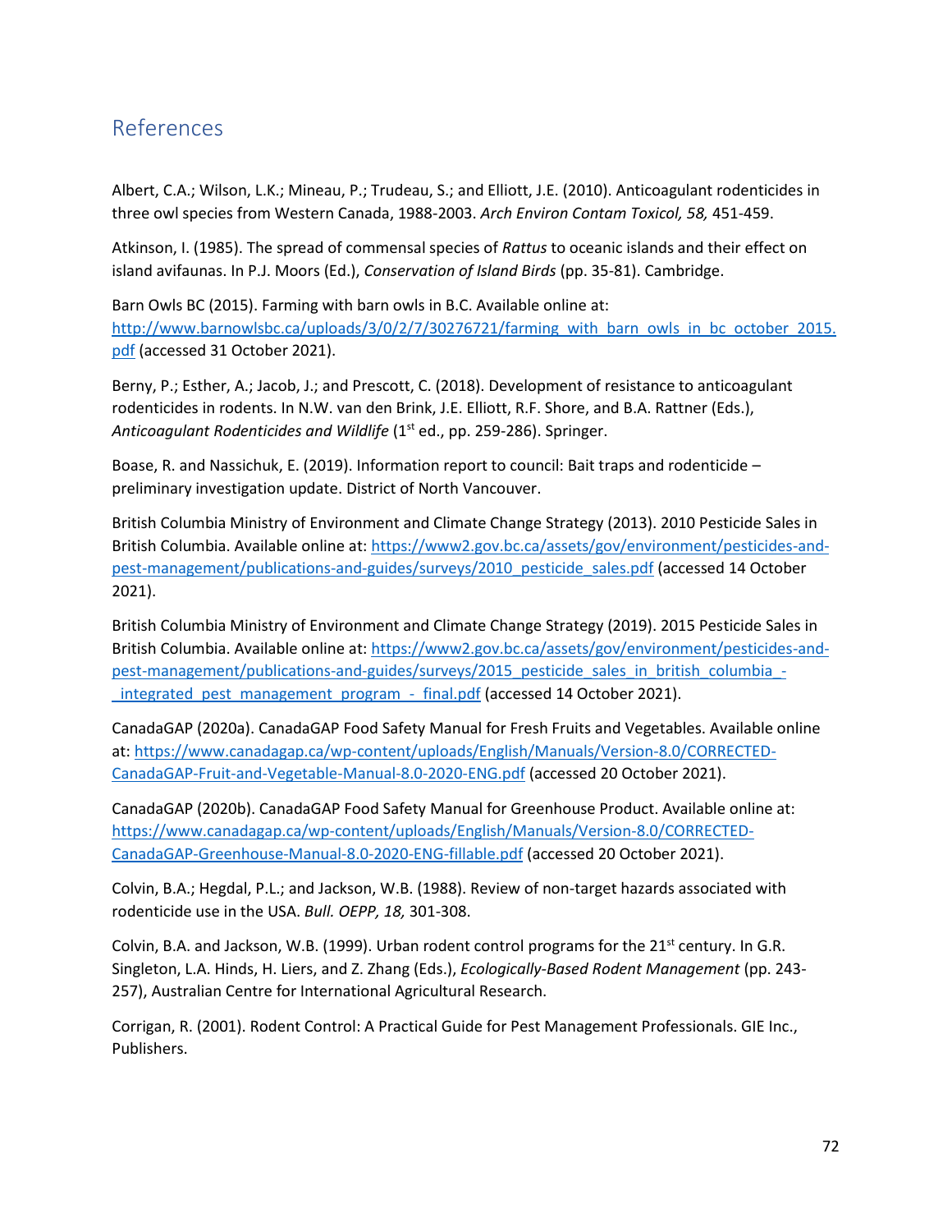## References

Albert, C.A.; Wilson, L.K.; Mineau, P.; Trudeau, S.; and Elliott, J.E. (2010). Anticoagulant rodenticides in three owl species from Western Canada, 1988-2003. *Arch Environ Contam Toxicol, 58,* 451-459.

Atkinson, I. (1985). The spread of commensal species of *Rattus* to oceanic islands and their effect on island avifaunas. In P.J. Moors (Ed.), *Conservation of Island Birds* (pp. 35-81). Cambridge.

Barn Owls BC (2015). Farming with barn owls in B.C. Available online at: http://www.barnowlsbc.ca/uploads/3/0/2/7/30276721/farming_with_barn_owls_in_bc_october_2015.pdf (accessed 31 October 2021).

Berny, P.; Esther, A.; Jacob, J.; and Prescott, C. (2018). Development of resistance to anticoagulant rodenticides in rodents. In N.W. van den Brink, J.E. Elliott, R.F. Shore, and B.A. Rattner (Eds.), *Anticoagulant Rodenticides and Wildlife* (1st ed., pp. 259-286). Springer.

Boase, R. and Nassichuk, E. (2019). Information report to council: Bait traps and rodenticide – preliminary investigation update. District of North Vancouver.

British Columbia Ministry of Environment and Climate Change Strategy (2013). 2010 Pesticide Sales in British Columbia. Available online at: https://www2.gov.bc.ca/assets/gov/environment/pesticides-and-pest-management/publications-and-guides/surveys/2010_pesticide_sales.pdf (accessed 14 October 2021).

British Columbia Ministry of Environment and Climate Change Strategy (2019). 2015 Pesticide Sales in British Columbia. Available online at: https://www2.gov.bc.ca/assets/gov/environment/pesticides-and-pest-management/publications-and-guides/surveys/2015_pesticide_sales_in_british_columbia_-_integrated_pest_management_program_-_final.pdf (accessed 14 October 2021).

CanadaGAP (2020a). CanadaGAP Food Safety Manual for Fresh Fruits and Vegetables. Available online at: https://www.canadagap.ca/wp-content/uploads/English/Manuals/Version-8.0/CORRECTED-CanadaGAP-Fruit-and-Vegetable-Manual-8.0-2020-ENG.pdf (accessed 20 October 2021).

CanadaGAP (2020b). CanadaGAP Food Safety Manual for Greenhouse Product. Available online at: https://www.canadagap.ca/wp-content/uploads/English/Manuals/Version-8.0/CORRECTED-CanadaGAP-Greenhouse-Manual-8.0-2020-ENG-fillable.pdf (accessed 20 October 2021).

Colvin, B.A.; Hegdal, P.L.; and Jackson, W.B. (1988). Review of non-target hazards associated with rodenticide use in the USA. *Bull. OEPP, 18,* 301-308.

Colvin, B.A. and Jackson, W.B. (1999). Urban rodent control programs for the 21st century. In G.R. Singleton, L.A. Hinds, H. Liers, and Z. Zhang (Eds.), *Ecologically-Based Rodent Management* (pp. 243-257), Australian Centre for International Agricultural Research.

Corrigan, R. (2001). Rodent Control: A Practical Guide for Pest Management Professionals. GIE Inc., Publishers.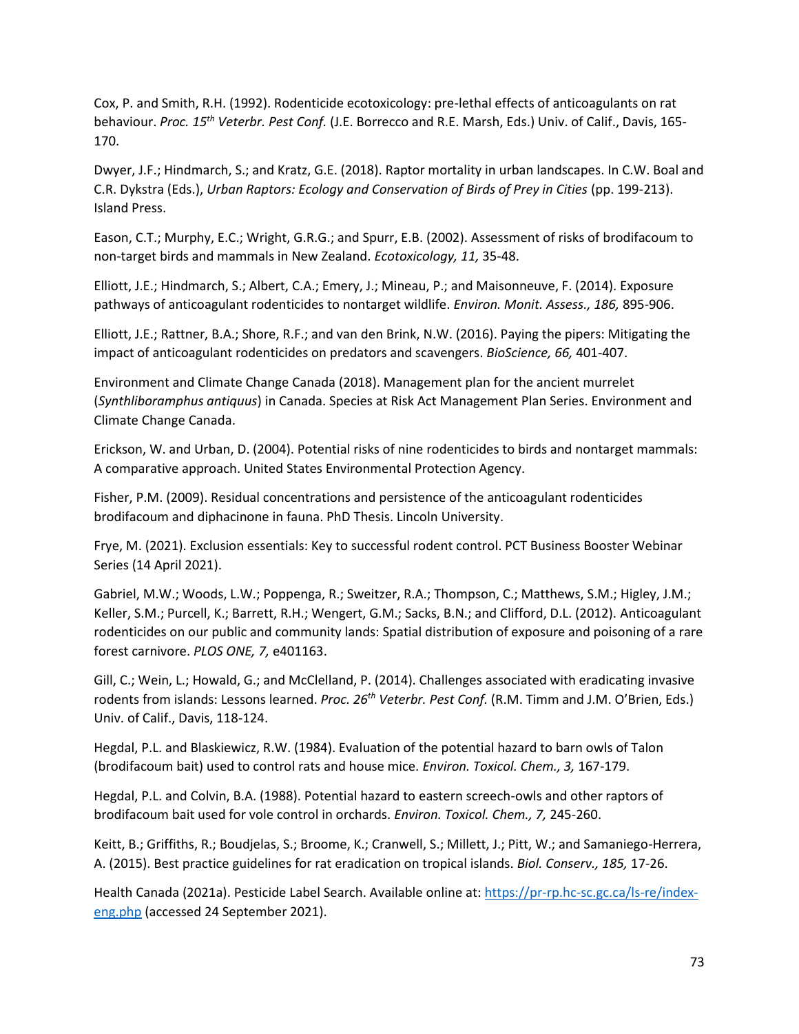Cox, P. and Smith, R.H. (1992). Rodenticide ecotoxicology: pre-lethal effects of anticoagulants on rat behaviour. *Proc. 15th Veterbr. Pest Conf.* (J.E. Borrecco and R.E. Marsh, Eds.) Univ. of Calif., Davis, 165-170.

Dwyer, J.F.; Hindmarch, S.; and Kratz, G.E. (2018). Raptor mortality in urban landscapes. In C.W. Boal and C.R. Dykstra (Eds.), *Urban Raptors: Ecology and Conservation of Birds of Prey in Cities* (pp. 199-213). Island Press.

Eason, C.T.; Murphy, E.C.; Wright, G.R.G.; and Spurr, E.B. (2002). Assessment of risks of brodifacoum to non-target birds and mammals in New Zealand. *Ecotoxicology, 11,* 35-48.

Elliott, J.E.; Hindmarch, S.; Albert, C.A.; Emery, J.; Mineau, P.; and Maisonneuve, F. (2014). Exposure pathways of anticoagulant rodenticides to nontarget wildlife. *Environ. Monit. Assess., 186,* 895-906.

Elliott, J.E.; Rattner, B.A.; Shore, R.F.; and van den Brink, N.W. (2016). Paying the pipers: Mitigating the impact of anticoagulant rodenticides on predators and scavengers. *BioScience, 66,* 401-407.

Environment and Climate Change Canada (2018). Management plan for the ancient murrelet (*Synthliboramphus antiquus*) in Canada. Species at Risk Act Management Plan Series. Environment and Climate Change Canada.

Erickson, W. and Urban, D. (2004). Potential risks of nine rodenticides to birds and nontarget mammals: A comparative approach. United States Environmental Protection Agency.

Fisher, P.M. (2009). Residual concentrations and persistence of the anticoagulant rodenticides brodifacoum and diphacinone in fauna. PhD Thesis. Lincoln University.

Frye, M. (2021). Exclusion essentials: Key to successful rodent control. PCT Business Booster Webinar Series (14 April 2021).

Gabriel, M.W.; Woods, L.W.; Poppenga, R.; Sweitzer, R.A.; Thompson, C.; Matthews, S.M.; Higley, J.M.; Keller, S.M.; Purcell, K.; Barrett, R.H.; Wengert, G.M.; Sacks, B.N.; and Clifford, D.L. (2012). Anticoagulant rodenticides on our public and community lands: Spatial distribution of exposure and poisoning of a rare forest carnivore. *PLOS ONE, 7,* e401163.

Gill, C.; Wein, L.; Howald, G.; and McClelland, P. (2014). Challenges associated with eradicating invasive rodents from islands: Lessons learned. *Proc. 26th Veterbr. Pest Conf.* (R.M. Timm and J.M. O'Brien, Eds.) Univ. of Calif., Davis, 118-124.

Hegdal, P.L. and Blaskiewicz, R.W. (1984). Evaluation of the potential hazard to barn owls of Talon (brodifacoum bait) used to control rats and house mice. *Environ. Toxicol. Chem., 3,* 167-179.

Hegdal, P.L. and Colvin, B.A. (1988). Potential hazard to eastern screech-owls and other raptors of brodifacoum bait used for vole control in orchards. *Environ. Toxicol. Chem., 7,* 245-260.

Keitt, B.; Griffiths, R.; Boudjelas, S.; Broome, K.; Cranwell, S.; Millett, J.; Pitt, W.; and Samaniego-Herrera, A. (2015). Best practice guidelines for rat eradication on tropical islands. *Biol. Conserv., 185,* 17-26.

Health Canada (2021a). Pesticide Label Search. Available online at: [https://pr-rp.hc-sc.gc.ca/ls-re/index-eng.php](https://pr-rp.hc-sc.gc.ca/ls-re/index-eng.php) (accessed 24 September 2021).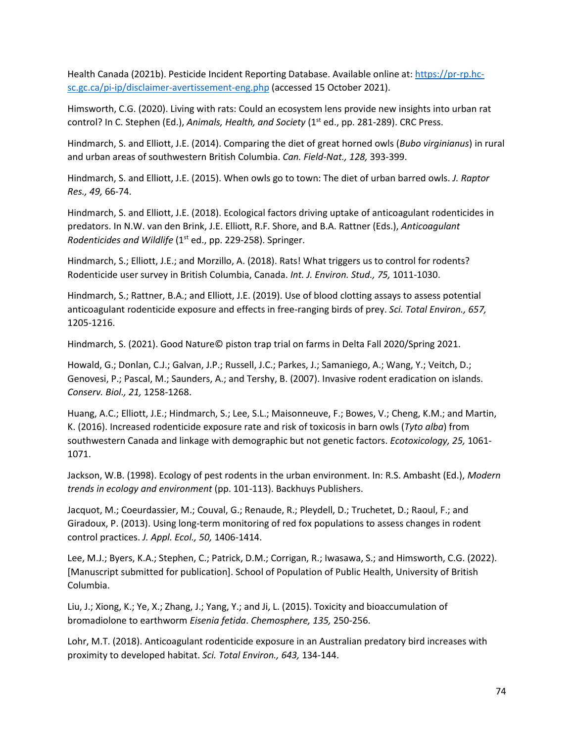Health Canada (2021b). Pesticide Incident Reporting Database. Available online at: [https://pr-rp.hc-sc.gc.ca/pi-ip/disclaimer-avertissement-eng.php](https://pr-rp.hc-sc.gc.ca/pi-ip/disclaimer-avertissement-eng.php) (accessed 15 October 2021).

Himsworth, C.G. (2020). Living with rats: Could an ecosystem lens provide new insights into urban rat control? In C. Stephen (Ed.), *Animals, Health, and Society* (1st ed., pp. 281-289). CRC Press.

Hindmarch, S. and Elliott, J.E. (2014). Comparing the diet of great horned owls (*Bubo virginianus*) in rural and urban areas of southwestern British Columbia. *Can. Field-Nat., 128,* 393-399.

Hindmarch, S. and Elliott, J.E. (2015). When owls go to town: The diet of urban barred owls. *J. Raptor Res., 49,* 66-74.

Hindmarch, S. and Elliott, J.E. (2018). Ecological factors driving uptake of anticoagulant rodenticides in predators. In N.W. van den Brink, J.E. Elliott, R.F. Shore, and B.A. Rattner (Eds.), *Anticoagulant Rodenticides and Wildlife* (1st ed., pp. 229-258). Springer.

Hindmarch, S.; Elliott, J.E.; and Morzillo, A. (2018). Rats! What triggers us to control for rodents? Rodenticide user survey in British Columbia, Canada. *Int. J. Environ. Stud., 75,* 1011-1030.

Hindmarch, S.; Rattner, B.A.; and Elliott, J.E. (2019). Use of blood clotting assays to assess potential anticoagulant rodenticide exposure and effects in free-ranging birds of prey. *Sci. Total Environ., 657,* 1205-1216.

Hindmarch, S. (2021). Good Nature© piston trap trial on farms in Delta Fall 2020/Spring 2021.

Howald, G.; Donlan, C.J.; Galvan, J.P.; Russell, J.C.; Parkes, J.; Samaniego, A.; Wang, Y.; Veitch, D.; Genovesi, P.; Pascal, M.; Saunders, A.; and Tershy, B. (2007). Invasive rodent eradication on islands. *Conserv. Biol., 21,* 1258-1268.

Huang, A.C.; Elliott, J.E.; Hindmarch, S.; Lee, S.L.; Maisonneuve, F.; Bowes, V.; Cheng, K.M.; and Martin, K. (2016). Increased rodenticide exposure rate and risk of toxicosis in barn owls (*Tyto alba*) from southwestern Canada and linkage with demographic but not genetic factors. *Ecotoxicology, 25,* 1061-1071.

Jackson, W.B. (1998). Ecology of pest rodents in the urban environment. In: R.S. Ambasht (Ed.), *Modern trends in ecology and environment* (pp. 101-113). Backhuys Publishers.

Jacquot, M.; Coeurdassier, M.; Couval, G.; Renaude, R.; Pleydell, D.; Truchetet, D.; Raoul, F.; and Giradoux, P. (2013). Using long-term monitoring of red fox populations to assess changes in rodent control practices. *J. Appl. Ecol., 50,* 1406-1414.

Lee, M.J.; Byers, K.A.; Stephen, C.; Patrick, D.M.; Corrigan, R.; Iwasawa, S.; and Himsworth, C.G. (2022). [Manuscript submitted for publication]. School of Population of Public Health, University of British Columbia.

Liu, J.; Xiong, K.; Ye, X.; Zhang, J.; Yang, Y.; and Ji, L. (2015). Toxicity and bioaccumulation of bromadiolone to earthworm *Eisenia fetida*. *Chemosphere, 135,* 250-256.

Lohr, M.T. (2018). Anticoagulant rodenticide exposure in an Australian predatory bird increases with proximity to developed habitat. *Sci. Total Environ., 643,* 134-144.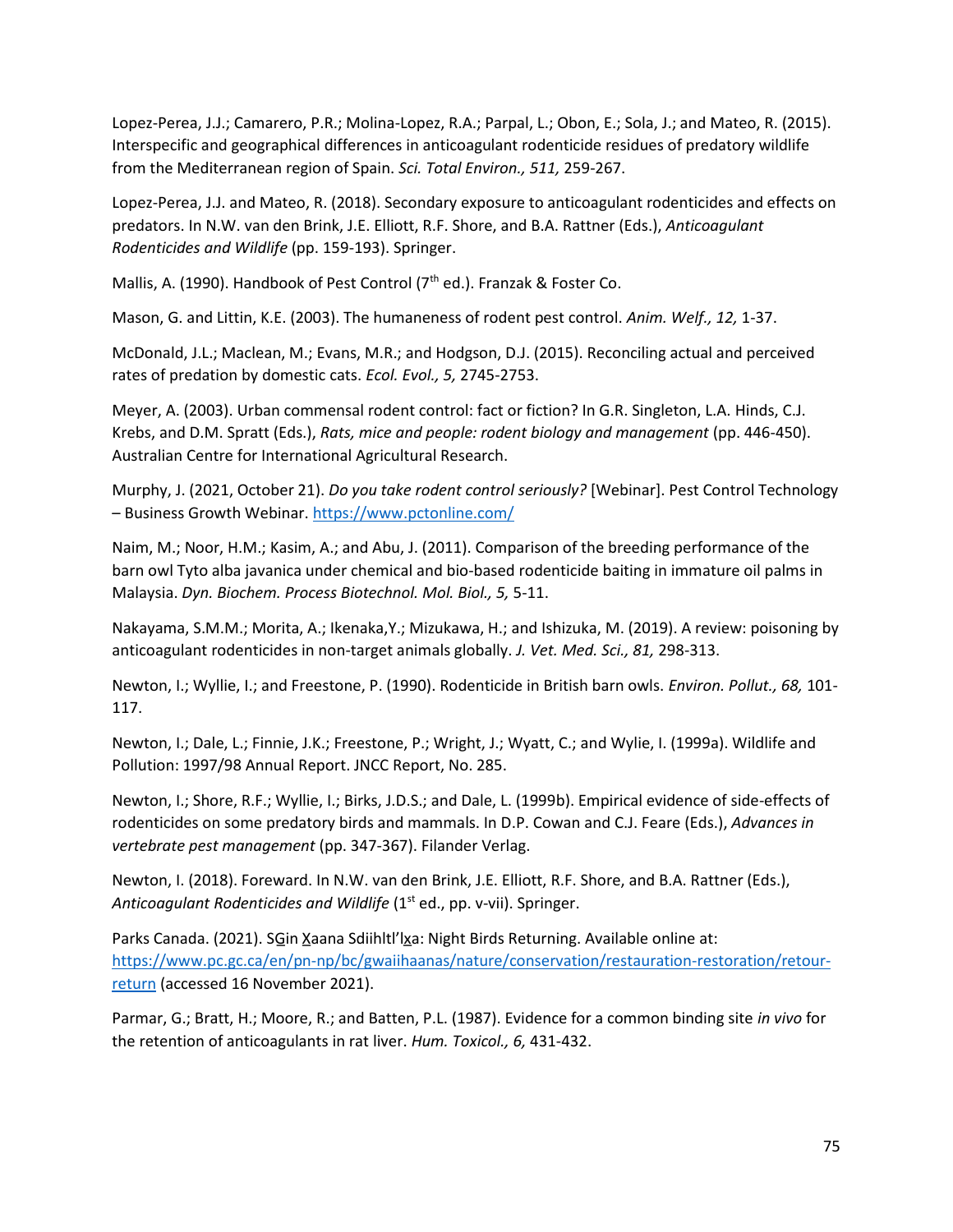Lopez-Perea, J.J.; Camarero, P.R.; Molina-Lopez, R.A.; Parpal, L.; Obon, E.; Sola, J.; and Mateo, R. (2015). Interspecific and geographical differences in anticoagulant rodenticide residues of predatory wildlife from the Mediterranean region of Spain. *Sci. Total Environ., 511,* 259-267.

Lopez-Perea, J.J. and Mateo, R. (2018). Secondary exposure to anticoagulant rodenticides and effects on predators. In N.W. van den Brink, J.E. Elliott, R.F. Shore, and B.A. Rattner (Eds.), *Anticoagulant Rodenticides and Wildlife* (pp. 159-193). Springer.

Mallis, A. (1990). Handbook of Pest Control (7th ed.). Franzak & Foster Co.

Mason, G. and Littin, K.E. (2003). The humaneness of rodent pest control. *Anim. Welf., 12,* 1-37.

McDonald, J.L.; Maclean, M.; Evans, M.R.; and Hodgson, D.J. (2015). Reconciling actual and perceived rates of predation by domestic cats. *Ecol. Evol., 5,* 2745-2753.

Meyer, A. (2003). Urban commensal rodent control: fact or fiction? In G.R. Singleton, L.A. Hinds, C.J. Krebs, and D.M. Spratt (Eds.), *Rats, mice and people: rodent biology and management* (pp. 446-450). Australian Centre for International Agricultural Research.

Murphy, J. (2021, October 21). *Do you take rodent control seriously?* [Webinar]. Pest Control Technology – Business Growth Webinar. https://www.pctonline.com/

Naim, M.; Noor, H.M.; Kasim, A.; and Abu, J. (2011). Comparison of the breeding performance of the barn owl Tyto alba javanica under chemical and bio-based rodenticide baiting in immature oil palms in Malaysia. *Dyn. Biochem. Process Biotechnol. Mol. Biol., 5,* 5-11.

Nakayama, S.M.M.; Morita, A.; Ikenaka,Y.; Mizukawa, H.; and Ishizuka, M. (2019). A review: poisoning by anticoagulant rodenticides in non-target animals globally. *J. Vet. Med. Sci., 81,* 298-313.

Newton, I.; Wyllie, I.; and Freestone, P. (1990). Rodenticide in British barn owls. *Environ. Pollut., 68,* 101-117.

Newton, I.; Dale, L.; Finnie, J.K.; Freestone, P.; Wright, J.; Wyatt, C.; and Wylie, I. (1999a). Wildlife and Pollution: 1997/98 Annual Report. JNCC Report, No. 285.

Newton, I.; Shore, R.F.; Wyllie, I.; Birks, J.D.S.; and Dale, L. (1999b). Empirical evidence of side-effects of rodenticides on some predatory birds and mammals. In D.P. Cowan and C.J. Feare (Eds.), *Advances in vertebrate pest management* (pp. 347-367). Filander Verlag.

Newton, I. (2018). Foreward. In N.W. van den Brink, J.E. Elliott, R.F. Shore, and B.A. Rattner (Eds.), *Anticoagulant Rodenticides and Wildlife* (1st ed., pp. v-vii). Springer.

Parks Canada. (2021). SG̲in X̲aana Sdiihltl'lx̲a: Night Birds Returning. Available online at: https://www.pc.gc.ca/en/pn-np/bc/gwaiihaanas/nature/conservation/restauration-restoration/retour-return (accessed 16 November 2021).

Parmar, G.; Bratt, H.; Moore, R.; and Batten, P.L. (1987). Evidence for a common binding site *in vivo* for the retention of anticoagulants in rat liver. *Hum. Toxicol., 6,* 431-432.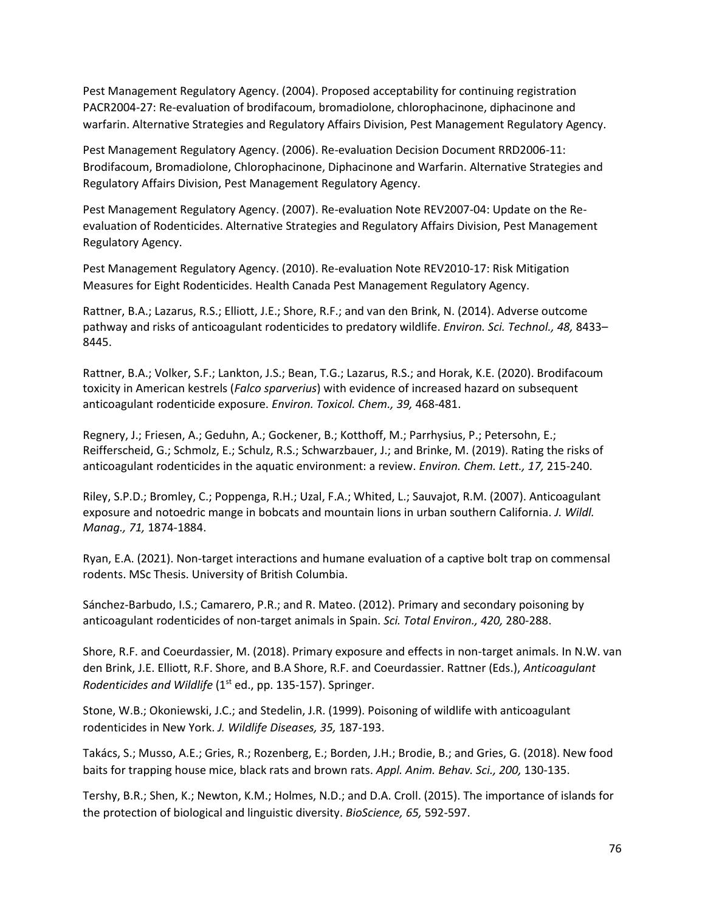Pest Management Regulatory Agency. (2004). Proposed acceptability for continuing registration PACR2004-27: Re-evaluation of brodifacoum, bromadiolone, chlorophacinone, diphacinone and warfarin. Alternative Strategies and Regulatory Affairs Division, Pest Management Regulatory Agency.

Pest Management Regulatory Agency. (2006). Re-evaluation Decision Document RRD2006-11: Brodifacoum, Bromadiolone, Chlorophacinone, Diphacinone and Warfarin. Alternative Strategies and Regulatory Affairs Division, Pest Management Regulatory Agency.

Pest Management Regulatory Agency. (2007). Re-evaluation Note REV2007-04: Update on the Re-evaluation of Rodenticides. Alternative Strategies and Regulatory Affairs Division, Pest Management Regulatory Agency.

Pest Management Regulatory Agency. (2010). Re-evaluation Note REV2010-17: Risk Mitigation Measures for Eight Rodenticides. Health Canada Pest Management Regulatory Agency.

Rattner, B.A.; Lazarus, R.S.; Elliott, J.E.; Shore, R.F.; and van den Brink, N. (2014). Adverse outcome pathway and risks of anticoagulant rodenticides to predatory wildlife. *Environ. Sci. Technol., 48,* 8433–8445.

Rattner, B.A.; Volker, S.F.; Lankton, J.S.; Bean, T.G.; Lazarus, R.S.; and Horak, K.E. (2020). Brodifacoum toxicity in American kestrels (*Falco sparverius*) with evidence of increased hazard on subsequent anticoagulant rodenticide exposure. *Environ. Toxicol. Chem., 39,* 468-481.

Regnery, J.; Friesen, A.; Geduhn, A.; Gockener, B.; Kotthoff, M.; Parrhysius, P.; Petersohn, E.; Reifferscheid, G.; Schmolz, E.; Schulz, R.S.; Schwarzbauer, J.; and Brinke, M. (2019). Rating the risks of anticoagulant rodenticides in the aquatic environment: a review. *Environ. Chem. Lett., 17,* 215-240.

Riley, S.P.D.; Bromley, C.; Poppenga, R.H.; Uzal, F.A.; Whited, L.; Sauvajot, R.M. (2007). Anticoagulant exposure and notoedric mange in bobcats and mountain lions in urban southern California. *J. Wildl. Manag., 71,* 1874-1884.

Ryan, E.A. (2021). Non-target interactions and humane evaluation of a captive bolt trap on commensal rodents. MSc Thesis. University of British Columbia.

Sánchez-Barbudo, I.S.; Camarero, P.R.; and R. Mateo. (2012). Primary and secondary poisoning by anticoagulant rodenticides of non-target animals in Spain. *Sci. Total Environ., 420,* 280-288.

Shore, R.F. and Coeurdassier, M. (2018). Primary exposure and effects in non-target animals. In N.W. van den Brink, J.E. Elliott, R.F. Shore, and B.A Shore, R.F. and Coeurdassier. Rattner (Eds.), *Anticoagulant Rodenticides and Wildlife* (1st ed., pp. 135-157). Springer.

Stone, W.B.; Okoniewski, J.C.; and Stedelin, J.R. (1999). Poisoning of wildlife with anticoagulant rodenticides in New York. *J. Wildlife Diseases, 35,* 187-193.

Takács, S.; Musso, A.E.; Gries, R.; Rozenberg, E.; Borden, J.H.; Brodie, B.; and Gries, G. (2018). New food baits for trapping house mice, black rats and brown rats. *Appl. Anim. Behav. Sci., 200,* 130-135.

Tershy, B.R.; Shen, K.; Newton, K.M.; Holmes, N.D.; and D.A. Croll. (2015). The importance of islands for the protection of biological and linguistic diversity. *BioScience, 65,* 592-597.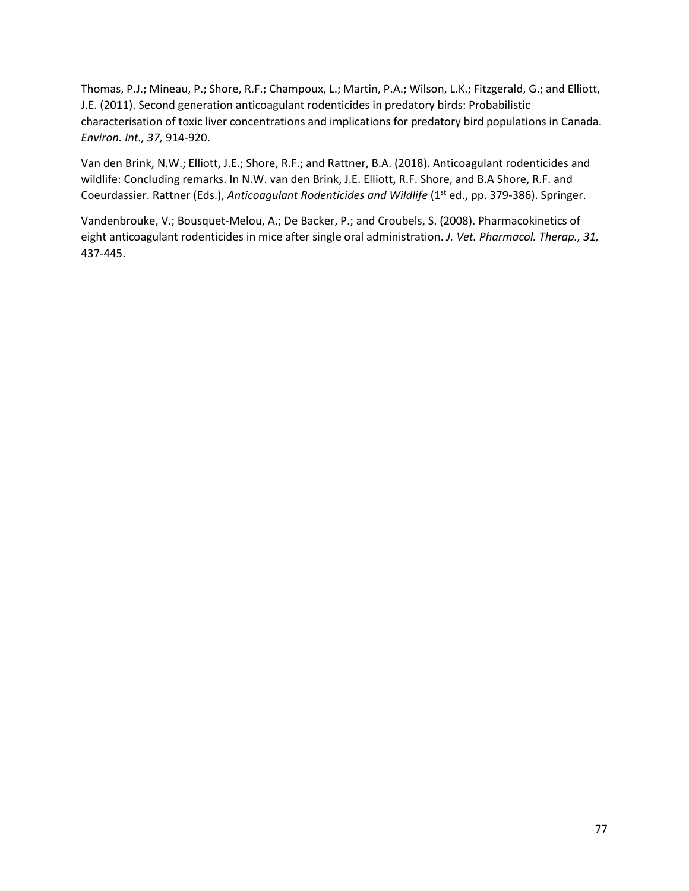Thomas, P.J.; Mineau, P.; Shore, R.F.; Champoux, L.; Martin, P.A.; Wilson, L.K.; Fitzgerald, G.; and Elliott, J.E. (2011). Second generation anticoagulant rodenticides in predatory birds: Probabilistic characterisation of toxic liver concentrations and implications for predatory bird populations in Canada. *Environ. Int., 37,* 914-920.

Van den Brink, N.W.; Elliott, J.E.; Shore, R.F.; and Rattner, B.A. (2018). Anticoagulant rodenticides and wildlife: Concluding remarks. In N.W. van den Brink, J.E. Elliott, R.F. Shore, and B.A Shore, R.F. and Coeurdassier. Rattner (Eds.), *Anticoagulant Rodenticides and Wildlife* (1st ed., pp. 379-386). Springer.

Vandenbrouke, V.; Bousquet-Melou, A.; De Backer, P.; and Croubels, S. (2008). Pharmacokinetics of eight anticoagulant rodenticides in mice after single oral administration. *J. Vet. Pharmacol. Therap., 31,* 437-445.